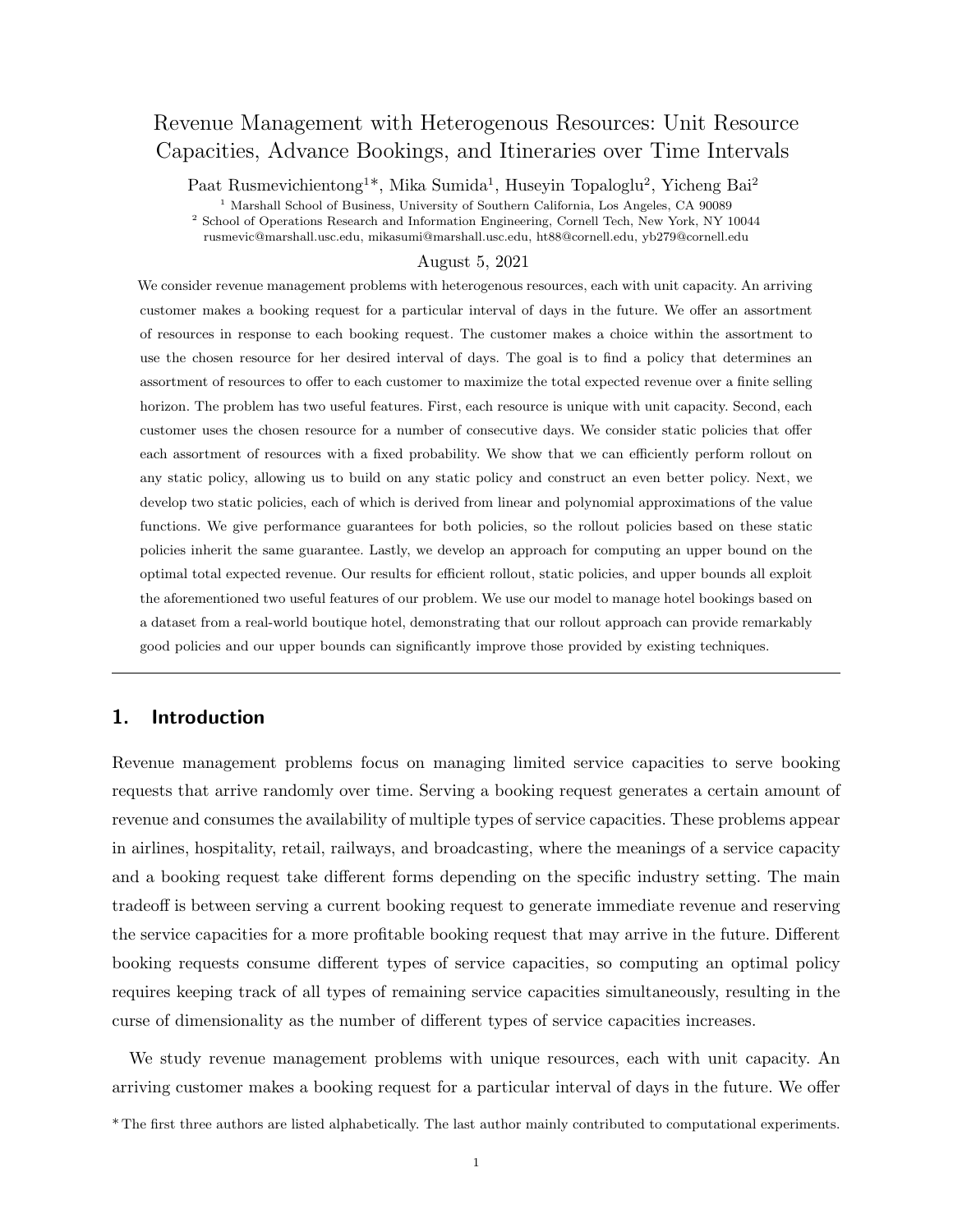# Revenue Management with Heterogenous Resources: Unit Resource Capacities, Advance Bookings, and Itineraries over Time Intervals

Paat Rusmevichientong[1]*, Mika Sumida[1], Huseyin Topaloglu[2], Yicheng Bai[2]

[1] Marshall School of Business, University of Southern California, Los Angeles, CA 90089
[2] School of Operations Research and Information Engineering, Cornell Tech, New York, NY 10044
rusmevic@marshall.usc.edu, mikasumi@marshall.usc.edu, ht88@cornell.edu, yb279@cornell.edu

August 5, 2021

We consider revenue management problems with heterogenous resources, each with unit capacity. An arriving customer makes a booking request for a particular interval of days in the future. We offer an assortment of resources in response to each booking request. The customer makes a choice within the assortment to use the chosen resource for her desired interval of days. The goal is to find a policy that determines an assortment of resources to offer to each customer to maximize the total expected revenue over a finite selling horizon. The problem has two useful features. First, each resource is unique with unit capacity. Second, each customer uses the chosen resource for a number of consecutive days. We consider static policies that offer each assortment of resources with a fixed probability. We show that we can efficiently perform rollout on any static policy, allowing us to build on any static policy and construct an even better policy. Next, we develop two static policies, each of which is derived from linear and polynomial approximations of the value functions. We give performance guarantees for both policies, so the rollout policies based on these static policies inherit the same guarantee. Lastly, we develop an approach for computing an upper bound on the optimal total expected revenue. Our results for efficient rollout, static policies, and upper bounds all exploit the aforementioned two useful features of our problem. We use our model to manage hotel bookings based on a dataset from a real-world boutique hotel, demonstrating that our rollout approach can provide remarkably good policies and our upper bounds can significantly improve those provided by existing techniques.

## 1. Introduction

Revenue management problems focus on managing limited service capacities to serve booking requests that arrive randomly over time. Serving a booking request generates a certain amount of revenue and consumes the availability of multiple types of service capacities. These problems appear in airlines, hospitality, retail, railways, and broadcasting, where the meanings of a service capacity and a booking request take different forms depending on the specific industry setting. The main tradeoff is between serving a current booking request to generate immediate revenue and reserving the service capacities for a more profitable booking request that may arrive in the future. Different booking requests consume different types of service capacities, so computing an optimal policy requires keeping track of all types of remaining service capacities simultaneously, resulting in the curse of dimensionality as the number of different types of service capacities increases.

We study revenue management problems with unique resources, each with unit capacity. An arriving customer makes a booking request for a particular interval of days in the future. We offer

*The first three authors are listed alphabetically. The last author mainly contributed to computational experiments.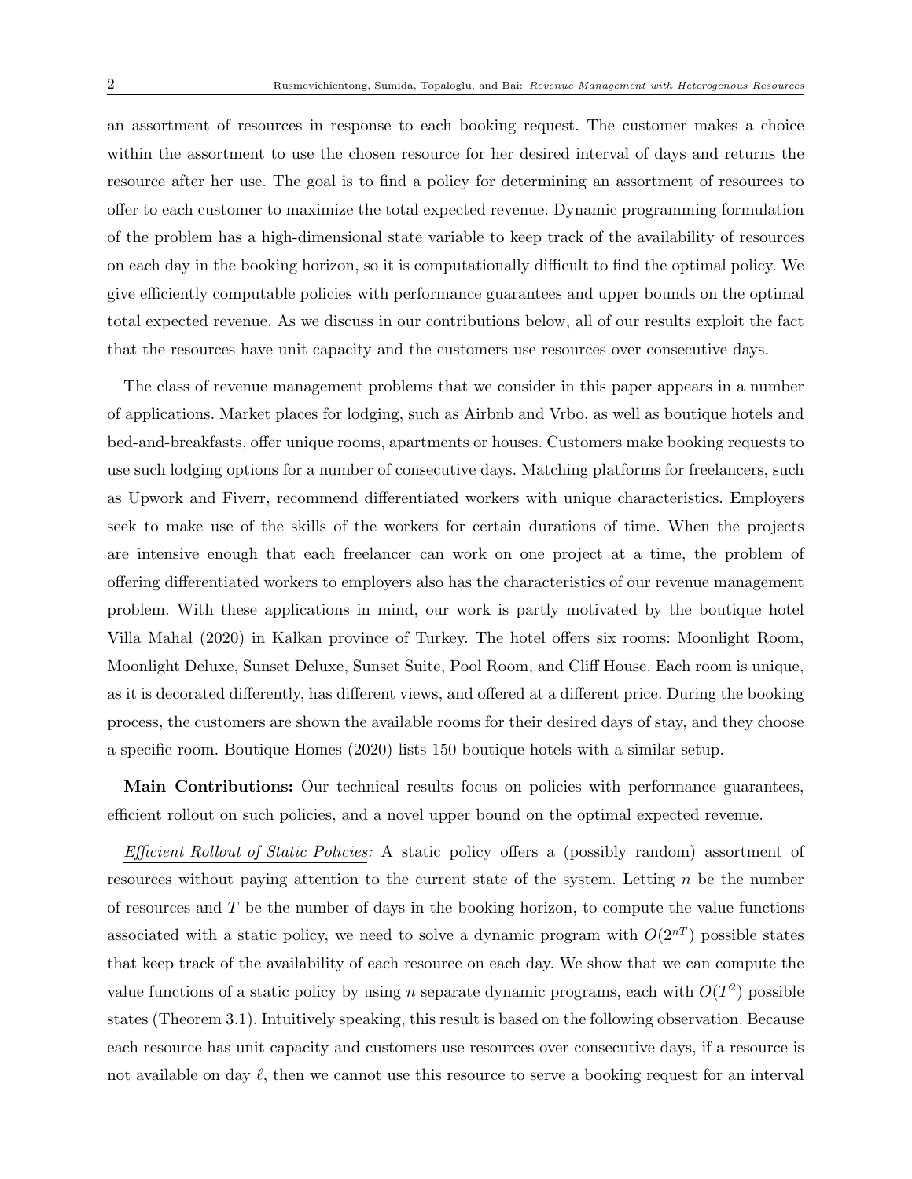an assortment of resources in response to each booking request. The customer makes a choice within the assortment to use the chosen resource for her desired interval of days and returns the resource after her use. The goal is to find a policy for determining an assortment of resources to offer to each customer to maximize the total expected revenue. Dynamic programming formulation of the problem has a high-dimensional state variable to keep track of the availability of resources on each day in the booking horizon, so it is computationally difficult to find the optimal policy. We give efficiently computable policies with performance guarantees and upper bounds on the optimal total expected revenue. As we discuss in our contributions below, all of our results exploit the fact that the resources have unit capacity and the customers use resources over consecutive days.

The class of revenue management problems that we consider in this paper appears in a number of applications. Market places for lodging, such as Airbnb and Vrbo, as well as boutique hotels and bed-and-breakfasts, offer unique rooms, apartments or houses. Customers make booking requests to use such lodging options for a number of consecutive days. Matching platforms for freelancers, such as Upwork and Fiverr, recommend differentiated workers with unique characteristics. Employers seek to make use of the skills of the workers for certain durations of time. When the projects are intensive enough that each freelancer can work on one project at a time, the problem of offering differentiated workers to employers also has the characteristics of our revenue management problem. With these applications in mind, our work is partly motivated by the boutique hotel Villa Mahal (2020) in Kalkan province of Turkey. The hotel offers six rooms: Moonlight Room, Moonlight Deluxe, Sunset Deluxe, Sunset Suite, Pool Room, and Cliff House. Each room is unique, as it is decorated differently, has different views, and offered at a different price. During the booking process, the customers are shown the available rooms for their desired days of stay, and they choose a specific room. Boutique Homes (2020) lists 150 boutique hotels with a similar setup.

**Main Contributions:** Our technical results focus on policies with performance guarantees, efficient rollout on such policies, and a novel upper bound on the optimal expected revenue.

*Efficient Rollout of Static Policies:* A static policy offers a (possibly random) assortment of resources without paying attention to the current state of the system. Letting $n$ be the number of resources and $T$ be the number of days in the booking horizon, to compute the value functions associated with a static policy, we need to solve a dynamic program with $O(2^{nT})$ possible states that keep track of the availability of each resource on each day. We show that we can compute the value functions of a static policy by using $n$ separate dynamic programs, each with $O(T^2)$ possible states (Theorem 3.1). Intuitively speaking, this result is based on the following observation. Because each resource has unit capacity and customers use resources over consecutive days, if a resource is not available on day $\ell$, then we cannot use this resource to serve a booking request for an interval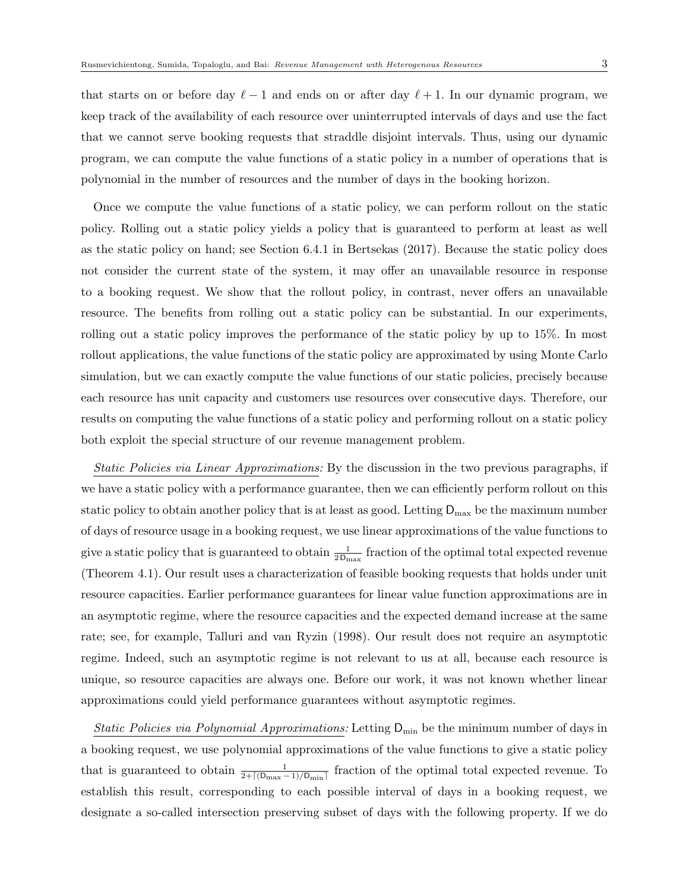that starts on or before day $\ell - 1$ and ends on or after day $\ell + 1$. In our dynamic program, we keep track of the availability of each resource over uninterrupted intervals of days and use the fact that we cannot serve booking requests that straddle disjoint intervals. Thus, using our dynamic program, we can compute the value functions of a static policy in a number of operations that is polynomial in the number of resources and the number of days in the booking horizon.

Once we compute the value functions of a static policy, we can perform rollout on the static policy. Rolling out a static policy yields a policy that is guaranteed to perform at least as well as the static policy on hand; see Section 6.4.1 in Bertsekas (2017). Because the static policy does not consider the current state of the system, it may offer an unavailable resource in response to a booking request. We show that the rollout policy, in contrast, never offers an unavailable resource. The benefits from rolling out a static policy can be substantial. In our experiments, rolling out a static policy improves the performance of the static policy by up to 15%. In most rollout applications, the value functions of the static policy are approximated by using Monte Carlo simulation, but we can exactly compute the value functions of our static policies, precisely because each resource has unit capacity and customers use resources over consecutive days. Therefore, our results on computing the value functions of a static policy and performing rollout on a static policy both exploit the special structure of our revenue management problem.

*Static Policies via Linear Approximations:* By the discussion in the two previous paragraphs, if we have a static policy with a performance guarantee, then we can efficiently perform rollout on this static policy to obtain another policy that is at least as good. Letting $\mathsf{D}_{\max}$ be the maximum number of days of resource usage in a booking request, we use linear approximations of the value functions to give a static policy that is guaranteed to obtain $\frac{1}{2\,\mathsf{D}_{\max}}$ fraction of the optimal total expected revenue (Theorem 4.1). Our result uses a characterization of feasible booking requests that holds under unit resource capacities. Earlier performance guarantees for linear value function approximations are in an asymptotic regime, where the resource capacities and the expected demand increase at the same rate; see, for example, Talluri and van Ryzin (1998). Our result does not require an asymptotic regime. Indeed, such an asymptotic regime is not relevant to us at all, because each resource is unique, so resource capacities are always one. Before our work, it was not known whether linear approximations could yield performance guarantees without asymptotic regimes.

*Static Policies via Polynomial Approximations:* Letting $\mathsf{D}_{\min}$ be the minimum number of days in a booking request, we use polynomial approximations of the value functions to give a static policy that is guaranteed to obtain $\frac{1}{2+\lceil(\mathsf{D}_{\max}-1)/\mathsf{D}_{\min}\rceil}$ fraction of the optimal total expected revenue. To establish this result, corresponding to each possible interval of days in a booking request, we designate a so-called intersection preserving subset of days with the following property. If we do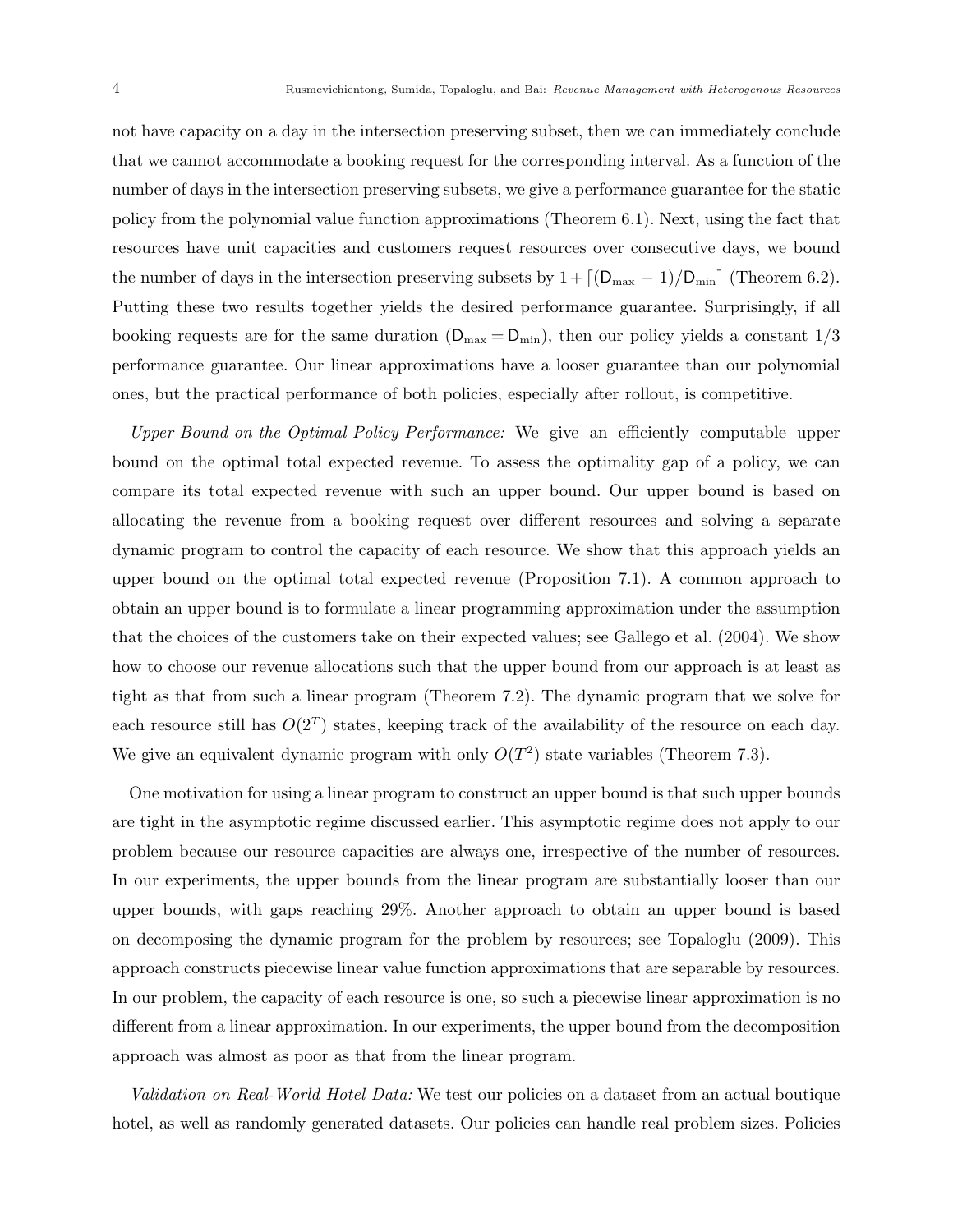not have capacity on a day in the intersection preserving subset, then we can immediately conclude that we cannot accommodate a booking request for the corresponding interval. As a function of the number of days in the intersection preserving subsets, we give a performance guarantee for the static policy from the polynomial value function approximations (Theorem 6.1). Next, using the fact that resources have unit capacities and customers request resources over consecutive days, we bound the number of days in the intersection preserving subsets by $1 + \lceil (\mathsf{D}_{\max} - 1)/\mathsf{D}_{\min} \rceil$ (Theorem 6.2). Putting these two results together yields the desired performance guarantee. Surprisingly, if all booking requests are for the same duration ($\mathsf{D}_{\max} = \mathsf{D}_{\min}$), then our policy yields a constant $1/3$ performance guarantee. Our linear approximations have a looser guarantee than our polynomial ones, but the practical performance of both policies, especially after rollout, is competitive.

*Upper Bound on the Optimal Policy Performance:* We give an efficiently computable upper bound on the optimal total expected revenue. To assess the optimality gap of a policy, we can compare its total expected revenue with such an upper bound. Our upper bound is based on allocating the revenue from a booking request over different resources and solving a separate dynamic program to control the capacity of each resource. We show that this approach yields an upper bound on the optimal total expected revenue (Proposition 7.1). A common approach to obtain an upper bound is to formulate a linear programming approximation under the assumption that the choices of the customers take on their expected values; see Gallego et al. (2004). We show how to choose our revenue allocations such that the upper bound from our approach is at least as tight as that from such a linear program (Theorem 7.2). The dynamic program that we solve for each resource still has $O(2^T)$ states, keeping track of the availability of the resource on each day. We give an equivalent dynamic program with only $O(T^2)$ state variables (Theorem 7.3).

One motivation for using a linear program to construct an upper bound is that such upper bounds are tight in the asymptotic regime discussed earlier. This asymptotic regime does not apply to our problem because our resource capacities are always one, irrespective of the number of resources. In our experiments, the upper bounds from the linear program are substantially looser than our upper bounds, with gaps reaching 29%. Another approach to obtain an upper bound is based on decomposing the dynamic program for the problem by resources; see Topaloglu (2009). This approach constructs piecewise linear value function approximations that are separable by resources. In our problem, the capacity of each resource is one, so such a piecewise linear approximation is no different from a linear approximation. In our experiments, the upper bound from the decomposition approach was almost as poor as that from the linear program.

*Validation on Real-World Hotel Data:* We test our policies on a dataset from an actual boutique hotel, as well as randomly generated datasets. Our policies can handle real problem sizes. Policies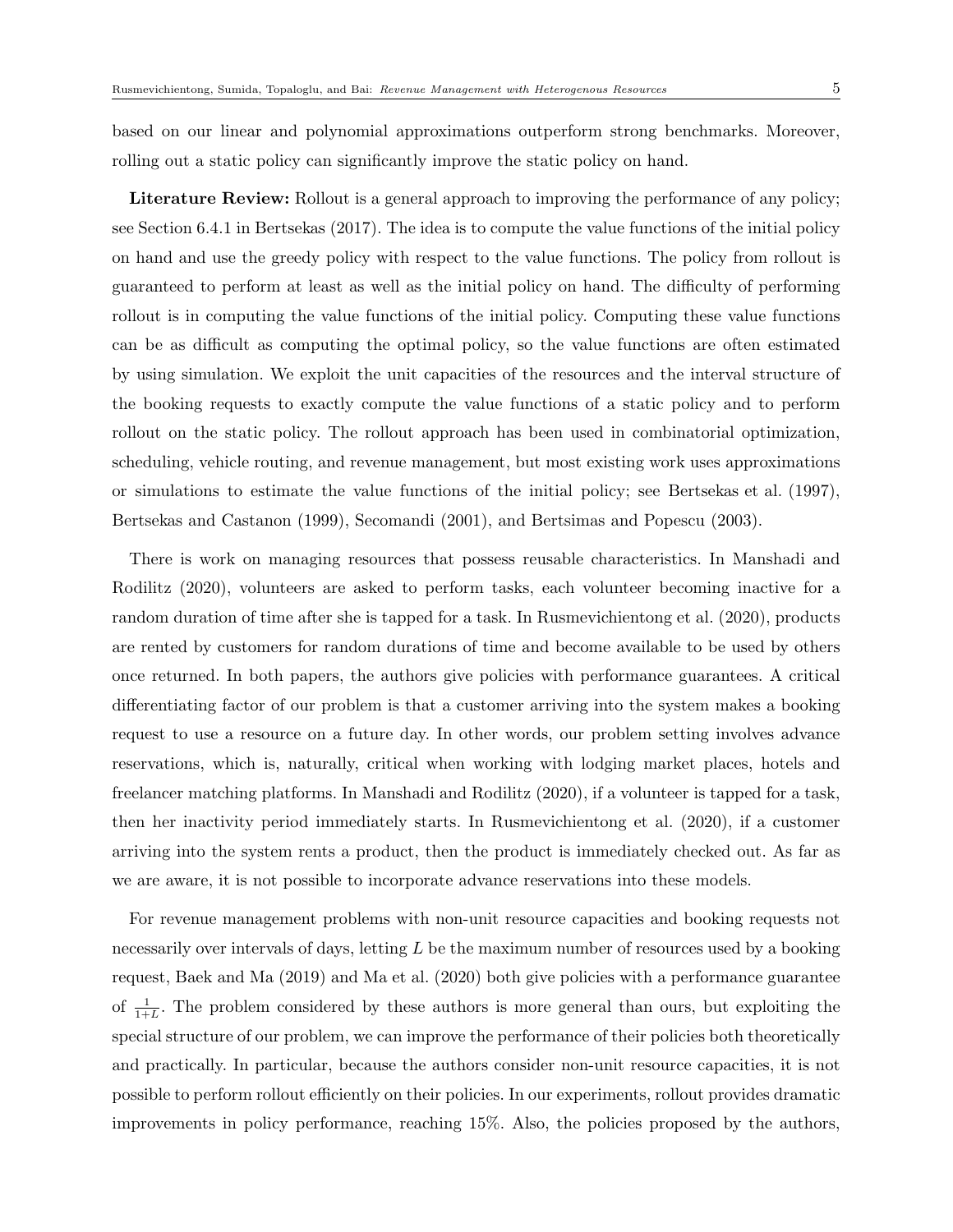based on our linear and polynomial approximations outperform strong benchmarks. Moreover, rolling out a static policy can significantly improve the static policy on hand.

**Literature Review:** Rollout is a general approach to improving the performance of any policy; see Section 6.4.1 in Bertsekas (2017). The idea is to compute the value functions of the initial policy on hand and use the greedy policy with respect to the value functions. The policy from rollout is guaranteed to perform at least as well as the initial policy on hand. The difficulty of performing rollout is in computing the value functions of the initial policy. Computing these value functions can be as difficult as computing the optimal policy, so the value functions are often estimated by using simulation. We exploit the unit capacities of the resources and the interval structure of the booking requests to exactly compute the value functions of a static policy and to perform rollout on the static policy. The rollout approach has been used in combinatorial optimization, scheduling, vehicle routing, and revenue management, but most existing work uses approximations or simulations to estimate the value functions of the initial policy; see Bertsekas et al. (1997), Bertsekas and Castanon (1999), Secomandi (2001), and Bertsimas and Popescu (2003).

There is work on managing resources that possess reusable characteristics. In Manshadi and Rodilitz (2020), volunteers are asked to perform tasks, each volunteer becoming inactive for a random duration of time after she is tapped for a task. In Rusmevichientong et al. (2020), products are rented by customers for random durations of time and become available to be used by others once returned. In both papers, the authors give policies with performance guarantees. A critical differentiating factor of our problem is that a customer arriving into the system makes a booking request to use a resource on a future day. In other words, our problem setting involves advance reservations, which is, naturally, critical when working with lodging market places, hotels and freelancer matching platforms. In Manshadi and Rodilitz (2020), if a volunteer is tapped for a task, then her inactivity period immediately starts. In Rusmevichientong et al. (2020), if a customer arriving into the system rents a product, then the product is immediately checked out. As far as we are aware, it is not possible to incorporate advance reservations into these models.

For revenue management problems with non-unit resource capacities and booking requests not necessarily over intervals of days, letting $L$ be the maximum number of resources used by a booking request, Baek and Ma (2019) and Ma et al. (2020) both give policies with a performance guarantee of $\frac{1}{1+L}$. The problem considered by these authors is more general than ours, but exploiting the special structure of our problem, we can improve the performance of their policies both theoretically and practically. In particular, because the authors consider non-unit resource capacities, it is not possible to perform rollout efficiently on their policies. In our experiments, rollout provides dramatic improvements in policy performance, reaching 15%. Also, the policies proposed by the authors,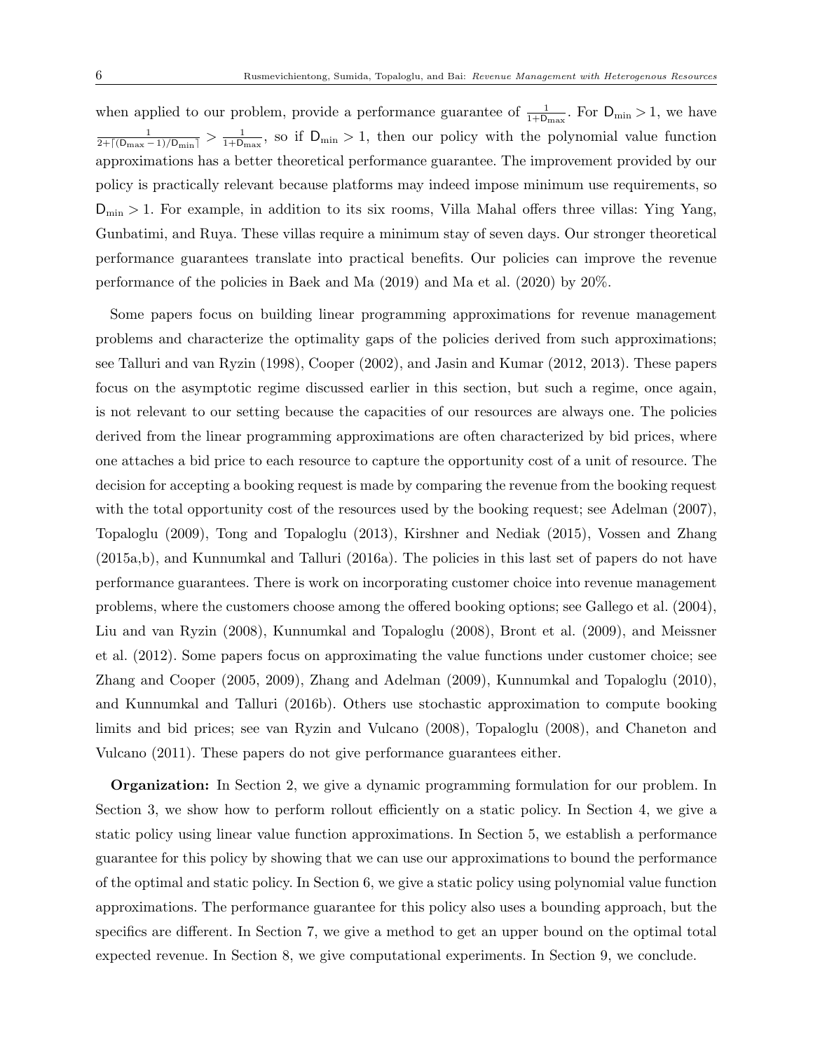when applied to our problem, provide a performance guarantee of $\frac{1}{1+\mathsf{D}_{\max}}$. For $\mathsf{D}_{\min} > 1$, we have $\frac{1}{2+\lceil(\mathsf{D}_{\max}-1)/\mathsf{D}_{\min}\rceil} > \frac{1}{1+\mathsf{D}_{\max}}$, so if $\mathsf{D}_{\min} > 1$, then our policy with the polynomial value function approximations has a better theoretical performance guarantee. The improvement provided by our policy is practically relevant because platforms may indeed impose minimum use requirements, so $\mathsf{D}_{\min} > 1$. For example, in addition to its six rooms, Villa Mahal offers three villas: Ying Yang, Gunbatimi, and Ruya. These villas require a minimum stay of seven days. Our stronger theoretical performance guarantees translate into practical benefits. Our policies can improve the revenue performance of the policies in Baek and Ma (2019) and Ma et al. (2020) by 20%.

Some papers focus on building linear programming approximations for revenue management problems and characterize the optimality gaps of the policies derived from such approximations; see Talluri and van Ryzin (1998), Cooper (2002), and Jasin and Kumar (2012, 2013). These papers focus on the asymptotic regime discussed earlier in this section, but such a regime, once again, is not relevant to our setting because the capacities of our resources are always one. The policies derived from the linear programming approximations are often characterized by bid prices, where one attaches a bid price to each resource to capture the opportunity cost of a unit of resource. The decision for accepting a booking request is made by comparing the revenue from the booking request with the total opportunity cost of the resources used by the booking request; see Adelman (2007), Topaloglu (2009), Tong and Topaloglu (2013), Kirshner and Nediak (2015), Vossen and Zhang (2015a,b), and Kunnumkal and Talluri (2016a). The policies in this last set of papers do not have performance guarantees. There is work on incorporating customer choice into revenue management problems, where the customers choose among the offered booking options; see Gallego et al. (2004), Liu and van Ryzin (2008), Kunnumkal and Topaloglu (2008), Bront et al. (2009), and Meissner et al. (2012). Some papers focus on approximating the value functions under customer choice; see Zhang and Cooper (2005, 2009), Zhang and Adelman (2009), Kunnumkal and Topaloglu (2010), and Kunnumkal and Talluri (2016b). Others use stochastic approximation to compute booking limits and bid prices; see van Ryzin and Vulcano (2008), Topaloglu (2008), and Chaneton and Vulcano (2011). These papers do not give performance guarantees either.

**Organization:** In Section 2, we give a dynamic programming formulation for our problem. In Section 3, we show how to perform rollout efficiently on a static policy. In Section 4, we give a static policy using linear value function approximations. In Section 5, we establish a performance guarantee for this policy by showing that we can use our approximations to bound the performance of the optimal and static policy. In Section 6, we give a static policy using polynomial value function approximations. The performance guarantee for this policy also uses a bounding approach, but the specifics are different. In Section 7, we give a method to get an upper bound on the optimal total expected revenue. In Section 8, we give computational experiments. In Section 9, we conclude.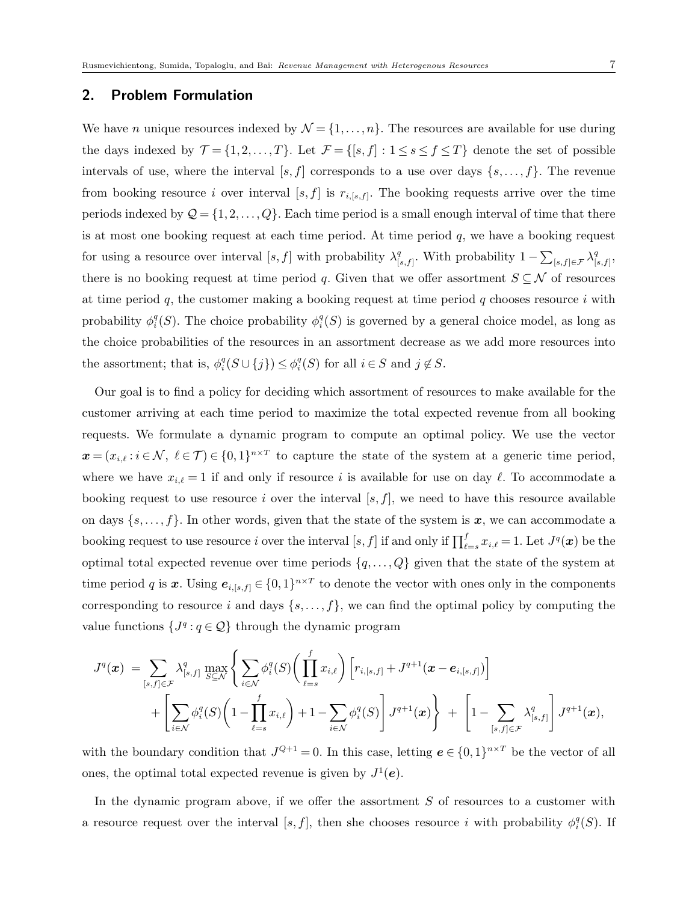## 2. Problem Formulation

We have $n$ unique resources indexed by $\mathcal{N} = \{1, \ldots, n\}$. The resources are available for use during the days indexed by $\mathcal{T} = \{1, 2, \ldots, T\}$. Let $\mathcal{F} = \{[s, f] : 1 \le s \le f \le T\}$ denote the set of possible intervals of use, where the interval $[s, f]$ corresponds to a use over days $\{s, \ldots, f\}$. The revenue from booking resource $i$ over interval $[s, f]$ is $r_{i,[s,f]}$. The booking requests arrive over the time periods indexed by $\mathcal{Q} = \{1, 2, \ldots, Q\}$. Each time period is a small enough interval of time that there is at most one booking request at each time period. At time period $q$, we have a booking request for using a resource over interval $[s, f]$ with probability $\lambda^q_{[s,f]}$. With probability $1 - \sum_{[s,f] \in \mathcal{F}} \lambda^q_{[s,f]}$, there is no booking request at time period $q$. Given that we offer assortment $S \subseteq \mathcal{N}$ of resources at time period $q$, the customer making a booking request at time period $q$ chooses resource $i$ with probability $\phi^q_i(S)$. The choice probability $\phi^q_i(S)$ is governed by a general choice model, as long as the choice probabilities of the resources in an assortment decrease as we add more resources into the assortment; that is, $\phi^q_i(S \cup \{j\}) \le \phi^q_i(S)$ for all $i \in S$ and $j \notin S$.

Our goal is to find a policy for deciding which assortment of resources to make available for the customer arriving at each time period to maximize the total expected revenue from all booking requests. We formulate a dynamic program to compute an optimal policy. We use the vector $\boldsymbol{x} = (x_{i,\ell} : i \in \mathcal{N}, \ \ell \in \mathcal{T}) \in \{0,1\}^{n \times T}$ to capture the state of the system at a generic time period, where we have $x_{i,\ell} = 1$ if and only if resource $i$ is available for use on day $\ell$. To accommodate a booking request to use resource $i$ over the interval $[s, f]$, we need to have this resource available on days $\{s, \ldots, f\}$. In other words, given that the state of the system is $\boldsymbol{x}$, we can accommodate a booking request to use resource $i$ over the interval $[s, f]$ if and only if $\prod_{\ell=s}^{f} x_{i,\ell} = 1$. Let $J^q(\boldsymbol{x})$ be the optimal total expected revenue over time periods $\{q, \ldots, Q\}$ given that the state of the system at time period $q$ is $\boldsymbol{x}$. Using $\boldsymbol{e}_{i,[s,f]} \in \{0,1\}^{n \times T}$ to denote the vector with ones only in the components corresponding to resource $i$ and days $\{s, \ldots, f\}$, we can find the optimal policy by computing the value functions $\{J^q : q \in \mathcal{Q}\}$ through the dynamic program

$$
\begin{aligned}
J^q(\boldsymbol{x}) \;=\; \sum_{[s,f] \in \mathcal{F}} \lambda^q_{[s,f]} \max_{S \subseteq \mathcal{N}} \Bigg\{ & \sum_{i \in \mathcal{N}} \phi^q_i(S) \bigg( \prod_{\ell=s}^{f} x_{i,\ell} \bigg) \Big[ r_{i,[s,f]} + J^{q+1}(\boldsymbol{x} - \boldsymbol{e}_{i,[s,f]}) \Big] \\
&+ \Bigg[ \sum_{i \in \mathcal{N}} \phi^q_i(S) \bigg( 1 - \prod_{\ell=s}^{f} x_{i,\ell} \bigg) + 1 - \sum_{i \in \mathcal{N}} \phi^q_i(S) \Bigg] J^{q+1}(\boldsymbol{x}) \Bigg\} \;+\; \Bigg[ 1 - \sum_{[s,f] \in \mathcal{F}} \lambda^q_{[s,f]} \Bigg] J^{q+1}(\boldsymbol{x}),
\end{aligned}
$$

with the boundary condition that $J^{Q+1} = 0$. In this case, letting $\boldsymbol{e} \in \{0,1\}^{n \times T}$ be the vector of all ones, the optimal total expected revenue is given by $J^1(\boldsymbol{e})$.

In the dynamic program above, if we offer the assortment $S$ of resources to a customer with a resource request over the interval $[s, f]$, then she chooses resource $i$ with probability $\phi^q_i(S)$. If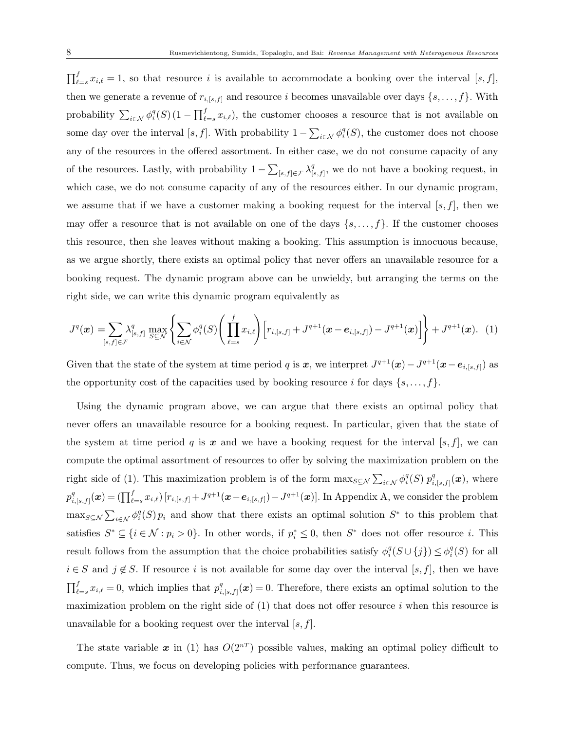$\prod_{\ell=s}^{f} x_{i,\ell} = 1$, so that resource $i$ is available to accommodate a booking over the interval $[s,f]$, then we generate a revenue of $r_{i,[s,f]}$ and resource $i$ becomes unavailable over days $\{s,\ldots,f\}$. With probability $\sum_{i\in\mathcal{N}} \phi_i^q(S)\,(1-\prod_{\ell=s}^{f} x_{i,\ell})$, the customer chooses a resource that is not available on some day over the interval $[s,f]$. With probability $1-\sum_{i\in\mathcal{N}} \phi_i^q(S)$, the customer does not choose any of the resources in the offered assortment. In either case, we do not consume capacity of any of the resources. Lastly, with probability $1-\sum_{[s,f]\in\mathcal{F}} \lambda_{[s,f]}^q$, we do not have a booking request, in which case, we do not consume capacity of any of the resources either. In our dynamic program, we assume that if we have a customer making a booking request for the interval $[s,f]$, then we may offer a resource that is not available on one of the days $\{s,\ldots,f\}$. If the customer chooses this resource, then she leaves without making a booking. This assumption is innocuous because, as we argue shortly, there exists an optimal policy that never offers an unavailable resource for a booking request. The dynamic program above can be unwieldy, but arranging the terms on the right side, we can write this dynamic program equivalently as

$$J^q(\boldsymbol{x}) = \sum_{[s,f]\in\mathcal{F}} \lambda_{[s,f]}^q \max_{S\subseteq\mathcal{N}} \left\{ \sum_{i\in\mathcal{N}} \phi_i^q(S) \left( \prod_{\ell=s}^{f} x_{i,\ell} \right) \left[ r_{i,[s,f]} + J^{q+1}(\boldsymbol{x} - \boldsymbol{e}_{i,[s,f]}) - J^{q+1}(\boldsymbol{x}) \right] \right\} + J^{q+1}(\boldsymbol{x}). \quad (1)$$

Given that the state of the system at time period $q$ is $\boldsymbol{x}$, we interpret $J^{q+1}(\boldsymbol{x}) - J^{q+1}(\boldsymbol{x}-\boldsymbol{e}_{i,[s,f]})$ as the opportunity cost of the capacities used by booking resource $i$ for days $\{s,\ldots,f\}$.

Using the dynamic program above, we can argue that there exists an optimal policy that never offers an unavailable resource for a booking request. In particular, given that the state of the system at time period $q$ is $\boldsymbol{x}$ and we have a booking request for the interval $[s,f]$, we can compute the optimal assortment of resources to offer by solving the maximization problem on the right side of (1). This maximization problem is of the form $\max_{S\subseteq\mathcal{N}} \sum_{i\in\mathcal{N}} \phi_i^q(S)\, p_{i,[s,f]}^q(\boldsymbol{x})$, where $p_{i,[s,f]}^q(\boldsymbol{x}) = (\prod_{\ell=s}^{f} x_{i,\ell})\,[r_{i,[s,f]} + J^{q+1}(\boldsymbol{x}-\boldsymbol{e}_{i,[s,f]}) - J^{q+1}(\boldsymbol{x})]$. In Appendix A, we consider the problem $\max_{S\subseteq\mathcal{N}} \sum_{i\in\mathcal{N}} \phi_i^q(S)\, p_i$ and show that there exists an optimal solution $S^*$ to this problem that satisfies $S^* \subseteq \{i\in\mathcal{N} : p_i > 0\}$. In other words, if $p_i^* \leq 0$, then $S^*$ does not offer resource $i$. This result follows from the assumption that the choice probabilities satisfy $\phi_i^q(S\cup\{j\}) \leq \phi_i^q(S)$ for all $i\in S$ and $j\notin S$. If resource $i$ is not available for some day over the interval $[s,f]$, then we have $\prod_{\ell=s}^{f} x_{i,\ell} = 0$, which implies that $p_{i,[s,f]}^q(\boldsymbol{x}) = 0$. Therefore, there exists an optimal solution to the maximization problem on the right side of (1) that does not offer resource $i$ when this resource is unavailable for a booking request over the interval $[s,f]$.

The state variable $\boldsymbol{x}$ in (1) has $O(2^{nT})$ possible values, making an optimal policy difficult to compute. Thus, we focus on developing policies with performance guarantees.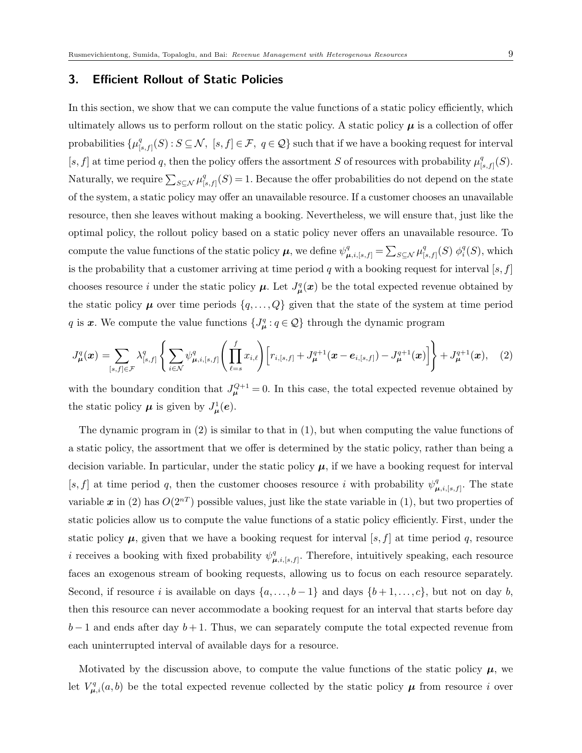## 3. Efficient Rollout of Static Policies

In this section, we show that we can compute the value functions of a static policy efficiently, which ultimately allows us to perform rollout on the static policy. A static policy $\boldsymbol{\mu}$ is a collection of offer probabilities $\{\mu^q_{[s,f]}(S) : S \subseteq \mathcal{N},\ [s,f] \in \mathcal{F},\ q \in \mathcal{Q}\}$ such that if we have a booking request for interval $[s,f]$ at time period $q$, then the policy offers the assortment $S$ of resources with probability $\mu^q_{[s,f]}(S)$. Naturally, we require $\sum_{S \subseteq \mathcal{N}} \mu^q_{[s,f]}(S) = 1$. Because the offer probabilities do not depend on the state of the system, a static policy may offer an unavailable resource. If a customer chooses an unavailable resource, then she leaves without making a booking. Nevertheless, we will ensure that, just like the optimal policy, the rollout policy based on a static policy never offers an unavailable resource. To compute the value functions of the static policy $\boldsymbol{\mu}$, we define $\psi^q_{\boldsymbol{\mu},i,[s,f]} = \sum_{S \subseteq \mathcal{N}} \mu^q_{[s,f]}(S)\ \phi^q_i(S)$, which is the probability that a customer arriving at time period $q$ with a booking request for interval $[s,f]$ chooses resource $i$ under the static policy $\boldsymbol{\mu}$. Let $J^q_{\boldsymbol{\mu}}(\boldsymbol{x})$ be the total expected revenue obtained by the static policy $\boldsymbol{\mu}$ over time periods $\{q, \ldots, Q\}$ given that the state of the system at time period $q$ is $\boldsymbol{x}$. We compute the value functions $\{J^q_{\boldsymbol{\mu}} : q \in \mathcal{Q}\}$ through the dynamic program

$$J^q_{\boldsymbol{\mu}}(\boldsymbol{x}) = \sum_{[s,f] \in \mathcal{F}} \lambda^q_{[s,f]} \left\{ \sum_{i \in \mathcal{N}} \psi^q_{\boldsymbol{\mu},i,[s,f]} \left( \prod_{\ell=s}^{f} x_{i,\ell} \right) \Big[ r_{i,[s,f]} + J^{q+1}_{\boldsymbol{\mu}}(\boldsymbol{x} - \boldsymbol{e}_{i,[s,f]}) - J^{q+1}_{\boldsymbol{\mu}}(\boldsymbol{x}) \Big] \right\} + J^{q+1}_{\boldsymbol{\mu}}(\boldsymbol{x}), \quad (2)$$

with the boundary condition that $J^{Q+1}_{\boldsymbol{\mu}} = 0$. In this case, the total expected revenue obtained by the static policy $\boldsymbol{\mu}$ is given by $J^1_{\boldsymbol{\mu}}(\boldsymbol{e})$.

The dynamic program in (2) is similar to that in (1), but when computing the value functions of a static policy, the assortment that we offer is determined by the static policy, rather than being a decision variable. In particular, under the static policy $\boldsymbol{\mu}$, if we have a booking request for interval $[s,f]$ at time period $q$, then the customer chooses resource $i$ with probability $\psi^q_{\boldsymbol{\mu},i,[s,f]}$. The state variable $\boldsymbol{x}$ in (2) has $O(2^{nT})$ possible values, just like the state variable in (1), but two properties of static policies allow us to compute the value functions of a static policy efficiently. First, under the static policy $\boldsymbol{\mu}$, given that we have a booking request for interval $[s,f]$ at time period $q$, resource $i$ receives a booking with fixed probability $\psi^q_{\boldsymbol{\mu},i,[s,f]}$. Therefore, intuitively speaking, each resource faces an exogenous stream of booking requests, allowing us to focus on each resource separately. Second, if resource $i$ is available on days $\{a, \ldots, b-1\}$ and days $\{b+1, \ldots, c\}$, but not on day $b$, then this resource can never accommodate a booking request for an interval that starts before day $b-1$ and ends after day $b+1$. Thus, we can separately compute the total expected revenue from each uninterrupted interval of available days for a resource.

Motivated by the discussion above, to compute the value functions of the static policy $\boldsymbol{\mu}$, we let $V^q_{\boldsymbol{\mu},i}(a,b)$ be the total expected revenue collected by the static policy $\boldsymbol{\mu}$ from resource $i$ over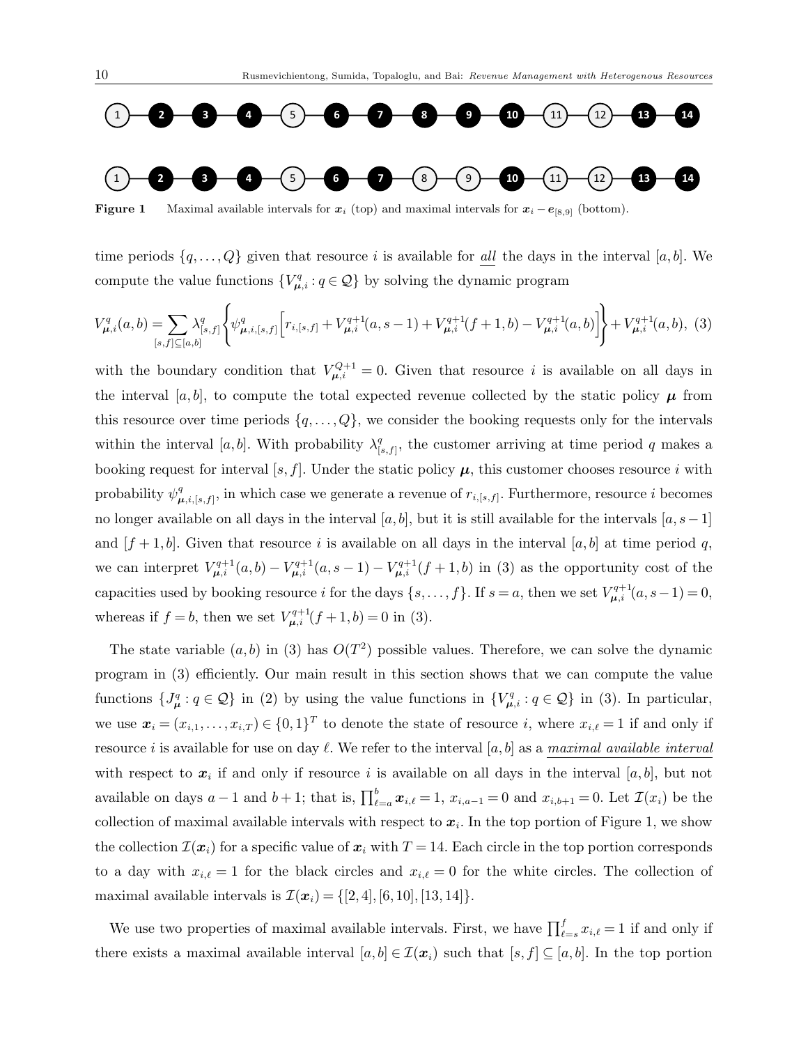**Figure 1** Maximal available intervals for $\boldsymbol{x}_i$ (top) and maximal intervals for $\boldsymbol{x}_i - \boldsymbol{e}_{[8,9]}$ (bottom).

time periods $\{q, \ldots, Q\}$ given that resource $i$ is available for <u>all</u> the days in the interval $[a,b]$. We compute the value functions $\{V^q_{\boldsymbol{\mu},i} : q \in \mathcal{Q}\}$ by solving the dynamic program

$$V^q_{\boldsymbol{\mu},i}(a,b) = \sum_{[s,f]\subseteq[a,b]} \lambda^q_{[s,f]} \left\{ \psi^q_{\boldsymbol{\mu},i,[s,f]} \left[ r_{i,[s,f]} + V^{q+1}_{\boldsymbol{\mu},i}(a,s-1) + V^{q+1}_{\boldsymbol{\mu},i}(f+1,b) - V^{q+1}_{\boldsymbol{\mu},i}(a,b) \right] \right\} + V^{q+1}_{\boldsymbol{\mu},i}(a,b), \quad (3)$$

with the boundary condition that $V^{Q+1}_{\boldsymbol{\mu},i} = 0$. Given that resource $i$ is available on all days in the interval $[a,b]$, to compute the total expected revenue collected by the static policy $\boldsymbol{\mu}$ from this resource over time periods $\{q, \ldots, Q\}$, we consider the booking requests only for the intervals within the interval $[a,b]$. With probability $\lambda^q_{[s,f]}$, the customer arriving at time period $q$ makes a booking request for interval $[s,f]$. Under the static policy $\boldsymbol{\mu}$, this customer chooses resource $i$ with probability $\psi^q_{\boldsymbol{\mu},i,[s,f]}$, in which case we generate a revenue of $r_{i,[s,f]}$. Furthermore, resource $i$ becomes no longer available on all days in the interval $[a,b]$, but it is still available for the intervals $[a, s-1]$ and $[f+1, b]$. Given that resource $i$ is available on all days in the interval $[a,b]$ at time period $q$, we can interpret $V^{q+1}_{\boldsymbol{\mu},i}(a,b) - V^{q+1}_{\boldsymbol{\mu},i}(a,s-1) - V^{q+1}_{\boldsymbol{\mu},i}(f+1,b)$ in (3) as the opportunity cost of the capacities used by booking resource $i$ for the days $\{s, \ldots, f\}$. If $s = a$, then we set $V^{q+1}_{\boldsymbol{\mu},i}(a, s-1) = 0$, whereas if $f = b$, then we set $V^{q+1}_{\boldsymbol{\mu},i}(f+1, b) = 0$ in (3).

The state variable $(a,b)$ in (3) has $O(T^2)$ possible values. Therefore, we can solve the dynamic program in (3) efficiently. Our main result in this section shows that we can compute the value functions $\{J^q_{\boldsymbol{\mu}} : q \in \mathcal{Q}\}$ in (2) by using the value functions in $\{V^q_{\boldsymbol{\mu},i} : q \in \mathcal{Q}\}$ in (3). In particular, we use $\boldsymbol{x}_i = (x_{i,1}, \ldots, x_{i,T}) \in \{0,1\}^T$ to denote the state of resource $i$, where $x_{i,\ell} = 1$ if and only if resource $i$ is available for use on day $\ell$. We refer to the interval $[a,b]$ as a <u>*maximal available interval*</u> with respect to $\boldsymbol{x}_i$ if and only if resource $i$ is available on all days in the interval $[a,b]$, but not available on days $a-1$ and $b+1$; that is, $\prod_{\ell=a}^{b} \boldsymbol{x}_{i,\ell} = 1$, $x_{i,a-1} = 0$ and $x_{i,b+1} = 0$. Let $\mathcal{I}(x_i)$ be the collection of maximal available intervals with respect to $\boldsymbol{x}_i$. In the top portion of Figure 1, we show the collection $\mathcal{I}(\boldsymbol{x}_i)$ for a specific value of $\boldsymbol{x}_i$ with $T = 14$. Each circle in the top portion corresponds to a day with $x_{i,\ell} = 1$ for the black circles and $x_{i,\ell} = 0$ for the white circles. The collection of maximal available intervals is $\mathcal{I}(\boldsymbol{x}_i) = \{[2,4], [6,10], [13,14]\}$.

We use two properties of maximal available intervals. First, we have $\prod_{\ell=s}^{f} x_{i,\ell} = 1$ if and only if there exists a maximal available interval $[a,b] \in \mathcal{I}(\boldsymbol{x}_i)$ such that $[s,f] \subseteq [a,b]$. In the top portion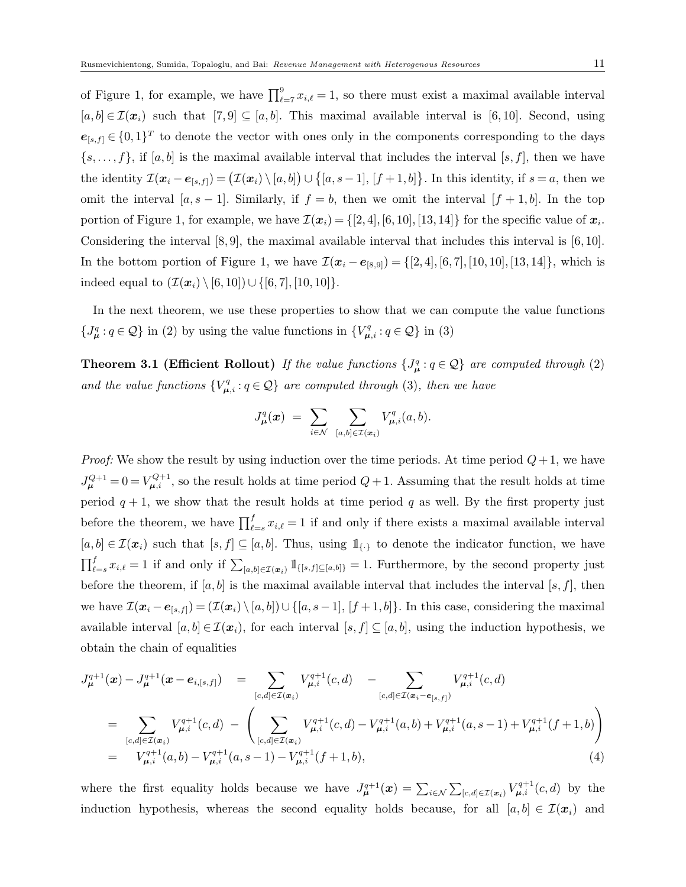of Figure 1, for example, we have $\prod_{\ell=7}^{9} x_{i,\ell} = 1$, so there must exist a maximal available interval $[a,b] \in \mathcal{I}(\boldsymbol{x}_i)$ such that $[7,9] \subseteq [a,b]$. This maximal available interval is $[6,10]$. Second, using $\boldsymbol{e}_{[s,f]} \in \{0,1\}^T$ to denote the vector with ones only in the components corresponding to the days $\{s,\ldots,f\}$, if $[a,b]$ is the maximal available interval that includes the interval $[s,f]$, then we have the identity $\mathcal{I}(\boldsymbol{x}_i - \boldsymbol{e}_{[s,f]}) = \big(\mathcal{I}(\boldsymbol{x}_i) \setminus [a,b]\big) \cup \big\{[a,s-1],\, [f+1,b]\big\}$. In this identity, if $s=a$, then we omit the interval $[a,s-1]$. Similarly, if $f=b$, then we omit the interval $[f+1,b]$. In the top portion of Figure 1, for example, we have $\mathcal{I}(\boldsymbol{x}_i) = \{[2,4],[6,10],[13,14]\}$ for the specific value of $\boldsymbol{x}_i$. Considering the interval $[8,9]$, the maximal available interval that includes this interval is $[6,10]$. In the bottom portion of Figure 1, we have $\mathcal{I}(\boldsymbol{x}_i - \boldsymbol{e}_{[8,9]}) = \{[2,4],[6,7],[10,10],[13,14]\}$, which is indeed equal to $(\mathcal{I}(\boldsymbol{x}_i) \setminus [6,10]) \cup \{[6,7],[10,10]\}$.

In the next theorem, we use these properties to show that we can compute the value functions $\{J_{\boldsymbol{\mu}}^q : q \in \mathcal{Q}\}$ in (2) by using the value functions in $\{V_{\boldsymbol{\mu},i}^q : q \in \mathcal{Q}\}$ in (3)

**Theorem 3.1 (Efficient Rollout)** *If the value functions $\{J_{\boldsymbol{\mu}}^q : q \in \mathcal{Q}\}$ are computed through* (2) *and the value functions $\{V_{\boldsymbol{\mu},i}^q : q \in \mathcal{Q}\}$ are computed through* (3)*, then we have*

$$J_{\boldsymbol{\mu}}^q(\boldsymbol{x}) \;=\; \sum_{i \in \mathcal{N}} \; \sum_{[a,b] \in \mathcal{I}(\boldsymbol{x}_i)} V_{\boldsymbol{\mu},i}^q(a,b).$$

*Proof:* We show the result by using induction over the time periods. At time period $Q+1$, we have $J_{\boldsymbol{\mu}}^{Q+1} = 0 = V_{\boldsymbol{\mu},i}^{Q+1}$, so the result holds at time period $Q+1$. Assuming that the result holds at time period $q+1$, we show that the result holds at time period $q$ as well. By the first property just before the theorem, we have $\prod_{\ell=s}^{f} x_{i,\ell} = 1$ if and only if there exists a maximal available interval $[a,b] \in \mathcal{I}(\boldsymbol{x}_i)$ such that $[s,f] \subseteq [a,b]$. Thus, using $\mathbb{1}_{\{\cdot\}}$ to denote the indicator function, we have $\prod_{\ell=s}^{f} x_{i,\ell} = 1$ if and only if $\sum_{[a,b] \in \mathcal{I}(\boldsymbol{x}_i)} \mathbb{1}_{\{[s,f] \subseteq [a,b]\}} = 1$. Furthermore, by the second property just before the theorem, if $[a,b]$ is the maximal available interval that includes the interval $[s,f]$, then we have $\mathcal{I}(\boldsymbol{x}_i - \boldsymbol{e}_{[s,f]}) = (\mathcal{I}(\boldsymbol{x}_i) \setminus [a,b]) \cup \{[a,s-1],\, [f+1,b]\}$. In this case, considering the maximal available interval $[a,b] \in \mathcal{I}(\boldsymbol{x}_i)$, for each interval $[s,f] \subseteq [a,b]$, using the induction hypothesis, we obtain the chain of equalities

$$\begin{aligned}
J_{\boldsymbol{\mu}}^{q+1}(\boldsymbol{x}) - J_{\boldsymbol{\mu}}^{q+1}(\boldsymbol{x} - \boldsymbol{e}_{i,[s,f]}) \quad &= \sum_{[c,d] \in \mathcal{I}(\boldsymbol{x}_i)} V_{\boldsymbol{\mu},i}^{q+1}(c,d) \quad - \sum_{[c,d] \in \mathcal{I}(\boldsymbol{x}_i - \boldsymbol{e}_{[s,f]})} V_{\boldsymbol{\mu},i}^{q+1}(c,d) \\
&= \sum_{[c,d] \in \mathcal{I}(\boldsymbol{x}_i)} V_{\boldsymbol{\mu},i}^{q+1}(c,d) \;-\; \left( \sum_{[c,d] \in \mathcal{I}(\boldsymbol{x}_i)} V_{\boldsymbol{\mu},i}^{q+1}(c,d) - V_{\boldsymbol{\mu},i}^{q+1}(a,b) + V_{\boldsymbol{\mu},i}^{q+1}(a,s-1) + V_{\boldsymbol{\mu},i}^{q+1}(f+1,b) \right) \\
&= \quad V_{\boldsymbol{\mu},i}^{q+1}(a,b) - V_{\boldsymbol{\mu},i}^{q+1}(a,s-1) - V_{\boldsymbol{\mu},i}^{q+1}(f+1,b), \qquad (4)
\end{aligned}$$

where the first equality holds because we have $J_{\boldsymbol{\mu}}^{q+1}(\boldsymbol{x}) = \sum_{i \in \mathcal{N}} \sum_{[c,d] \in \mathcal{I}(\boldsymbol{x}_i)} V_{\boldsymbol{\mu},i}^{q+1}(c,d)$ by the induction hypothesis, whereas the second equality holds because, for all $[a,b] \in \mathcal{I}(\boldsymbol{x}_i)$ and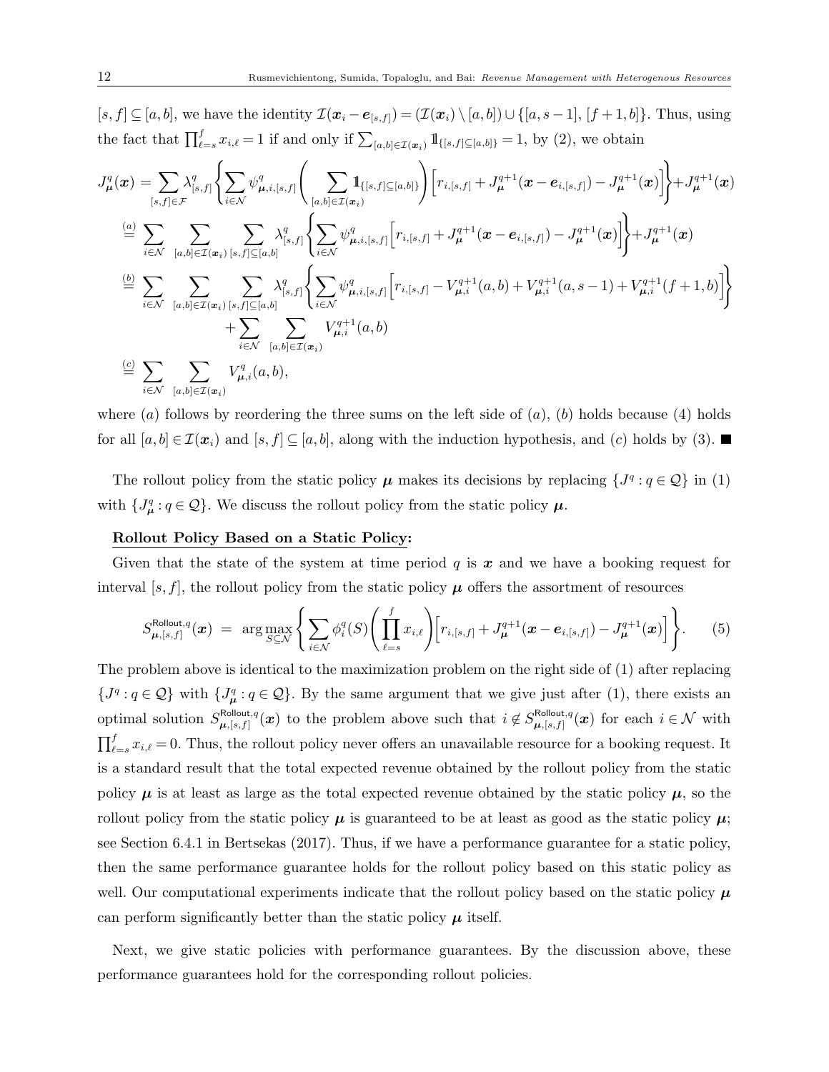$[s, f] \subseteq [a, b]$, we have the identity $\mathcal{I}(\boldsymbol{x}_i - \boldsymbol{e}_{[s,f]}) = (\mathcal{I}(\boldsymbol{x}_i) \setminus [a, b]) \cup \{[a, s-1], [f+1, b]\}$. Thus, using the fact that $\prod_{\ell=s}^{f} x_{i,\ell} = 1$ if and only if $\sum_{[a,b] \in \mathcal{I}(\boldsymbol{x}_i)} \mathbb{1}_{\{[s,f] \subseteq [a,b]\}} = 1$, by (2), we obtain

$$
\begin{aligned}
J_{\boldsymbol{\mu}}^q(\boldsymbol{x}) &= \sum_{[s,f] \in \mathcal{F}} \lambda_{[s,f]}^q \left\{ \sum_{i \in \mathcal{N}} \psi_{\boldsymbol{\mu},i,[s,f]}^q \left( \sum_{[a,b] \in \mathcal{I}(\boldsymbol{x}_i)} \mathbb{1}_{\{[s,f] \subseteq [a,b]\}} \right) \Big[ r_{i,[s,f]} + J_{\boldsymbol{\mu}}^{q+1}(\boldsymbol{x} - \boldsymbol{e}_{i,[s,f]}) - J_{\boldsymbol{\mu}}^{q+1}(\boldsymbol{x}) \Big] \right\} + J_{\boldsymbol{\mu}}^{q+1}(\boldsymbol{x}) \\
&\stackrel{(a)}{=} \sum_{i \in \mathcal{N}} \sum_{[a,b] \in \mathcal{I}(\boldsymbol{x}_i)} \sum_{[s,f] \subseteq [a,b]} \lambda_{[s,f]}^q \left\{ \sum_{i \in \mathcal{N}} \psi_{\boldsymbol{\mu},i,[s,f]}^q \Big[ r_{i,[s,f]} + J_{\boldsymbol{\mu}}^{q+1}(\boldsymbol{x} - \boldsymbol{e}_{i,[s,f]}) - J_{\boldsymbol{\mu}}^{q+1}(\boldsymbol{x}) \Big] \right\} + J_{\boldsymbol{\mu}}^{q+1}(\boldsymbol{x}) \\
&\stackrel{(b)}{=} \sum_{i \in \mathcal{N}} \sum_{[a,b] \in \mathcal{I}(\boldsymbol{x}_i)} \sum_{[s,f] \subseteq [a,b]} \lambda_{[s,f]}^q \left\{ \sum_{i \in \mathcal{N}} \psi_{\boldsymbol{\mu},i,[s,f]}^q \Big[ r_{i,[s,f]} - V_{\boldsymbol{\mu},i}^{q+1}(a,b) + V_{\boldsymbol{\mu},i}^{q+1}(a,s-1) + V_{\boldsymbol{\mu},i}^{q+1}(f+1,b) \Big] \right\} \\
&\qquad + \sum_{i \in \mathcal{N}} \sum_{[a,b] \in \mathcal{I}(\boldsymbol{x}_i)} V_{\boldsymbol{\mu},i}^{q+1}(a,b) \\
&\stackrel{(c)}{=} \sum_{i \in \mathcal{N}} \sum_{[a,b] \in \mathcal{I}(\boldsymbol{x}_i)} V_{\boldsymbol{\mu},i}^q(a,b),
\end{aligned}
$$

where $(a)$ follows by reordering the three sums on the left side of $(a)$, $(b)$ holds because (4) holds for all $[a, b] \in \mathcal{I}(\boldsymbol{x}_i)$ and $[s, f] \subseteq [a, b]$, along with the induction hypothesis, and $(c)$ holds by (3). ■

The rollout policy from the static policy $\boldsymbol{\mu}$ makes its decisions by replacing $\{J^q : q \in \mathcal{Q}\}$ in (1) with $\{J_{\boldsymbol{\mu}}^q : q \in \mathcal{Q}\}$. We discuss the rollout policy from the static policy $\boldsymbol{\mu}$.

**Rollout Policy Based on a Static Policy:**

Given that the state of the system at time period $q$ is $\boldsymbol{x}$ and we have a booking request for interval $[s, f]$, the rollout policy from the static policy $\boldsymbol{\mu}$ offers the assortment of resources

$$
S_{\boldsymbol{\mu},[s,f]}^{\mathsf{Rollout},q}(\boldsymbol{x}) \;=\; \arg\max_{S \subseteq \mathcal{N}} \left\{ \sum_{i \in \mathcal{N}} \phi_i^q(S) \left( \prod_{\ell=s}^{f} x_{i,\ell} \right) \Big[ r_{i,[s,f]} + J_{\boldsymbol{\mu}}^{q+1}(\boldsymbol{x} - \boldsymbol{e}_{i,[s,f]}) - J_{\boldsymbol{\mu}}^{q+1}(\boldsymbol{x}) \Big] \right\}. \qquad (5)
$$

The problem above is identical to the maximization problem on the right side of (1) after replacing $\{J^q : q \in \mathcal{Q}\}$ with $\{J_{\boldsymbol{\mu}}^q : q \in \mathcal{Q}\}$. By the same argument that we give just after (1), there exists an optimal solution $S_{\boldsymbol{\mu},[s,f]}^{\mathsf{Rollout},q}(\boldsymbol{x})$ to the problem above such that $i \notin S_{\boldsymbol{\mu},[s,f]}^{\mathsf{Rollout},q}(\boldsymbol{x})$ for each $i \in \mathcal{N}$ with $\prod_{\ell=s}^{f} x_{i,\ell} = 0$. Thus, the rollout policy never offers an unavailable resource for a booking request. It is a standard result that the total expected revenue obtained by the rollout policy from the static policy $\boldsymbol{\mu}$ is at least as large as the total expected revenue obtained by the static policy $\boldsymbol{\mu}$, so the rollout policy from the static policy $\boldsymbol{\mu}$ is guaranteed to be at least as good as the static policy $\boldsymbol{\mu}$; see Section 6.4.1 in Bertsekas (2017). Thus, if we have a performance guarantee for a static policy, then the same performance guarantee holds for the rollout policy based on this static policy as well. Our computational experiments indicate that the rollout policy based on the static policy $\boldsymbol{\mu}$ can perform significantly better than the static policy $\boldsymbol{\mu}$ itself.

Next, we give static policies with performance guarantees. By the discussion above, these performance guarantees hold for the corresponding rollout policies.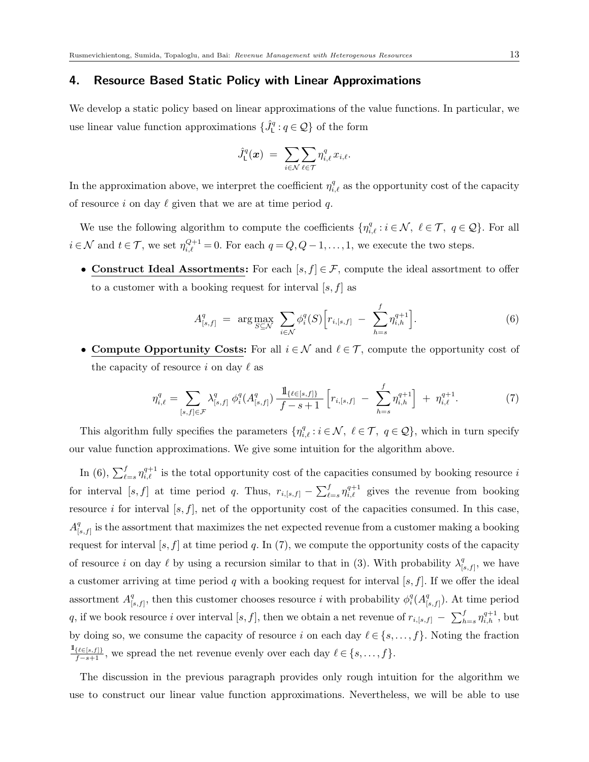## 4. Resource Based Static Policy with Linear Approximations

We develop a static policy based on linear approximations of the value functions. In particular, we use linear value function approximations $\{\hat{J}^q_{\mathsf{L}} : q \in \mathcal{Q}\}$ of the form

$$\hat{J}^q_{\mathsf{L}}(\boldsymbol{x}) \;=\; \sum_{i\in\mathcal{N}}\sum_{\ell\in\mathcal{T}} \eta^q_{i,\ell}\, x_{i,\ell}.$$

In the approximation above, we interpret the coefficient $\eta^q_{i,\ell}$ as the opportunity cost of the capacity of resource $i$ on day $\ell$ given that we are at time period $q$.

We use the following algorithm to compute the coefficients $\{\eta^q_{i,\ell} : i \in \mathcal{N},\ \ell \in \mathcal{T},\ q \in \mathcal{Q}\}$. For all $i \in \mathcal{N}$ and $t \in \mathcal{T}$, we set $\eta^{Q+1}_{i,\ell} = 0$. For each $q = Q, Q-1, \ldots, 1$, we execute the two steps.

- **Construct Ideal Assortments:** For each $[s,f] \in \mathcal{F}$, compute the ideal assortment to offer to a customer with a booking request for interval $[s,f]$ as

$$A^q_{[s,f]} \;=\; \arg\max_{S\subseteq\mathcal{N}} \sum_{i\in\mathcal{N}} \phi^q_i(S)\Big[r_{i,[s,f]} \;-\; \sum_{h=s}^{f} \eta^{q+1}_{i,h}\Big]. \tag{6}$$

- **Compute Opportunity Costs:** For all $i \in \mathcal{N}$ and $\ell \in \mathcal{T}$, compute the opportunity cost of the capacity of resource $i$ on day $\ell$ as

$$\eta^q_{i,\ell} = \sum_{[s,f]\in\mathcal{F}} \lambda^q_{[s,f]}\; \phi^q_i(A^q_{[s,f]})\, \frac{\mathbb{1}_{\{\ell\in[s,f]\}}}{f-s+1}\Big[r_{i,[s,f]} \;-\; \sum_{h=s}^{f} \eta^{q+1}_{i,h}\Big] \;+\; \eta^{q+1}_{i,\ell}. \tag{7}$$

This algorithm fully specifies the parameters $\{\eta^q_{i,\ell} : i \in \mathcal{N},\ \ell \in \mathcal{T},\ q \in \mathcal{Q}\}$, which in turn specify our value function approximations. We give some intuition for the algorithm above.

In (6), $\sum_{\ell=s}^{f} \eta^{q+1}_{i,\ell}$ is the total opportunity cost of the capacities consumed by booking resource $i$ for interval $[s,f]$ at time period $q$. Thus, $r_{i,[s,f]} - \sum_{\ell=s}^{f} \eta^{q+1}_{i,\ell}$ gives the revenue from booking resource $i$ for interval $[s,f]$, net of the opportunity cost of the capacities consumed. In this case, $A^q_{[s,f]}$ is the assortment that maximizes the net expected revenue from a customer making a booking request for interval $[s,f]$ at time period $q$. In (7), we compute the opportunity costs of the capacity of resource $i$ on day $\ell$ by using a recursion similar to that in (3). With probability $\lambda^q_{[s,f]}$, we have a customer arriving at time period $q$ with a booking request for interval $[s,f]$. If we offer the ideal assortment $A^q_{[s,f]}$, then this customer chooses resource $i$ with probability $\phi^q_i(A^q_{[s,f]})$. At time period $q$, if we book resource $i$ over interval $[s,f]$, then we obtain a net revenue of $r_{i,[s,f]} \;-\; \sum_{h=s}^{f} \eta^{q+1}_{i,h}$, but by doing so, we consume the capacity of resource $i$ on each day $\ell \in \{s,\ldots,f\}$. Noting the fraction $\frac{\mathbb{1}_{\{\ell\in[s,f]\}}}{f-s+1}$, we spread the net revenue evenly over each day $\ell \in \{s,\ldots,f\}$.

The discussion in the previous paragraph provides only rough intuition for the algorithm we use to construct our linear value function approximations. Nevertheless, we will be able to use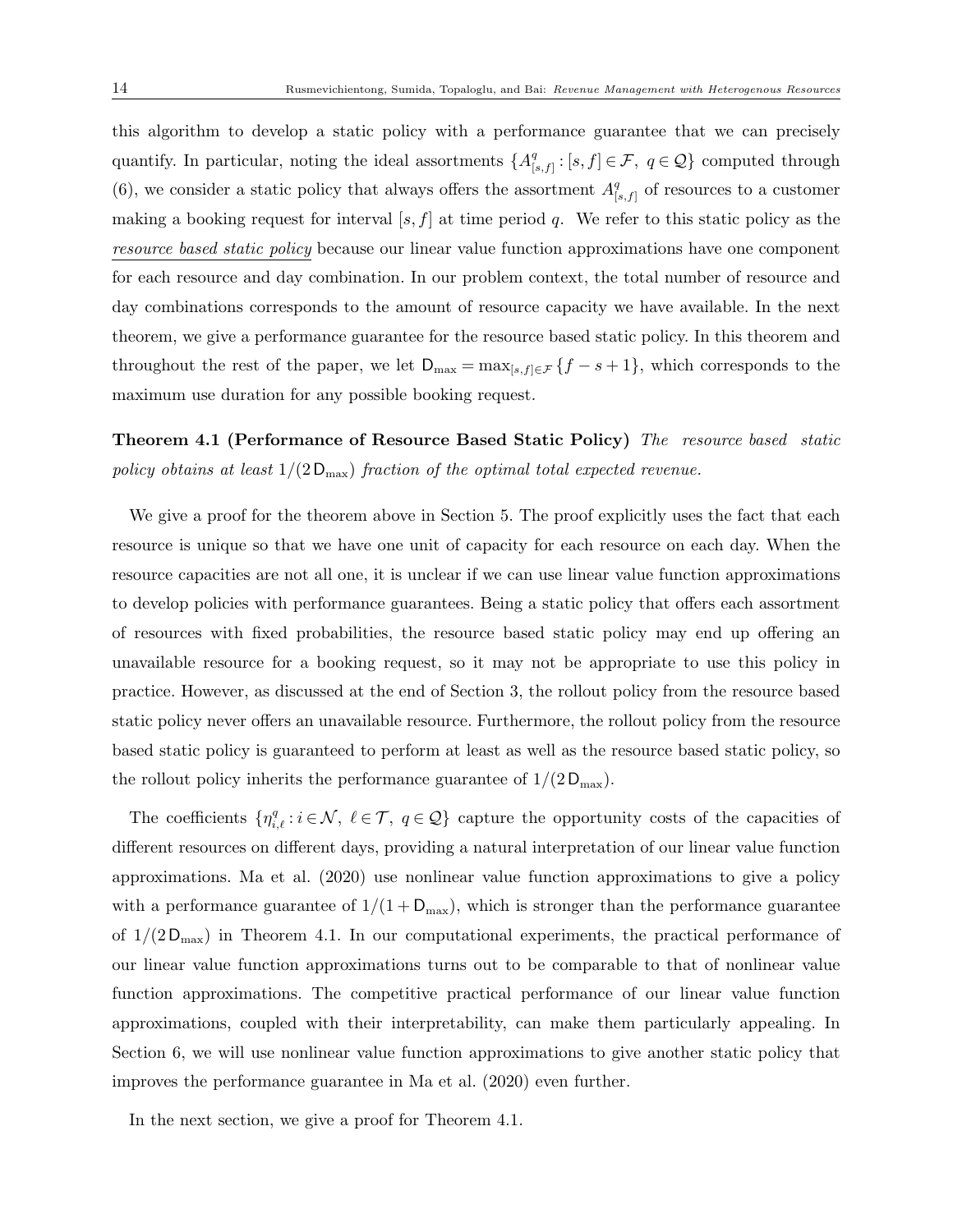this algorithm to develop a static policy with a performance guarantee that we can precisely quantify. In particular, noting the ideal assortments $\{A^q_{[s,f]} : [s,f] \in \mathcal{F},\ q \in \mathcal{Q}\}$ computed through (6), we consider a static policy that always offers the assortment $A^q_{[s,f]}$ of resources to a customer making a booking request for interval $[s,f]$ at time period $q$. We refer to this static policy as the <u>*resource based static policy*</u> because our linear value function approximations have one component for each resource and day combination. In our problem context, the total number of resource and day combinations corresponds to the amount of resource capacity we have available. In the next theorem, we give a performance guarantee for the resource based static policy. In this theorem and throughout the rest of the paper, we let $\mathsf{D}_{\max} = \max_{[s,f] \in \mathcal{F}} \{f - s + 1\}$, which corresponds to the maximum use duration for any possible booking request.

**Theorem 4.1 (Performance of Resource Based Static Policy)** *The resource based static policy obtains at least $1/(2\,\mathsf{D}_{\max})$ fraction of the optimal total expected revenue.*

We give a proof for the theorem above in Section 5. The proof explicitly uses the fact that each resource is unique so that we have one unit of capacity for each resource on each day. When the resource capacities are not all one, it is unclear if we can use linear value function approximations to develop policies with performance guarantees. Being a static policy that offers each assortment of resources with fixed probabilities, the resource based static policy may end up offering an unavailable resource for a booking request, so it may not be appropriate to use this policy in practice. However, as discussed at the end of Section 3, the rollout policy from the resource based static policy never offers an unavailable resource. Furthermore, the rollout policy from the resource based static policy is guaranteed to perform at least as well as the resource based static policy, so the rollout policy inherits the performance guarantee of $1/(2\,\mathsf{D}_{\max})$.

The coefficients $\{\eta^q_{i,\ell} : i \in \mathcal{N},\ \ell \in \mathcal{T},\ q \in \mathcal{Q}\}$ capture the opportunity costs of the capacities of different resources on different days, providing a natural interpretation of our linear value function approximations. Ma et al. (2020) use nonlinear value function approximations to give a policy with a performance guarantee of $1/(1 + \mathsf{D}_{\max})$, which is stronger than the performance guarantee of $1/(2\,\mathsf{D}_{\max})$ in Theorem 4.1. In our computational experiments, the practical performance of our linear value function approximations turns out to be comparable to that of nonlinear value function approximations. The competitive practical performance of our linear value function approximations, coupled with their interpretability, can make them particularly appealing. In Section 6, we will use nonlinear value function approximations to give another static policy that improves the performance guarantee in Ma et al. (2020) even further.

In the next section, we give a proof for Theorem 4.1.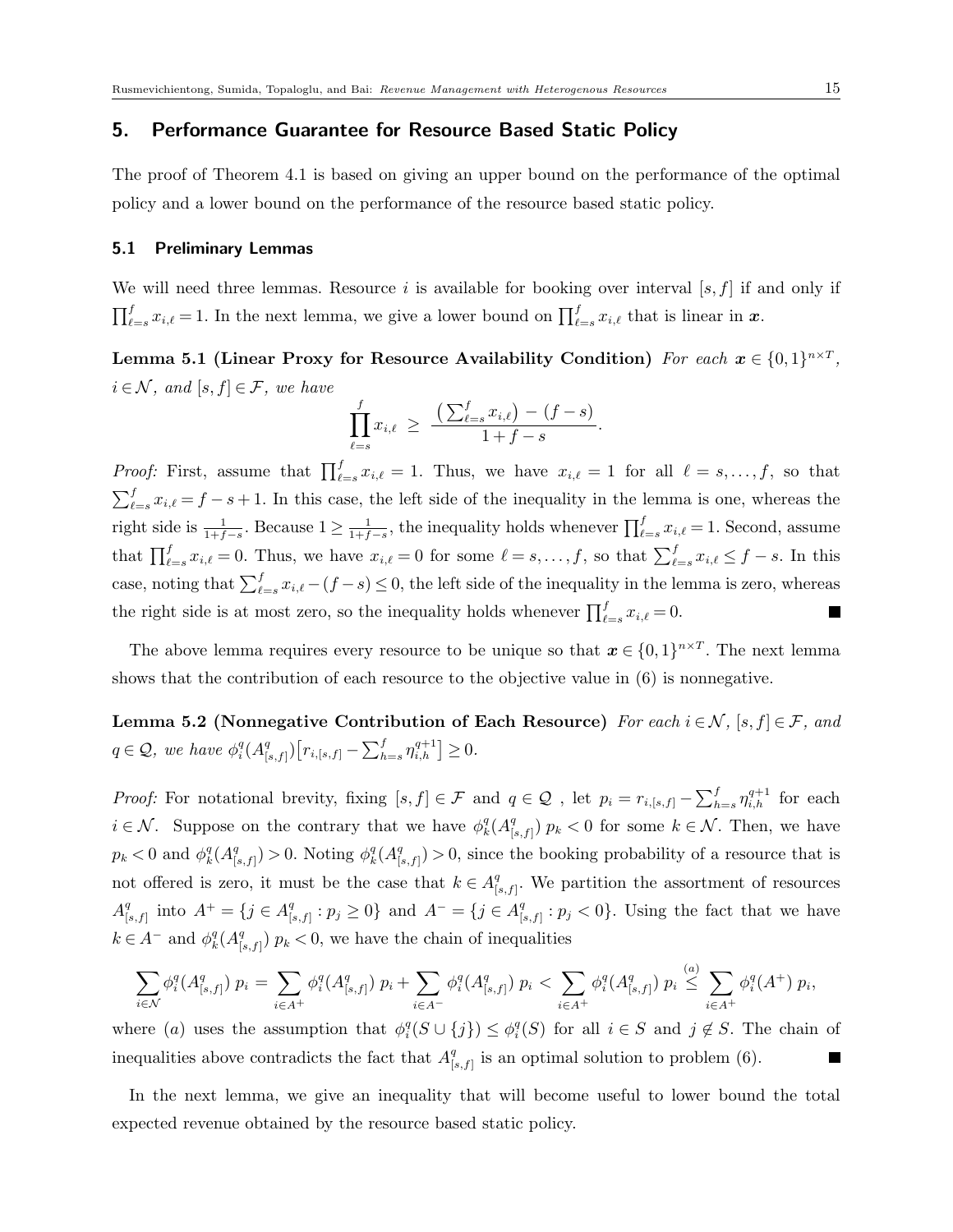## 5. Performance Guarantee for Resource Based Static Policy

The proof of Theorem 4.1 is based on giving an upper bound on the performance of the optimal policy and a lower bound on the performance of the resource based static policy.

### 5.1 Preliminary Lemmas

We will need three lemmas. Resource $i$ is available for booking over interval $[s,f]$ if and only if $\prod_{\ell=s}^{f} x_{i,\ell} = 1$. In the next lemma, we give a lower bound on $\prod_{\ell=s}^{f} x_{i,\ell}$ that is linear in $\boldsymbol{x}$.

**Lemma 5.1 (Linear Proxy for Resource Availability Condition)** *For each $\boldsymbol{x} \in \{0,1\}^{n \times T}$, $i \in \mathcal{N}$, and $[s,f] \in \mathcal{F}$, we have*

$$\prod_{\ell=s}^{f} x_{i,\ell} \;\geq\; \frac{\big(\sum_{\ell=s}^{f} x_{i,\ell}\big) - (f-s)}{1+f-s}.$$

*Proof:* First, assume that $\prod_{\ell=s}^{f} x_{i,\ell} = 1$. Thus, we have $x_{i,\ell} = 1$ for all $\ell = s,\ldots,f$, so that $\sum_{\ell=s}^{f} x_{i,\ell} = f-s+1$. In this case, the left side of the inequality in the lemma is one, whereas the right side is $\frac{1}{1+f-s}$. Because $1 \geq \frac{1}{1+f-s}$, the inequality holds whenever $\prod_{\ell=s}^{f} x_{i,\ell} = 1$. Second, assume that $\prod_{\ell=s}^{f} x_{i,\ell} = 0$. Thus, we have $x_{i,\ell} = 0$ for some $\ell = s,\ldots,f$, so that $\sum_{\ell=s}^{f} x_{i,\ell} \leq f-s$. In this case, noting that $\sum_{\ell=s}^{f} x_{i,\ell} - (f-s) \leq 0$, the left side of the inequality in the lemma is zero, whereas the right side is at most zero, so the inequality holds whenever $\prod_{\ell=s}^{f} x_{i,\ell} = 0$. $\blacksquare$

The above lemma requires every resource to be unique so that $\boldsymbol{x} \in \{0,1\}^{n \times T}$. The next lemma shows that the contribution of each resource to the objective value in (6) is nonnegative.

**Lemma 5.2 (Nonnegative Contribution of Each Resource)** *For each $i \in \mathcal{N}$, $[s,f] \in \mathcal{F}$, and $q \in \mathcal{Q}$, we have $\phi_i^q(A_{[s,f]}^q)\big[r_{i,[s,f]} - \sum_{h=s}^{f} \eta_{i,h}^{q+1}\big] \geq 0$.*

*Proof:* For notational brevity, fixing $[s,f] \in \mathcal{F}$ and $q \in \mathcal{Q}$ , let $p_i = r_{i,[s,f]} - \sum_{h=s}^{f} \eta_{i,h}^{q+1}$ for each $i \in \mathcal{N}$. Suppose on the contrary that we have $\phi_k^q(A_{[s,f]}^q)\, p_k < 0$ for some $k \in \mathcal{N}$. Then, we have $p_k < 0$ and $\phi_k^q(A_{[s,f]}^q) > 0$. Noting $\phi_k^q(A_{[s,f]}^q) > 0$, since the booking probability of a resource that is not offered is zero, it must be the case that $k \in A_{[s,f]}^q$. We partition the assortment of resources $A_{[s,f]}^q$ into $A^+ = \{j \in A_{[s,f]}^q : p_j \geq 0\}$ and $A^- = \{j \in A_{[s,f]}^q : p_j < 0\}$. Using the fact that we have $k \in A^-$ and $\phi_k^q(A_{[s,f]}^q)\, p_k < 0$, we have the chain of inequalities

$$\sum_{i \in \mathcal{N}} \phi_i^q(A_{[s,f]}^q)\, p_i = \sum_{i \in A^+} \phi_i^q(A_{[s,f]}^q)\, p_i + \sum_{i \in A^-} \phi_i^q(A_{[s,f]}^q)\, p_i < \sum_{i \in A^+} \phi_i^q(A_{[s,f]}^q)\, p_i \overset{(a)}{\leq} \sum_{i \in A^+} \phi_i^q(A^+)\, p_i,$$

where $(a)$ uses the assumption that $\phi_i^q(S \cup \{j\}) \leq \phi_i^q(S)$ for all $i \in S$ and $j \notin S$. The chain of inequalities above contradicts the fact that $A_{[s,f]}^q$ is an optimal solution to problem (6). $\blacksquare$

In the next lemma, we give an inequality that will become useful to lower bound the total expected revenue obtained by the resource based static policy.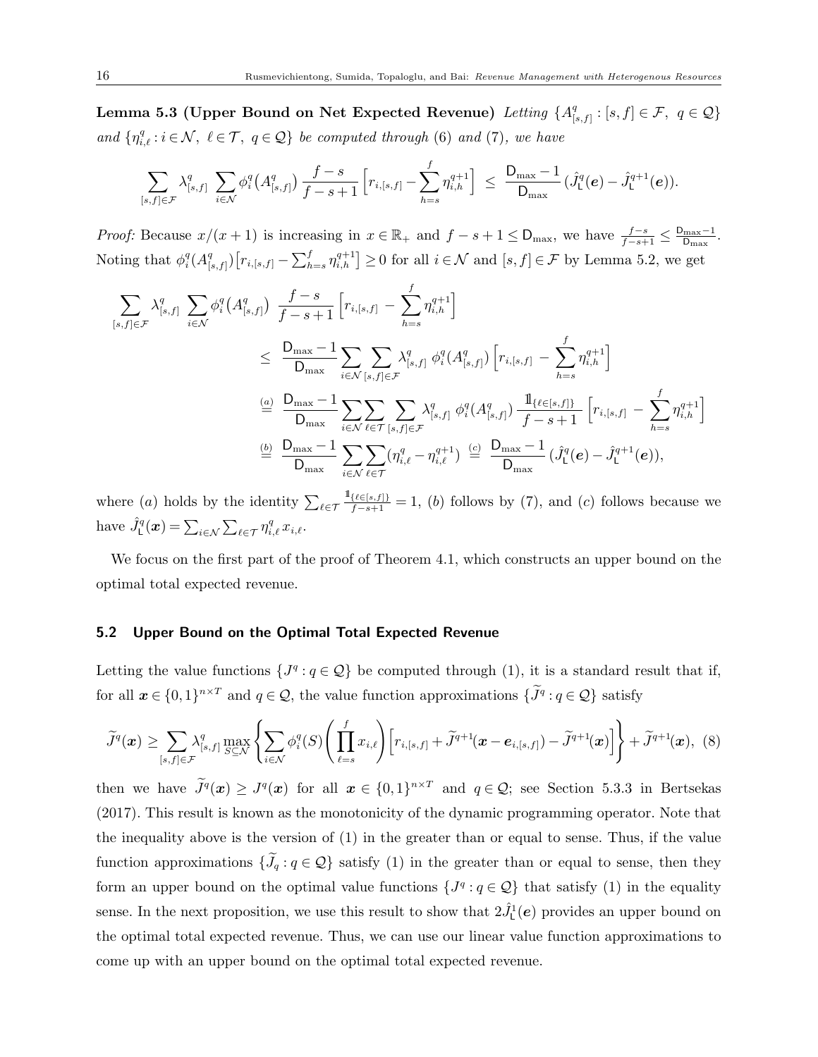**Lemma 5.3 (Upper Bound on Net Expected Revenue)** *Letting* $\{A^q_{[s,f]} : [s,f] \in \mathcal{F},\ q \in \mathcal{Q}\}$ *and* $\{\eta^q_{i,\ell} : i \in \mathcal{N},\ \ell \in \mathcal{T},\ q \in \mathcal{Q}\}$ *be computed through* (6) *and* (7), *we have*

$$\sum_{[s,f]\in\mathcal{F}} \lambda^q_{[s,f]} \sum_{i\in\mathcal{N}} \phi^q_i\big(A^q_{[s,f]}\big)\, \frac{f-s}{f-s+1} \Big[ r_{i,[s,f]} - \sum_{h=s}^{f} \eta^{q+1}_{i,h} \Big] \;\le\; \frac{\mathsf{D}_{\max}-1}{\mathsf{D}_{\max}}\, (\hat{J}^q_{\mathsf{L}}(\boldsymbol{e}) - \hat{J}^{q+1}_{\mathsf{L}}(\boldsymbol{e})).$$

*Proof:* Because $x/(x+1)$ is increasing in $x \in \mathbb{R}_+$ and $f-s+1 \le \mathsf{D}_{\max}$, we have $\frac{f-s}{f-s+1} \le \frac{\mathsf{D}_{\max}-1}{\mathsf{D}_{\max}}$. Noting that $\phi^q_i(A^q_{[s,f]})\big[r_{i,[s,f]} - \sum_{h=s}^{f} \eta^{q+1}_{i,h}\big] \ge 0$ for all $i \in \mathcal{N}$ and $[s,f] \in \mathcal{F}$ by Lemma 5.2, we get

$$\begin{aligned}
\sum_{[s,f]\in\mathcal{F}} \lambda^q_{[s,f]} \sum_{i\in\mathcal{N}} \phi^q_i\big(A^q_{[s,f]}\big)\ \frac{f-s}{f-s+1} \Big[ r_{i,[s,f]} \, - \sum_{h=s}^{f} \eta^{q+1}_{i,h} \Big] \qquad\qquad & \\
\le\ \frac{\mathsf{D}_{\max}-1}{\mathsf{D}_{\max}} \sum_{i\in\mathcal{N}} \sum_{[s,f]\in\mathcal{F}} \lambda^q_{[s,f]}\ \phi^q_i(A^q_{[s,f]}) \Big[ r_{i,[s,f]} \, - \sum_{h=s}^{f} \eta^{q+1}_{i,h} \Big] & \\
\stackrel{(a)}{=}\ \frac{\mathsf{D}_{\max}-1}{\mathsf{D}_{\max}} \sum_{i\in\mathcal{N}} \sum_{\ell\in\mathcal{T}} \sum_{[s,f]\in\mathcal{F}} \lambda^q_{[s,f]}\ \phi^q_i(A^q_{[s,f]})\, \frac{\mathbb{1}_{\{\ell\in[s,f]\}}}{f-s+1} \Big[ r_{i,[s,f]} \, - \sum_{h=s}^{f} \eta^{q+1}_{i,h} \Big] & \\
\stackrel{(b)}{=}\ \frac{\mathsf{D}_{\max}-1}{\mathsf{D}_{\max}} \sum_{i\in\mathcal{N}} \sum_{\ell\in\mathcal{T}} (\eta^q_{i,\ell} - \eta^{q+1}_{i,\ell})\ \stackrel{(c)}{=}\ \frac{\mathsf{D}_{\max}-1}{\mathsf{D}_{\max}}\, (\hat{J}^q_{\mathsf{L}}(\boldsymbol{e}) - \hat{J}^{q+1}_{\mathsf{L}}(\boldsymbol{e})), &
\end{aligned}$$

where $(a)$ holds by the identity $\sum_{\ell\in\mathcal{T}} \frac{\mathbb{1}_{\{\ell\in[s,f]\}}}{f-s+1} = 1$, $(b)$ follows by (7), and $(c)$ follows because we have $\hat{J}^q_{\mathsf{L}}(\boldsymbol{x}) = \sum_{i\in\mathcal{N}} \sum_{\ell\in\mathcal{T}} \eta^q_{i,\ell}\, x_{i,\ell}$.

We focus on the first part of the proof of Theorem 4.1, which constructs an upper bound on the optimal total expected revenue.

## 5.2 Upper Bound on the Optimal Total Expected Revenue

Letting the value functions $\{J^q : q \in \mathcal{Q}\}$ be computed through (1), it is a standard result that if, for all $\boldsymbol{x} \in \{0,1\}^{n\times T}$ and $q \in \mathcal{Q}$, the value function approximations $\{\widetilde{J}^q : q \in \mathcal{Q}\}$ satisfy

$$\widetilde{J}^q(\boldsymbol{x}) \ge \sum_{[s,f]\in\mathcal{F}} \lambda^q_{[s,f]} \max_{S\subseteq\mathcal{N}} \left\{ \sum_{i\in\mathcal{N}} \phi^q_i(S) \left( \prod_{\ell=s}^{f} x_{i,\ell} \right) \Big[ r_{i,[s,f]} + \widetilde{J}^{q+1}(\boldsymbol{x} - \boldsymbol{e}_{i,[s,f]}) - \widetilde{J}^{q+1}(\boldsymbol{x}) \Big] \right\} + \widetilde{J}^{q+1}(\boldsymbol{x}), \quad (8)$$

then we have $\widetilde{J}^q(\boldsymbol{x}) \ge J^q(\boldsymbol{x})$ for all $\boldsymbol{x} \in \{0,1\}^{n\times T}$ and $q \in \mathcal{Q}$; see Section 5.3.3 in Bertsekas (2017). This result is known as the monotonicity of the dynamic programming operator. Note that the inequality above is the version of (1) in the greater than or equal to sense. Thus, if the value function approximations $\{\widetilde{J}_q : q \in \mathcal{Q}\}$ satisfy (1) in the greater than or equal to sense, then they form an upper bound on the optimal value functions $\{J^q : q \in \mathcal{Q}\}$ that satisfy (1) in the equality sense. In the next proposition, we use this result to show that $2\hat{J}^1_{\mathsf{L}}(\boldsymbol{e})$ provides an upper bound on the optimal total expected revenue. Thus, we can use our linear value function approximations to come up with an upper bound on the optimal total expected revenue.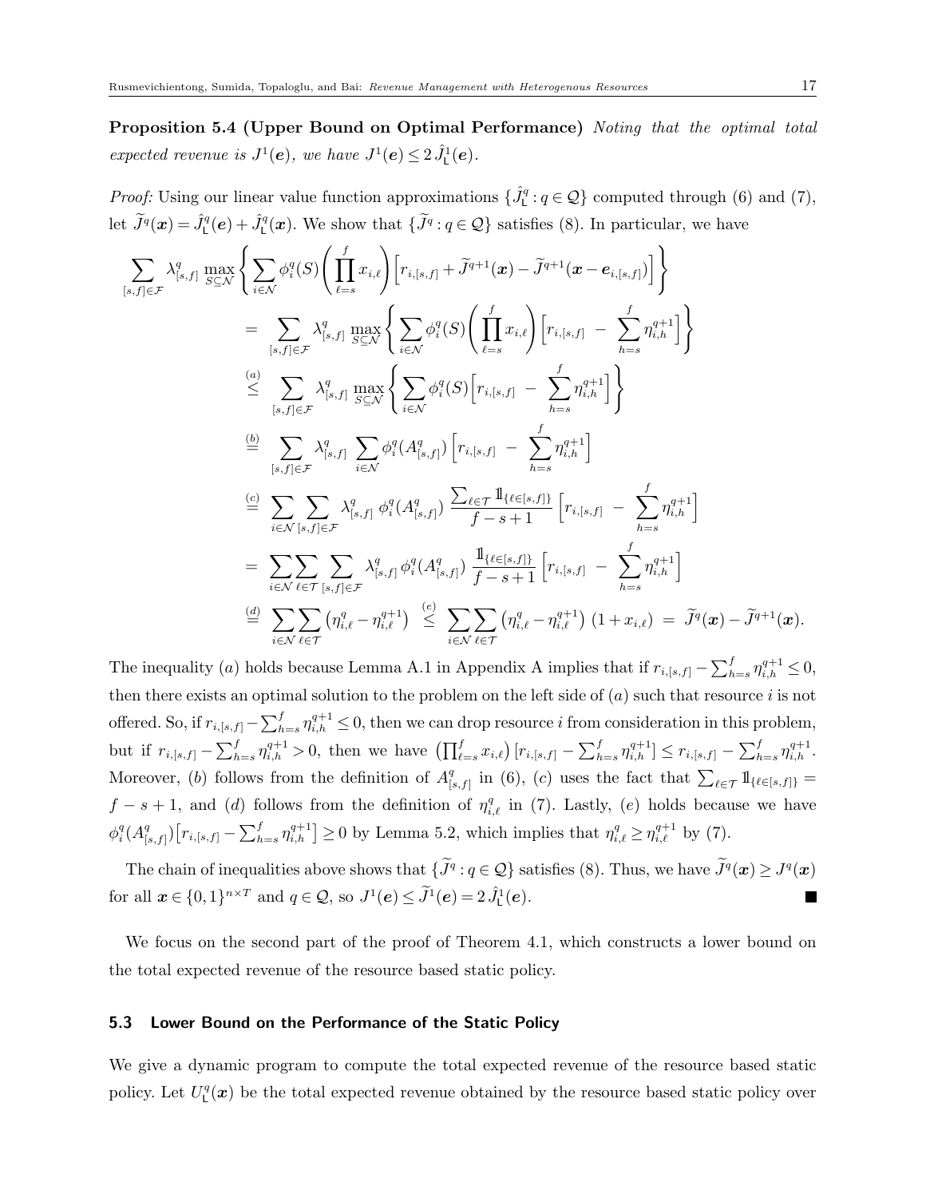**Proposition 5.4 (Upper Bound on Optimal Performance)** *Noting that the optimal total expected revenue is $J^1(\boldsymbol{e})$, we have $J^1(\boldsymbol{e}) \le 2\,\hat{J}^1_{\mathsf{L}}(\boldsymbol{e})$.*

*Proof:* Using our linear value function approximations $\{\hat{J}^q_{\mathsf{L}} : q \in \mathcal{Q}\}$ computed through (6) and (7), let $\widetilde{J}^q(\boldsymbol{x}) = \hat{J}^q_{\mathsf{L}}(\boldsymbol{e}) + \hat{J}^q_{\mathsf{L}}(\boldsymbol{x})$. We show that $\{\widetilde{J}^q : q \in \mathcal{Q}\}$ satisfies (8). In particular, we have

$$
\begin{aligned}
&\sum_{[s,f]\in\mathcal{F}} \lambda^q_{[s,f]} \max_{S\subseteq\mathcal{N}} \left\{ \sum_{i\in\mathcal{N}} \phi^q_i(S) \left( \prod_{\ell=s}^{f} x_{i,\ell} \right) \Big[ r_{i,[s,f]} + \widetilde{J}^{q+1}(\boldsymbol{x}) - \widetilde{J}^{q+1}(\boldsymbol{x} - \boldsymbol{e}_{i,[s,f]}) \Big] \right\} \\
&\quad = \sum_{[s,f]\in\mathcal{F}} \lambda^q_{[s,f]} \max_{S\subseteq\mathcal{N}} \left\{ \sum_{i\in\mathcal{N}} \phi^q_i(S) \left( \prod_{\ell=s}^{f} x_{i,\ell} \right) \Big[ r_{i,[s,f]} \;-\; \sum_{h=s}^{f} \eta^{q+1}_{i,h} \Big] \right\} \\
&\quad \overset{(a)}{\le} \sum_{[s,f]\in\mathcal{F}} \lambda^q_{[s,f]} \max_{S\subseteq\mathcal{N}} \left\{ \sum_{i\in\mathcal{N}} \phi^q_i(S) \Big[ r_{i,[s,f]} \;-\; \sum_{h=s}^{f} \eta^{q+1}_{i,h} \Big] \right\} \\
&\quad \overset{(b)}{=} \sum_{[s,f]\in\mathcal{F}} \lambda^q_{[s,f]} \sum_{i\in\mathcal{N}} \phi^q_i(A^q_{[s,f]}) \Big[ r_{i,[s,f]} \;-\; \sum_{h=s}^{f} \eta^{q+1}_{i,h} \Big] \\
&\quad \overset{(c)}{=} \sum_{i\in\mathcal{N}} \sum_{[s,f]\in\mathcal{F}} \lambda^q_{[s,f]}\, \phi^q_i(A^q_{[s,f]})\, \frac{\sum_{\ell\in\mathcal{T}} \mathbb{1}_{\{\ell\in[s,f]\}}}{f-s+1} \Big[ r_{i,[s,f]} \;-\; \sum_{h=s}^{f} \eta^{q+1}_{i,h} \Big] \\
&\quad = \sum_{i\in\mathcal{N}} \sum_{\ell\in\mathcal{T}} \sum_{[s,f]\in\mathcal{F}} \lambda^q_{[s,f]}\, \phi^q_i(A^q_{[s,f]})\, \frac{\mathbb{1}_{\{\ell\in[s,f]\}}}{f-s+1} \Big[ r_{i,[s,f]} \;-\; \sum_{h=s}^{f} \eta^{q+1}_{i,h} \Big] \\
&\quad \overset{(d)}{=} \sum_{i\in\mathcal{N}} \sum_{\ell\in\mathcal{T}} \big( \eta^q_{i,\ell} - \eta^{q+1}_{i,\ell} \big) \;\overset{(e)}{\le}\; \sum_{i\in\mathcal{N}} \sum_{\ell\in\mathcal{T}} \big( \eta^q_{i,\ell} - \eta^{q+1}_{i,\ell} \big)\,(1 + x_{i,\ell}) \;=\; \widetilde{J}^q(\boldsymbol{x}) - \widetilde{J}^{q+1}(\boldsymbol{x}).
\end{aligned}
$$

The inequality $(a)$ holds because Lemma A.1 in Appendix A implies that if $r_{i,[s,f]} - \sum_{h=s}^{f} \eta^{q+1}_{i,h} \le 0$, then there exists an optimal solution to the problem on the left side of $(a)$ such that resource $i$ is not offered. So, if $r_{i,[s,f]} - \sum_{h=s}^{f} \eta^{q+1}_{i,h} \le 0$, then we can drop resource $i$ from consideration in this problem, but if $r_{i,[s,f]} - \sum_{h=s}^{f} \eta^{q+1}_{i,h} > 0$, then we have $\big(\prod_{\ell=s}^{f} x_{i,\ell}\big)\,[r_{i,[s,f]} - \sum_{h=s}^{f} \eta^{q+1}_{i,h}] \le r_{i,[s,f]} - \sum_{h=s}^{f} \eta^{q+1}_{i,h}$. Moreover, $(b)$ follows from the definition of $A^q_{[s,f]}$ in (6), $(c)$ uses the fact that $\sum_{\ell\in\mathcal{T}} \mathbb{1}_{\{\ell\in[s,f]\}} = f - s + 1$, and $(d)$ follows from the definition of $\eta^q_{i,\ell}$ in (7). Lastly, $(e)$ holds because we have $\phi^q_i(A^q_{[s,f]})\big[r_{i,[s,f]} - \sum_{h=s}^{f} \eta^{q+1}_{i,h}\big] \ge 0$ by Lemma 5.2, which implies that $\eta^q_{i,\ell} \ge \eta^{q+1}_{i,\ell}$ by (7).

The chain of inequalities above shows that $\{\widetilde{J}^q : q \in \mathcal{Q}\}$ satisfies (8). Thus, we have $\widetilde{J}^q(\boldsymbol{x}) \ge J^q(\boldsymbol{x})$ for all $\boldsymbol{x} \in \{0,1\}^{n\times T}$ and $q \in \mathcal{Q}$, so $J^1(\boldsymbol{e}) \le \widetilde{J}^1(\boldsymbol{e}) = 2\,\hat{J}^1_{\mathsf{L}}(\boldsymbol{e})$. ∎

We focus on the second part of the proof of Theorem 4.1, which constructs a lower bound on the total expected revenue of the resource based static policy.

### 5.3 Lower Bound on the Performance of the Static Policy

We give a dynamic program to compute the total expected revenue of the resource based static policy. Let $U^q_{\mathsf{L}}(\boldsymbol{x})$ be the total expected revenue obtained by the resource based static policy over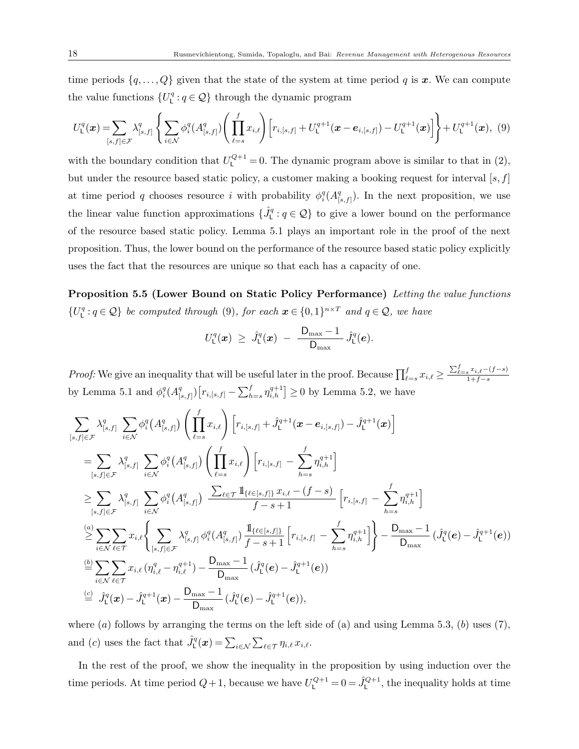time periods $\{q, \ldots, Q\}$ given that the state of the system at time period $q$ is $\boldsymbol{x}$. We can compute the value functions $\{U_{\mathsf{L}}^q : q \in \mathcal{Q}\}$ through the dynamic program

$$U_{\mathsf{L}}^q(\boldsymbol{x}) = \sum_{[s,f] \in \mathcal{F}} \lambda_{[s,f]}^q \left\{ \sum_{i \in \mathcal{N}} \phi_i^q(A_{[s,f]}^q) \left( \prod_{\ell=s}^{f} x_{i,\ell} \right) \left[ r_{i,[s,f]} + U_{\mathsf{L}}^{q+1}(\boldsymbol{x} - \boldsymbol{e}_{i,[s,f]}) - U_{\mathsf{L}}^{q+1}(\boldsymbol{x}) \right] \right\} + U_{\mathsf{L}}^{q+1}(\boldsymbol{x}), \quad (9)$$

with the boundary condition that $U_{\mathsf{L}}^{Q+1} = 0$. The dynamic program above is similar to that in (2), but under the resource based static policy, a customer making a booking request for interval $[s, f]$ at time period $q$ chooses resource $i$ with probability $\phi_i^q(A_{[s,f]}^q)$. In the next proposition, we use the linear value function approximations $\{\hat{J}_{\mathsf{L}}^q : q \in \mathcal{Q}\}$ to give a lower bound on the performance of the resource based static policy. Lemma 5.1 plays an important role in the proof of the next proposition. Thus, the lower bound on the performance of the resource based static policy explicitly uses the fact that the resources are unique so that each has a capacity of one.

**Proposition 5.5 (Lower Bound on Static Policy Performance)** *Letting the value functions $\{U_{\mathsf{L}}^q : q \in \mathcal{Q}\}$ be computed through (9), for each $\boldsymbol{x} \in \{0,1\}^{n \times T}$ and $q \in \mathcal{Q}$, we have*

$$U_{\mathsf{L}}^q(\boldsymbol{x}) \;\geq\; \hat{J}_{\mathsf{L}}^q(\boldsymbol{x}) \;-\; \frac{\mathsf{D}_{\max} - 1}{\mathsf{D}_{\max}} \, \hat{J}_{\mathsf{L}}^q(\boldsymbol{e}).$$

*Proof:* We give an inequality that will be useful later in the proof. Because $\prod_{\ell=s}^f x_{i,\ell} \geq \frac{\sum_{\ell=s}^f x_{i,\ell} - (f-s)}{1+f-s}$ by Lemma 5.1 and $\phi_i^q(A_{[s,f]}^q)\big[r_{i,[s,f]} - \sum_{h=s}^f \eta_{i,h}^{q+1}\big] \geq 0$ by Lemma 5.2, we have

$$\begin{aligned}
&\sum_{[s,f] \in \mathcal{F}} \lambda_{[s,f]}^q \sum_{i \in \mathcal{N}} \phi_i^q\big(A_{[s,f]}^q\big) \left( \prod_{\ell=s}^{f} x_{i,\ell} \right) \left[ r_{i,[s,f]} + \hat{J}_{\mathsf{L}}^{q+1}(\boldsymbol{x} - \boldsymbol{e}_{i,[s,f]}) - \hat{J}_{\mathsf{L}}^{q+1}(\boldsymbol{x}) \right] \\
&= \sum_{[s,f] \in \mathcal{F}} \lambda_{[s,f]}^q \sum_{i \in \mathcal{N}} \phi_i^q\big(A_{[s,f]}^q\big) \left( \prod_{\ell=s}^{f} x_{i,\ell} \right) \left[ r_{i,[s,f]} - \sum_{h=s}^{f} \eta_{i,h}^{q+1} \right] \\
&\geq \sum_{[s,f] \in \mathcal{F}} \lambda_{[s,f]}^q \sum_{i \in \mathcal{N}} \phi_i^q\big(A_{[s,f]}^q\big) \; \frac{\sum_{\ell \in \mathcal{T}} \mathbb{1}_{\{\ell \in [s,f]\}} \, x_{i,\ell} - (f-s)}{f-s+1} \left[ r_{i,[s,f]} - \sum_{h=s}^{f} \eta_{i,h}^{q+1} \right] \\
&\overset{(a)}{\geq} \sum_{i \in \mathcal{N}} \sum_{\ell \in \mathcal{T}} x_{i,\ell} \left\{ \sum_{[s,f] \in \mathcal{F}} \lambda_{[s,f]}^q \, \phi_i^q(A_{[s,f]}^q) \, \frac{\mathbb{1}_{\{\ell \in [s,f]\}}}{f-s+1} \left[ r_{i,[s,f]} - \sum_{h=s}^{f} \eta_{i,h}^{q+1} \right] \right\} - \frac{\mathsf{D}_{\max} - 1}{\mathsf{D}_{\max}} \left( \hat{J}_{\mathsf{L}}^q(\boldsymbol{e}) - \hat{J}_{\mathsf{L}}^{q+1}(\boldsymbol{e}) \right) \\
&\overset{(b)}{=} \sum_{i \in \mathcal{N}} \sum_{\ell \in \mathcal{T}} x_{i,\ell} \left( \eta_{i,\ell}^q - \eta_{i,\ell}^{q+1} \right) - \frac{\mathsf{D}_{\max} - 1}{\mathsf{D}_{\max}} \left( \hat{J}_{\mathsf{L}}^q(\boldsymbol{e}) - \hat{J}_{\mathsf{L}}^{q+1}(\boldsymbol{e}) \right) \\
&\overset{(c)}{=} \hat{J}_{\mathsf{L}}^q(\boldsymbol{x}) - \hat{J}_{\mathsf{L}}^{q+1}(\boldsymbol{x}) - \frac{\mathsf{D}_{\max} - 1}{\mathsf{D}_{\max}} \left( \hat{J}_{\mathsf{L}}^q(\boldsymbol{e}) - \hat{J}_{\mathsf{L}}^{q+1}(\boldsymbol{e}) \right),
\end{aligned}$$

where $(a)$ follows by arranging the terms on the left side of (a) and using Lemma 5.3, $(b)$ uses (7), and $(c)$ uses the fact that $\hat{J}_{\mathsf{L}}^q(\boldsymbol{x}) = \sum_{i \in \mathcal{N}} \sum_{\ell \in \mathcal{T}} \eta_{i,\ell} \, x_{i,\ell}$.

In the rest of the proof, we show the inequality in the proposition by using induction over the time periods. At time period $Q+1$, because we have $U_{\mathsf{L}}^{Q+1} = 0 = \hat{J}_{\mathsf{L}}^{Q+1}$, the inequality holds at time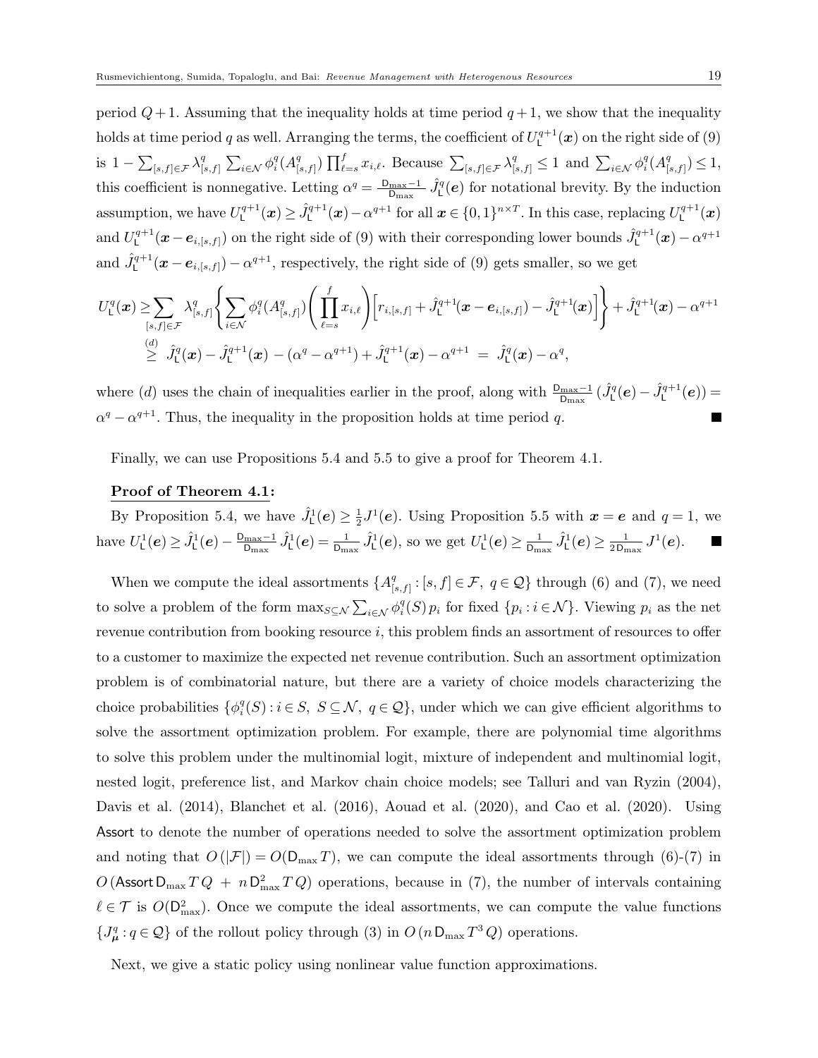period $Q+1$. Assuming that the inequality holds at time period $q+1$, we show that the inequality holds at time period $q$ as well. Arranging the terms, the coefficient of $U_{\mathsf{L}}^{q+1}(\boldsymbol{x})$ on the right side of (9) is $1-\sum_{[s,f]\in\mathcal{F}}\lambda_{[s,f]}^q\sum_{i\in\mathcal{N}}\phi_i^q(A_{[s,f]}^q)\prod_{\ell=s}^f x_{i,\ell}$. Because $\sum_{[s,f]\in\mathcal{F}}\lambda_{[s,f]}^q\le 1$ and $\sum_{i\in\mathcal{N}}\phi_i^q(A_{[s,f]}^q)\le 1$, this coefficient is nonnegative. Letting $\alpha^q=\frac{\mathsf{D}_{\max}-1}{\mathsf{D}_{\max}}\,\hat{J}_{\mathsf{L}}^q(\boldsymbol{e})$ for notational brevity. By the induction assumption, we have $U_{\mathsf{L}}^{q+1}(\boldsymbol{x})\ge \hat{J}_{\mathsf{L}}^{q+1}(\boldsymbol{x})-\alpha^{q+1}$ for all $\boldsymbol{x}\in\{0,1\}^{n\times T}$. In this case, replacing $U_{\mathsf{L}}^{q+1}(\boldsymbol{x})$ and $U_{\mathsf{L}}^{q+1}(\boldsymbol{x}-\boldsymbol{e}_{i,[s,f]})$ on the right side of (9) with their corresponding lower bounds $\hat{J}_{\mathsf{L}}^{q+1}(\boldsymbol{x})-\alpha^{q+1}$ and $\hat{J}_{\mathsf{L}}^{q+1}(\boldsymbol{x}-\boldsymbol{e}_{i,[s,f]})-\alpha^{q+1}$, respectively, the right side of (9) gets smaller, so we get

$$
\begin{aligned}
U_{\mathsf{L}}^q(\boldsymbol{x}) &\ge \sum_{[s,f]\in\mathcal{F}}\lambda_{[s,f]}^q\left\{\sum_{i\in\mathcal{N}}\phi_i^q(A_{[s,f]}^q)\left(\prod_{\ell=s}^f x_{i,\ell}\right)\Big[r_{i,[s,f]}+\hat{J}_{\mathsf{L}}^{q+1}(\boldsymbol{x}-\boldsymbol{e}_{i,[s,f]})-\hat{J}_{\mathsf{L}}^{q+1}(\boldsymbol{x})\Big]\right\}+\hat{J}_{\mathsf{L}}^{q+1}(\boldsymbol{x})-\alpha^{q+1}\\
&\overset{(d)}{\ge}\ \hat{J}_{\mathsf{L}}^q(\boldsymbol{x})-\hat{J}_{\mathsf{L}}^{q+1}(\boldsymbol{x})-(\alpha^q-\alpha^{q+1})+\hat{J}_{\mathsf{L}}^{q+1}(\boldsymbol{x})-\alpha^{q+1}\ =\ \hat{J}_{\mathsf{L}}^q(\boldsymbol{x})-\alpha^q,
\end{aligned}
$$

where $(d)$ uses the chain of inequalities earlier in the proof, along with $\frac{\mathsf{D}_{\max}-1}{\mathsf{D}_{\max}}(\hat{J}_{\mathsf{L}}^q(\boldsymbol{e})-\hat{J}_{\mathsf{L}}^{q+1}(\boldsymbol{e}))=\alpha^q-\alpha^{q+1}$. Thus, the inequality in the proposition holds at time period $q$. ∎

Finally, we can use Propositions 5.4 and 5.5 to give a proof for Theorem 4.1.

**Proof of Theorem 4.1:**

By Proposition 5.4, we have $\hat{J}_{\mathsf{L}}^1(\boldsymbol{e})\ge\frac{1}{2}J^1(\boldsymbol{e})$. Using Proposition 5.5 with $\boldsymbol{x}=\boldsymbol{e}$ and $q=1$, we have $U_{\mathsf{L}}^1(\boldsymbol{e})\ge\hat{J}_{\mathsf{L}}^1(\boldsymbol{e})-\frac{\mathsf{D}_{\max}-1}{\mathsf{D}_{\max}}\,\hat{J}_{\mathsf{L}}^1(\boldsymbol{e})=\frac{1}{\mathsf{D}_{\max}}\,\hat{J}_{\mathsf{L}}^1(\boldsymbol{e})$, so we get $U_{\mathsf{L}}^1(\boldsymbol{e})\ge\frac{1}{\mathsf{D}_{\max}}\,\hat{J}_{\mathsf{L}}^1(\boldsymbol{e})\ge\frac{1}{2\,\mathsf{D}_{\max}}\,J^1(\boldsymbol{e})$. ∎

When we compute the ideal assortments $\{A_{[s,f]}^q:[s,f]\in\mathcal{F},\ q\in\mathcal{Q}\}$ through (6) and (7), we need to solve a problem of the form $\max_{S\subseteq\mathcal{N}}\sum_{i\in\mathcal{N}}\phi_i^q(S)\,p_i$ for fixed $\{p_i:i\in\mathcal{N}\}$. Viewing $p_i$ as the net revenue contribution from booking resource $i$, this problem finds an assortment of resources to offer to a customer to maximize the expected net revenue contribution. Such an assortment optimization problem is of combinatorial nature, but there are a variety of choice models characterizing the choice probabilities $\{\phi_i^q(S):i\in S,\ S\subseteq\mathcal{N},\ q\in\mathcal{Q}\}$, under which we can give efficient algorithms to solve the assortment optimization problem. For example, there are polynomial time algorithms to solve this problem under the multinomial logit, mixture of independent and multinomial logit, nested logit, preference list, and Markov chain choice models; see Talluri and van Ryzin (2004), Davis et al. (2014), Blanchet et al. (2016), Aouad et al. (2020), and Cao et al. (2020). Using $\mathsf{Assort}$ to denote the number of operations needed to solve the assortment optimization problem and noting that $O(|\mathcal{F}|)=O(\mathsf{D}_{\max}T)$, we can compute the ideal assortments through (6)-(7) in $O(\mathsf{Assort}\,\mathsf{D}_{\max}T\,Q\ +\ n\,\mathsf{D}_{\max}^2\,T\,Q)$ operations, because in (7), the number of intervals containing $\ell\in\mathcal{T}$ is $O(\mathsf{D}_{\max}^2)$. Once we compute the ideal assortments, we can compute the value functions $\{J_{\boldsymbol{\mu}}^q:q\in\mathcal{Q}\}$ of the rollout policy through (3) in $O(n\,\mathsf{D}_{\max}T^3\,Q)$ operations.

Next, we give a static policy using nonlinear value function approximations.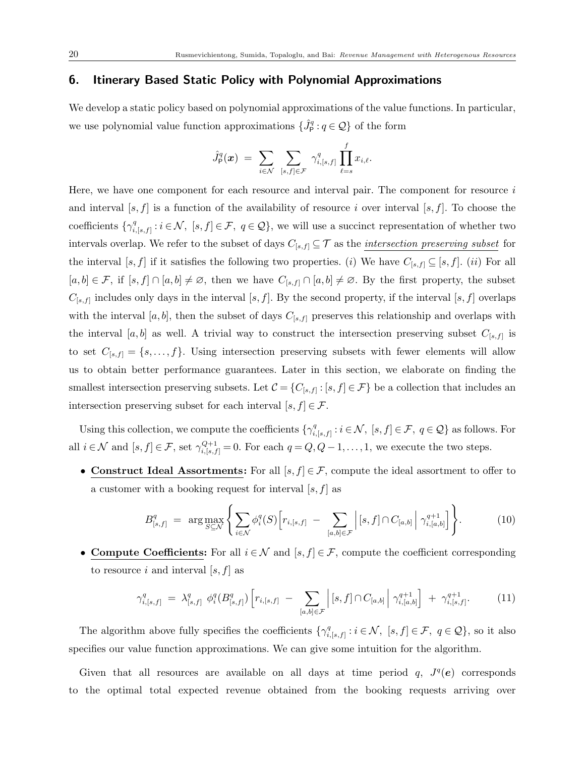## 6. Itinerary Based Static Policy with Polynomial Approximations

We develop a static policy based on polynomial approximations of the value functions. In particular, we use polynomial value function approximations $\{\hat{J}^q_{\mathsf{P}} : q \in \mathcal{Q}\}$ of the form

$$\hat{J}^q_{\mathsf{P}}(\boldsymbol{x}) \;=\; \sum_{i \in \mathcal{N}} \sum_{[s,f] \in \mathcal{F}} \gamma^q_{i,[s,f]} \prod_{\ell=s}^{f} x_{i,\ell}.$$

Here, we have one component for each resource and interval pair. The component for resource $i$ and interval $[s,f]$ is a function of the availability of resource $i$ over interval $[s,f]$. To choose the coefficients $\{\gamma^q_{i,[s,f]} : i \in \mathcal{N},\ [s,f] \in \mathcal{F},\ q \in \mathcal{Q}\}$, we will use a succinct representation of whether two intervals overlap. We refer to the subset of days $C_{[s,f]} \subseteq \mathcal{T}$ as the *intersection preserving subset* for the interval $[s,f]$ if it satisfies the following two properties. (*i*) We have $C_{[s,f]} \subseteq [s,f]$. (*ii*) For all $[a,b] \in \mathcal{F}$, if $[s,f] \cap [a,b] \neq \varnothing$, then we have $C_{[s,f]} \cap [a,b] \neq \varnothing$. By the first property, the subset $C_{[s,f]}$ includes only days in the interval $[s,f]$. By the second property, if the interval $[s,f]$ overlaps with the interval $[a,b]$, then the subset of days $C_{[s,f]}$ preserves this relationship and overlaps with the interval $[a,b]$ as well. A trivial way to construct the intersection preserving subset $C_{[s,f]}$ is to set $C_{[s,f]} = \{s, \ldots, f\}$. Using intersection preserving subsets with fewer elements will allow us to obtain better performance guarantees. Later in this section, we elaborate on finding the smallest intersection preserving subsets. Let $\mathcal{C} = \{C_{[s,f]} : [s,f] \in \mathcal{F}\}$ be a collection that includes an intersection preserving subset for each interval $[s,f] \in \mathcal{F}$.

Using this collection, we compute the coefficients $\{\gamma^q_{i,[s,f]} : i \in \mathcal{N},\ [s,f] \in \mathcal{F},\ q \in \mathcal{Q}\}$ as follows. For all $i \in \mathcal{N}$ and $[s,f] \in \mathcal{F}$, set $\gamma^{Q+1}_{i,[s,f]} = 0$. For each $q = Q, Q-1, \ldots, 1$, we execute the two steps.

- **Construct Ideal Assortments:** For all $[s,f] \in \mathcal{F}$, compute the ideal assortment to offer to a customer with a booking request for interval $[s,f]$ as

$$B^q_{[s,f]} \;=\; \arg\max_{S \subseteq \mathcal{N}} \left\{ \sum_{i \in \mathcal{N}} \phi^q_i(S) \Big[ r_{i,[s,f]} \;-\; \sum_{[a,b] \in \mathcal{F}} \Big| [s,f] \cap C_{[a,b]} \Big| \, \gamma^{q+1}_{i,[a,b]} \Big] \right\}. \tag{10}$$

- **Compute Coefficients:** For all $i \in \mathcal{N}$ and $[s,f] \in \mathcal{F}$, compute the coefficient corresponding to resource $i$ and interval $[s,f]$ as

$$\gamma^q_{i,[s,f]} \;=\; \lambda^q_{[s,f]} \;\phi^q_i(B^q_{[s,f]}) \Big[ r_{i,[s,f]} \;-\; \sum_{[a,b] \in \mathcal{F}} \Big| [s,f] \cap C_{[a,b]} \Big| \, \gamma^{q+1}_{i,[a,b]} \Big] \;+\; \gamma^{q+1}_{i,[s,f]}. \tag{11}$$

The algorithm above fully specifies the coefficients $\{\gamma^q_{i,[s,f]} : i \in \mathcal{N},\ [s,f] \in \mathcal{F},\ q \in \mathcal{Q}\}$, so it also specifies our value function approximations. We can give some intuition for the algorithm.

Given that all resources are available on all days at time period $q$, $J^q(\boldsymbol{e})$ corresponds to the optimal total expected revenue obtained from the booking requests arriving over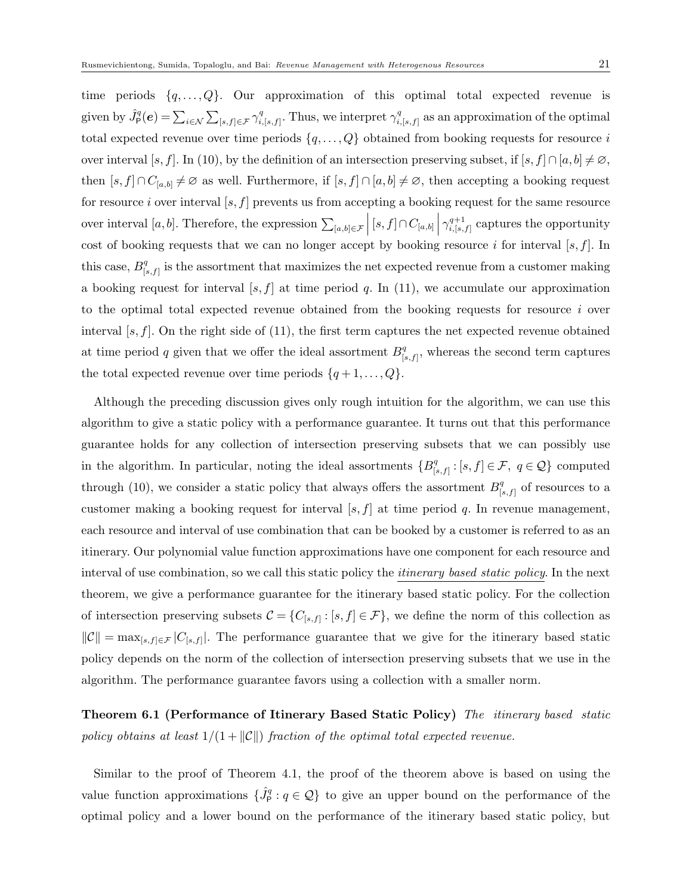time periods $\{q,\ldots,Q\}$. Our approximation of this optimal total expected revenue is given by $\hat{J}^q_{\mathsf{P}}(\boldsymbol{e}) = \sum_{i\in\mathcal{N}}\sum_{[s,f]\in\mathcal{F}} \gamma^q_{i,[s,f]}$. Thus, we interpret $\gamma^q_{i,[s,f]}$ as an approximation of the optimal total expected revenue over time periods $\{q,\ldots,Q\}$ obtained from booking requests for resource $i$ over interval $[s,f]$. In (10), by the definition of an intersection preserving subset, if $[s,f]\cap[a,b]\neq\varnothing$, then $[s,f]\cap C_{[a,b]}\neq\varnothing$ as well. Furthermore, if $[s,f]\cap[a,b]\neq\varnothing$, then accepting a booking request for resource $i$ over interval $[s,f]$ prevents us from accepting a booking request for the same resource over interval $[a,b]$. Therefore, the expression $\sum_{[a,b]\in\mathcal{F}} \left|[s,f]\cap C_{[a,b]}\right| \gamma^{q+1}_{i,[s,f]}$ captures the opportunity cost of booking requests that we can no longer accept by booking resource $i$ for interval $[s,f]$. In this case, $B^q_{[s,f]}$ is the assortment that maximizes the net expected revenue from a customer making a booking request for interval $[s,f]$ at time period $q$. In (11), we accumulate our approximation to the optimal total expected revenue obtained from the booking requests for resource $i$ over interval $[s,f]$. On the right side of (11), the first term captures the net expected revenue obtained at time period $q$ given that we offer the ideal assortment $B^q_{[s,f]}$, whereas the second term captures the total expected revenue over time periods $\{q+1,\ldots,Q\}$.

Although the preceding discussion gives only rough intuition for the algorithm, we can use this algorithm to give a static policy with a performance guarantee. It turns out that this performance guarantee holds for any collection of intersection preserving subsets that we can possibly use in the algorithm. In particular, noting the ideal assortments $\{B^q_{[s,f]} : [s,f]\in\mathcal{F},\ q\in\mathcal{Q}\}$ computed through (10), we consider a static policy that always offers the assortment $B^q_{[s,f]}$ of resources to a customer making a booking request for interval $[s,f]$ at time period $q$. In revenue management, each resource and interval of use combination that can be booked by a customer is referred to as an itinerary. Our polynomial value function approximations have one component for each resource and interval of use combination, so we call this static policy the *itinerary based static policy*. In the next theorem, we give a performance guarantee for the itinerary based static policy. For the collection of intersection preserving subsets $\mathcal{C} = \{C_{[s,f]} : [s,f]\in\mathcal{F}\}$, we define the norm of this collection as $\|\mathcal{C}\| = \max_{[s,f]\in\mathcal{F}} |C_{[s,f]}|$. The performance guarantee that we give for the itinerary based static policy depends on the norm of the collection of intersection preserving subsets that we use in the algorithm. The performance guarantee favors using a collection with a smaller norm.

**Theorem 6.1 (Performance of Itinerary Based Static Policy)** *The itinerary based static policy obtains at least $1/(1+\|\mathcal{C}\|)$ fraction of the optimal total expected revenue.*

Similar to the proof of Theorem 4.1, the proof of the theorem above is based on using the value function approximations $\{\hat{J}^q_{\mathsf{P}} : q\in\mathcal{Q}\}$ to give an upper bound on the performance of the optimal policy and a lower bound on the performance of the itinerary based static policy, but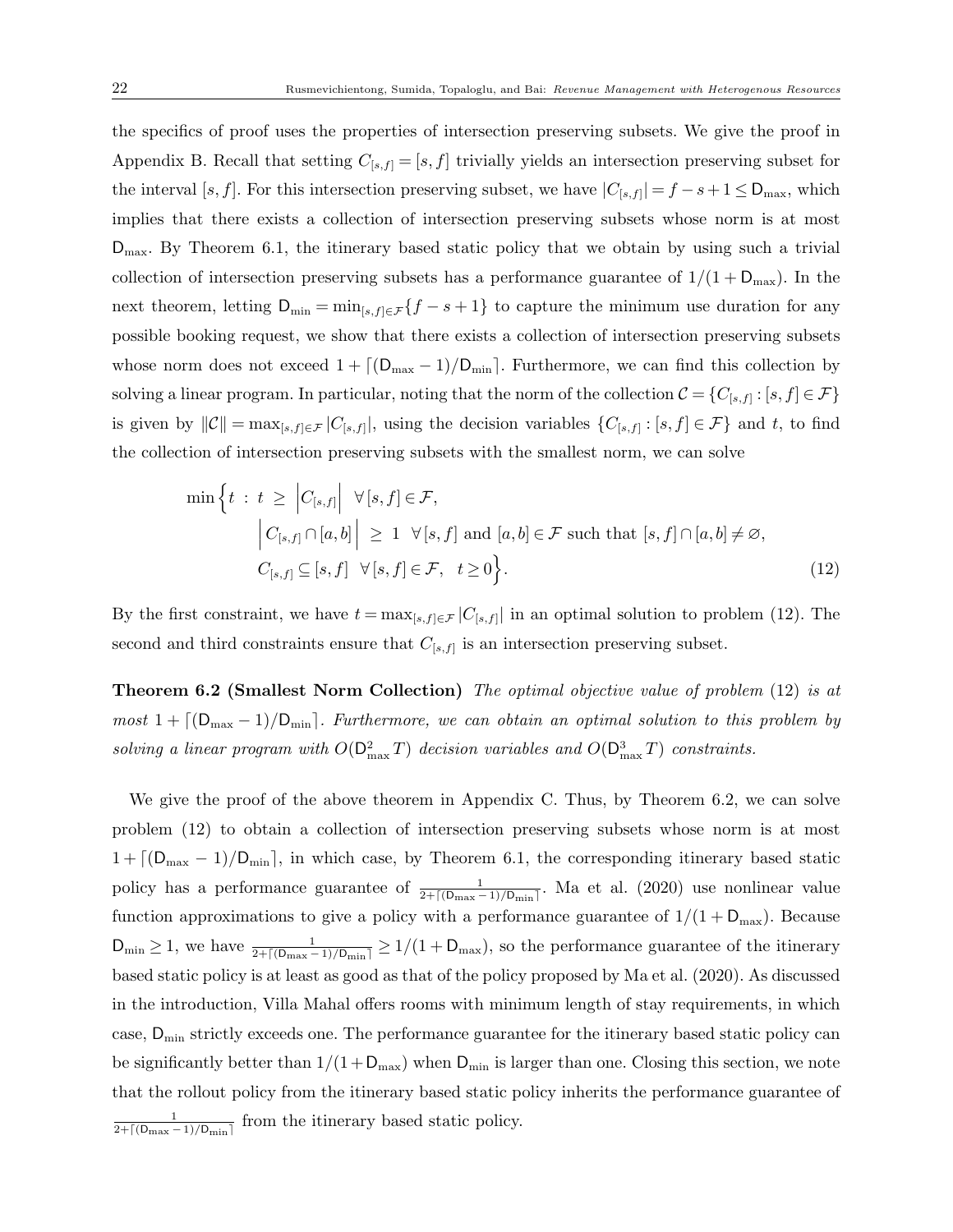the specifics of proof uses the properties of intersection preserving subsets. We give the proof in Appendix B. Recall that setting $C_{[s,f]} = [s,f]$ trivially yields an intersection preserving subset for the interval $[s,f]$. For this intersection preserving subset, we have $|C_{[s,f]}| = f - s + 1 \leq \mathsf{D}_{\max}$, which implies that there exists a collection of intersection preserving subsets whose norm is at most $\mathsf{D}_{\max}$. By Theorem 6.1, the itinerary based static policy that we obtain by using such a trivial collection of intersection preserving subsets has a performance guarantee of $1/(1+\mathsf{D}_{\max})$. In the next theorem, letting $\mathsf{D}_{\min} = \min_{[s,f]\in\mathcal{F}}\{f - s + 1\}$ to capture the minimum use duration for any possible booking request, we show that there exists a collection of intersection preserving subsets whose norm does not exceed $1 + \lceil(\mathsf{D}_{\max}-1)/\mathsf{D}_{\min}\rceil$. Furthermore, we can find this collection by solving a linear program. In particular, noting that the norm of the collection $\mathcal{C} = \{C_{[s,f]} : [s,f] \in \mathcal{F}\}$ is given by $\|\mathcal{C}\| = \max_{[s,f]\in\mathcal{F}} |C_{[s,f]}|$, using the decision variables $\{C_{[s,f]} : [s,f] \in \mathcal{F}\}$ and $t$, to find the collection of intersection preserving subsets with the smallest norm, we can solve

$$
\begin{aligned}
\min\Big\{t \;:\; & t \;\geq\; \Big|C_{[s,f]}\Big| \quad \forall\, [s,f] \in \mathcal{F}, \\
& \Big|\, C_{[s,f]} \cap [a,b] \,\Big| \;\geq\; 1 \quad \forall\, [s,f] \text{ and } [a,b] \in \mathcal{F} \text{ such that } [s,f]\cap[a,b] \neq \varnothing, \\
& C_{[s,f]} \subseteq [s,f] \quad \forall\, [s,f] \in \mathcal{F}, \quad t \geq 0\Big\}.
\end{aligned} \tag{12}
$$

By the first constraint, we have $t = \max_{[s,f]\in\mathcal{F}} |C_{[s,f]}|$ in an optimal solution to problem (12). The second and third constraints ensure that $C_{[s,f]}$ is an intersection preserving subset.

**Theorem 6.2 (Smallest Norm Collection)** *The optimal objective value of problem* (12) *is at most* $1 + \lceil(\mathsf{D}_{\max}-1)/\mathsf{D}_{\min}\rceil$*. Furthermore, we can obtain an optimal solution to this problem by solving a linear program with* $O(\mathsf{D}_{\max}^2 T)$ *decision variables and* $O(\mathsf{D}_{\max}^3 T)$ *constraints.*

We give the proof of the above theorem in Appendix C. Thus, by Theorem 6.2, we can solve problem (12) to obtain a collection of intersection preserving subsets whose norm is at most $1 + \lceil(\mathsf{D}_{\max}-1)/\mathsf{D}_{\min}\rceil$, in which case, by Theorem 6.1, the corresponding itinerary based static policy has a performance guarantee of $\frac{1}{2+\lceil(\mathsf{D}_{\max}-1)/\mathsf{D}_{\min}\rceil}$. Ma et al. (2020) use nonlinear value function approximations to give a policy with a performance guarantee of $1/(1+\mathsf{D}_{\max})$. Because $\mathsf{D}_{\min} \geq 1$, we have $\frac{1}{2+\lceil(\mathsf{D}_{\max}-1)/\mathsf{D}_{\min}\rceil} \geq 1/(1+\mathsf{D}_{\max})$, so the performance guarantee of the itinerary based static policy is at least as good as that of the policy proposed by Ma et al. (2020). As discussed in the introduction, Villa Mahal offers rooms with minimum length of stay requirements, in which case, $\mathsf{D}_{\min}$ strictly exceeds one. The performance guarantee for the itinerary based static policy can be significantly better than $1/(1+\mathsf{D}_{\max})$ when $\mathsf{D}_{\min}$ is larger than one. Closing this section, we note that the rollout policy from the itinerary based static policy inherits the performance guarantee of $\frac{1}{2+\lceil(\mathsf{D}_{\max}-1)/\mathsf{D}_{\min}\rceil}$ from the itinerary based static policy.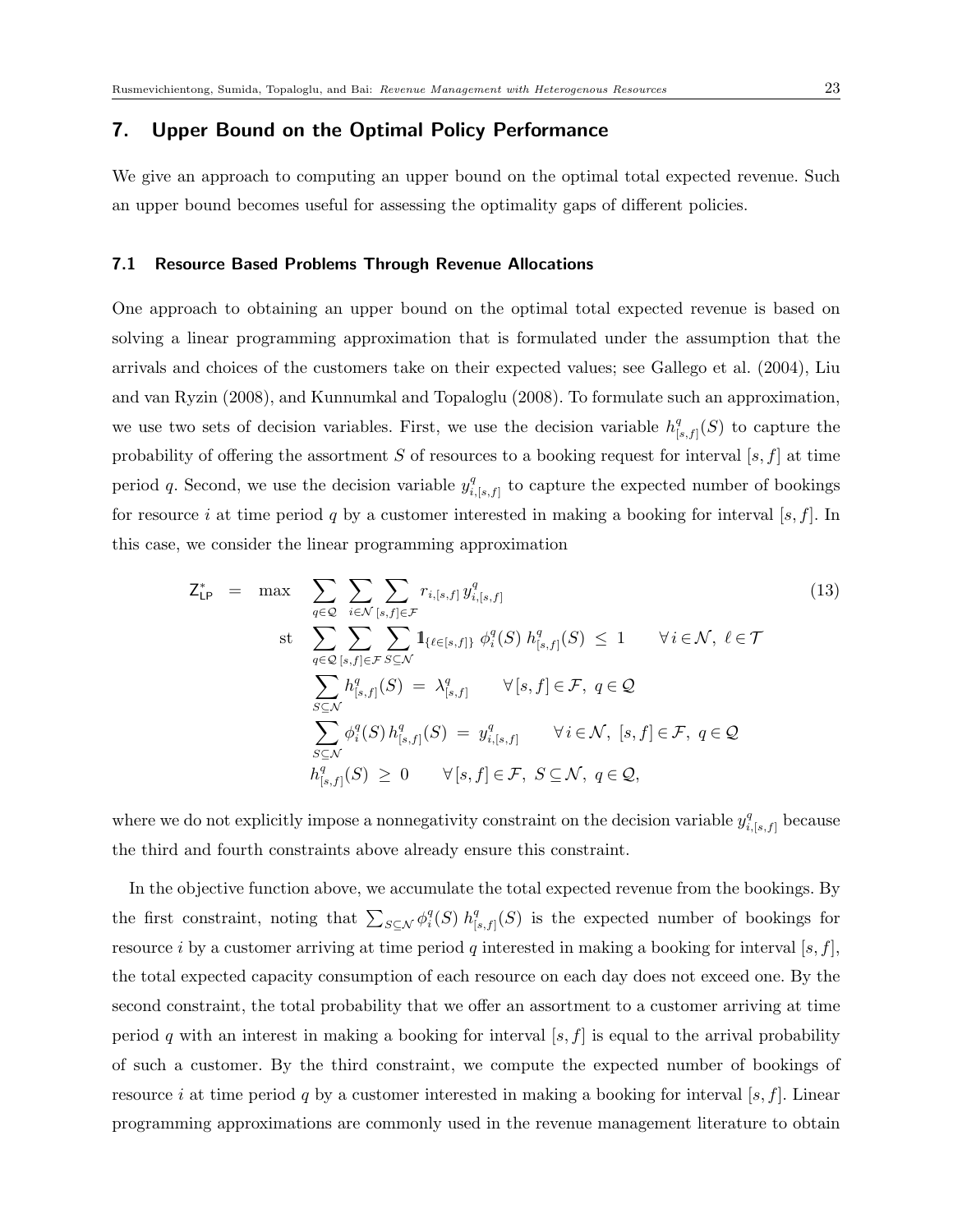## 7. Upper Bound on the Optimal Policy Performance

We give an approach to computing an upper bound on the optimal total expected revenue. Such an upper bound becomes useful for assessing the optimality gaps of different policies.

### 7.1 Resource Based Problems Through Revenue Allocations

One approach to obtaining an upper bound on the optimal total expected revenue is based on solving a linear programming approximation that is formulated under the assumption that the arrivals and choices of the customers take on their expected values; see Gallego et al. (2004), Liu and van Ryzin (2008), and Kunnumkal and Topaloglu (2008). To formulate such an approximation, we use two sets of decision variables. First, we use the decision variable $h^q_{[s,f]}(S)$ to capture the probability of offering the assortment $S$ of resources to a booking request for interval $[s,f]$ at time period $q$. Second, we use the decision variable $y^q_{i,[s,f]}$ to capture the expected number of bookings for resource $i$ at time period $q$ by a customer interested in making a booking for interval $[s,f]$. In this case, we consider the linear programming approximation

$$
\begin{aligned}
\mathsf{Z}^*_{\mathsf{LP}} \;=\; \max \quad & \sum_{q\in\mathcal{Q}} \sum_{i\in\mathcal{N}} \sum_{[s,f]\in\mathcal{F}} r_{i,[s,f]}\, y^q_{i,[s,f]} \\
\text{st} \quad & \sum_{q\in\mathcal{Q}} \sum_{[s,f]\in\mathcal{F}} \sum_{S\subseteq\mathcal{N}} \mathbb{1}_{\{\ell\in[s,f]\}}\; \phi^q_i(S)\; h^q_{[s,f]}(S) \;\le\; 1 \qquad \forall\, i\in\mathcal{N},\ \ell\in\mathcal{T} \\
& \sum_{S\subseteq\mathcal{N}} h^q_{[s,f]}(S) \;=\; \lambda^q_{[s,f]} \qquad \forall\, [s,f]\in\mathcal{F},\ q\in\mathcal{Q} \\
& \sum_{S\subseteq\mathcal{N}} \phi^q_i(S)\, h^q_{[s,f]}(S) \;=\; y^q_{i,[s,f]} \qquad \forall\, i\in\mathcal{N},\ [s,f]\in\mathcal{F},\ q\in\mathcal{Q} \\
& h^q_{[s,f]}(S) \;\ge\; 0 \qquad \forall\, [s,f]\in\mathcal{F},\ S\subseteq\mathcal{N},\ q\in\mathcal{Q},
\end{aligned}
\tag{13}
$$

where we do not explicitly impose a nonnegativity constraint on the decision variable $y^q_{i,[s,f]}$ because the third and fourth constraints above already ensure this constraint.

In the objective function above, we accumulate the total expected revenue from the bookings. By the first constraint, noting that $\sum_{S\subseteq\mathcal{N}} \phi^q_i(S)\; h^q_{[s,f]}(S)$ is the expected number of bookings for resource $i$ by a customer arriving at time period $q$ interested in making a booking for interval $[s,f]$, the total expected capacity consumption of each resource on each day does not exceed one. By the second constraint, the total probability that we offer an assortment to a customer arriving at time period $q$ with an interest in making a booking for interval $[s,f]$ is equal to the arrival probability of such a customer. By the third constraint, we compute the expected number of bookings of resource $i$ at time period $q$ by a customer interested in making a booking for interval $[s,f]$. Linear programming approximations are commonly used in the revenue management literature to obtain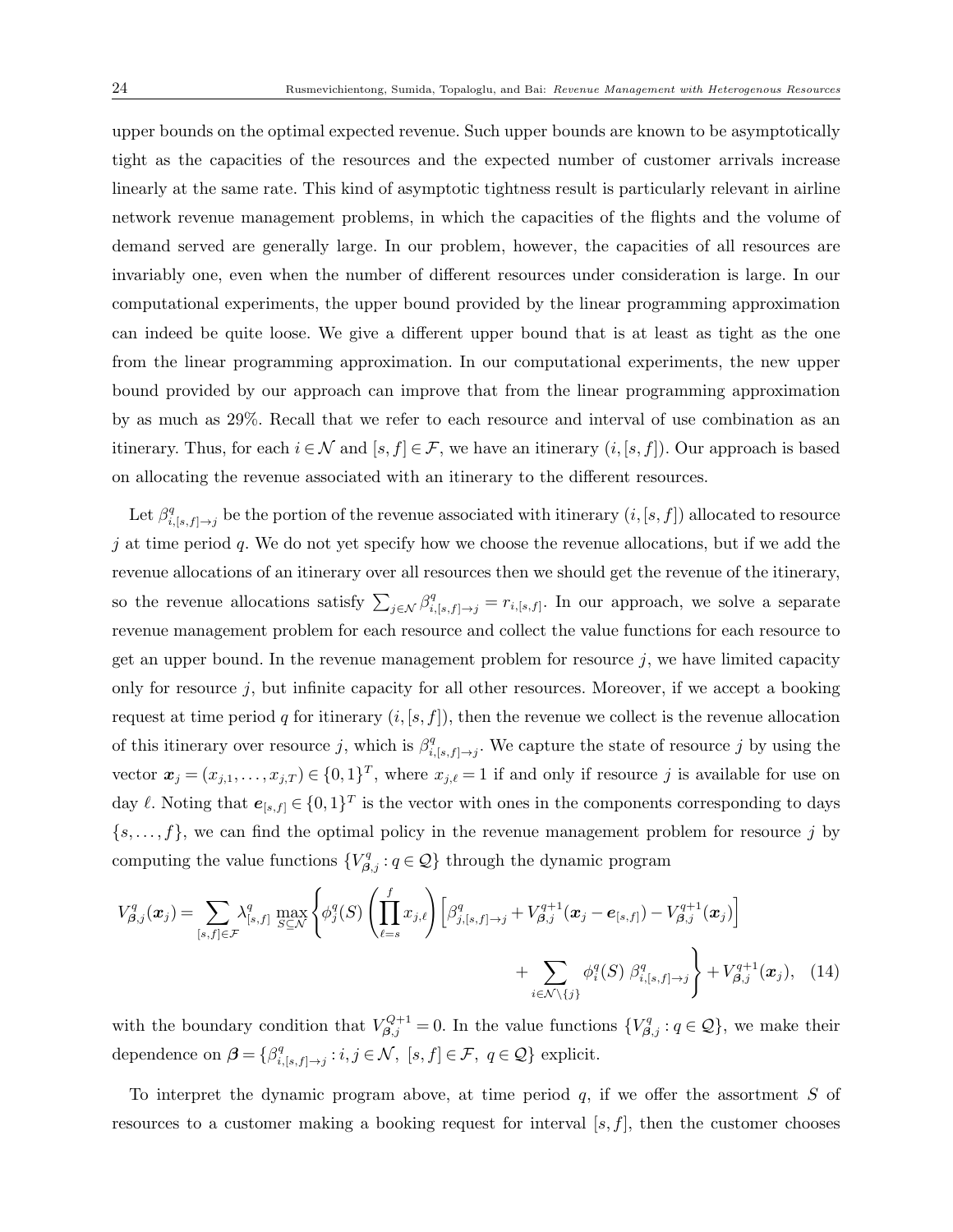upper bounds on the optimal expected revenue. Such upper bounds are known to be asymptotically tight as the capacities of the resources and the expected number of customer arrivals increase linearly at the same rate. This kind of asymptotic tightness result is particularly relevant in airline network revenue management problems, in which the capacities of the flights and the volume of demand served are generally large. In our problem, however, the capacities of all resources are invariably one, even when the number of different resources under consideration is large. In our computational experiments, the upper bound provided by the linear programming approximation can indeed be quite loose. We give a different upper bound that is at least as tight as the one from the linear programming approximation. In our computational experiments, the new upper bound provided by our approach can improve that from the linear programming approximation by as much as 29%. Recall that we refer to each resource and interval of use combination as an itinerary. Thus, for each $i \in \mathcal{N}$ and $[s,f] \in \mathcal{F}$, we have an itinerary $(i,[s,f])$. Our approach is based on allocating the revenue associated with an itinerary to the different resources.

Let $\beta^q_{i,[s,f]\to j}$ be the portion of the revenue associated with itinerary $(i,[s,f])$ allocated to resource $j$ at time period $q$. We do not yet specify how we choose the revenue allocations, but if we add the revenue allocations of an itinerary over all resources then we should get the revenue of the itinerary, so the revenue allocations satisfy $\sum_{j \in \mathcal{N}} \beta^q_{i,[s,f]\to j} = r_{i,[s,f]}$. In our approach, we solve a separate revenue management problem for each resource and collect the value functions for each resource to get an upper bound. In the revenue management problem for resource $j$, we have limited capacity only for resource $j$, but infinite capacity for all other resources. Moreover, if we accept a booking request at time period $q$ for itinerary $(i,[s,f])$, then the revenue we collect is the revenue allocation of this itinerary over resource $j$, which is $\beta^q_{i,[s,f]\to j}$. We capture the state of resource $j$ by using the vector $\boldsymbol{x}_j = (x_{j,1},\ldots,x_{j,T}) \in \{0,1\}^T$, where $x_{j,\ell} = 1$ if and only if resource $j$ is available for use on day $\ell$. Noting that $\boldsymbol{e}_{[s,f]} \in \{0,1\}^T$ is the vector with ones in the components corresponding to days $\{s,\ldots,f\}$, we can find the optimal policy in the revenue management problem for resource $j$ by computing the value functions $\{V^q_{\boldsymbol{\beta},j} : q \in \mathcal{Q}\}$ through the dynamic program

$$V^q_{\boldsymbol{\beta},j}(\boldsymbol{x}_j) = \sum_{[s,f]\in\mathcal{F}} \lambda^q_{[s,f]} \max_{S\subseteq\mathcal{N}} \left\{ \phi^q_j(S) \left( \prod_{\ell=s}^{f} x_{j,\ell} \right) \left[ \beta^q_{j,[s,f]\to j} + V^{q+1}_{\boldsymbol{\beta},j}(\boldsymbol{x}_j - \boldsymbol{e}_{[s,f]}) - V^{q+1}_{\boldsymbol{\beta},j}(\boldsymbol{x}_j) \right] + \sum_{i\in\mathcal{N}\setminus\{j\}} \phi^q_i(S)\, \beta^q_{i,[s,f]\to j} \right\} + V^{q+1}_{\boldsymbol{\beta},j}(\boldsymbol{x}_j), \quad (14)$$

with the boundary condition that $V^{Q+1}_{\boldsymbol{\beta},j} = 0$. In the value functions $\{V^q_{\boldsymbol{\beta},j} : q \in \mathcal{Q}\}$, we make their dependence on $\boldsymbol{\beta} = \{\beta^q_{i,[s,f]\to j} : i,j \in \mathcal{N},\ [s,f] \in \mathcal{F},\ q \in \mathcal{Q}\}$ explicit.

To interpret the dynamic program above, at time period $q$, if we offer the assortment $S$ of resources to a customer making a booking request for interval $[s,f]$, then the customer chooses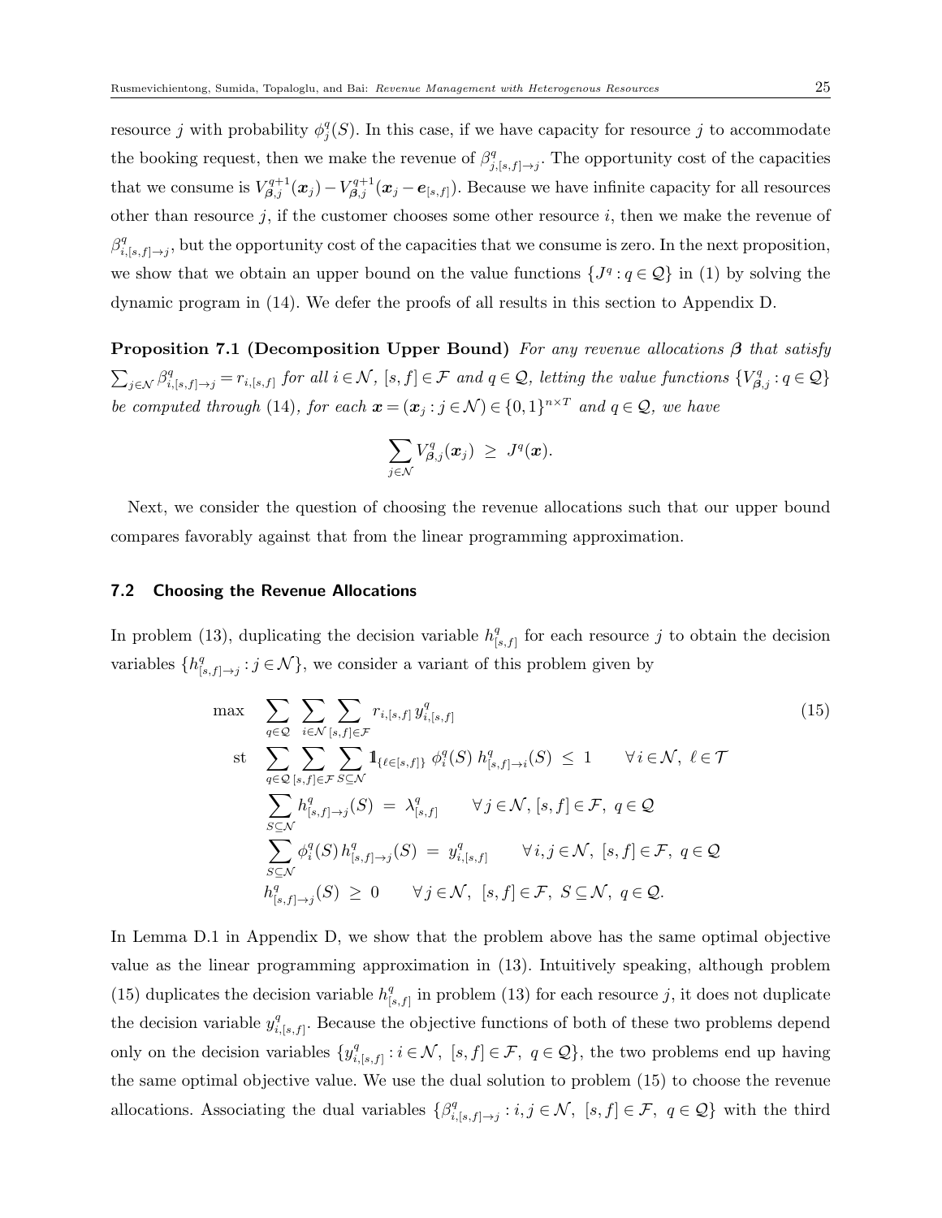resource $j$ with probability $\phi_j^q(S)$. In this case, if we have capacity for resource $j$ to accommodate the booking request, then we make the revenue of $\beta_{j,[s,f]\to j}^q$. The opportunity cost of the capacities that we consume is $V_{\boldsymbol{\beta},j}^{q+1}(\boldsymbol{x}_j) - V_{\boldsymbol{\beta},j}^{q+1}(\boldsymbol{x}_j - \boldsymbol{e}_{[s,f]})$. Because we have infinite capacity for all resources other than resource $j$, if the customer chooses some other resource $i$, then we make the revenue of $\beta_{i,[s,f]\to j}^q$, but the opportunity cost of the capacities that we consume is zero. In the next proposition, we show that we obtain an upper bound on the value functions $\{J^q : q \in \mathcal{Q}\}$ in (1) by solving the dynamic program in (14). We defer the proofs of all results in this section to Appendix D.

**Proposition 7.1 (Decomposition Upper Bound)** *For any revenue allocations $\boldsymbol{\beta}$ that satisfy $\sum_{j\in\mathcal{N}} \beta_{i,[s,f]\to j}^q = r_{i,[s,f]}$ for all $i \in \mathcal{N}$, $[s,f] \in \mathcal{F}$ and $q \in \mathcal{Q}$, letting the value functions $\{V_{\boldsymbol{\beta},j}^q : q \in \mathcal{Q}\}$ be computed through* (14)*, for each $\boldsymbol{x} = (\boldsymbol{x}_j : j \in \mathcal{N}) \in \{0,1\}^{n\times T}$ and $q \in \mathcal{Q}$, we have*

$$\sum_{j\in\mathcal{N}} V_{\boldsymbol{\beta},j}^q(\boldsymbol{x}_j) \;\geq\; J^q(\boldsymbol{x}).$$

Next, we consider the question of choosing the revenue allocations such that our upper bound compares favorably against that from the linear programming approximation.

### 7.2 Choosing the Revenue Allocations

In problem (13), duplicating the decision variable $h_{[s,f]}^q$ for each resource $j$ to obtain the decision variables $\{h_{[s,f]\to j}^q : j \in \mathcal{N}\}$, we consider a variant of this problem given by

$$\begin{aligned}
\max \quad & \sum_{q\in\mathcal{Q}} \sum_{i\in\mathcal{N}} \sum_{[s,f]\in\mathcal{F}} r_{i,[s,f]}\, y_{i,[s,f]}^q \\
\text{st} \quad & \sum_{q\in\mathcal{Q}} \sum_{[s,f]\in\mathcal{F}} \sum_{S\subseteq\mathcal{N}} \mathbb{1}_{\{\ell\in[s,f]\}}\, \phi_i^q(S)\, h_{[s,f]\to i}^q(S) \;\leq\; 1 \qquad \forall\, i\in\mathcal{N},\ \ell\in\mathcal{T} \\
& \sum_{S\subseteq\mathcal{N}} h_{[s,f]\to j}^q(S) \;=\; \lambda_{[s,f]}^q \qquad \forall\, j\in\mathcal{N},\, [s,f]\in\mathcal{F},\ q\in\mathcal{Q} \\
& \sum_{S\subseteq\mathcal{N}} \phi_i^q(S)\, h_{[s,f]\to j}^q(S) \;=\; y_{i,[s,f]}^q \qquad \forall\, i,j\in\mathcal{N},\ [s,f]\in\mathcal{F},\ q\in\mathcal{Q} \\
& h_{[s,f]\to j}^q(S) \;\geq\; 0 \qquad \forall\, j\in\mathcal{N},\ [s,f]\in\mathcal{F},\ S\subseteq\mathcal{N},\ q\in\mathcal{Q}.
\end{aligned} \tag{15}$$

In Lemma D.1 in Appendix D, we show that the problem above has the same optimal objective value as the linear programming approximation in (13). Intuitively speaking, although problem (15) duplicates the decision variable $h_{[s,f]}^q$ in problem (13) for each resource $j$, it does not duplicate the decision variable $y_{i,[s,f]}^q$. Because the objective functions of both of these two problems depend only on the decision variables $\{y_{i,[s,f]}^q : i \in \mathcal{N},\ [s,f] \in \mathcal{F},\ q \in \mathcal{Q}\}$, the two problems end up having the same optimal objective value. We use the dual solution to problem (15) to choose the revenue allocations. Associating the dual variables $\{\beta_{i,[s,f]\to j}^q : i,j \in \mathcal{N},\ [s,f] \in \mathcal{F},\ q \in \mathcal{Q}\}$ with the third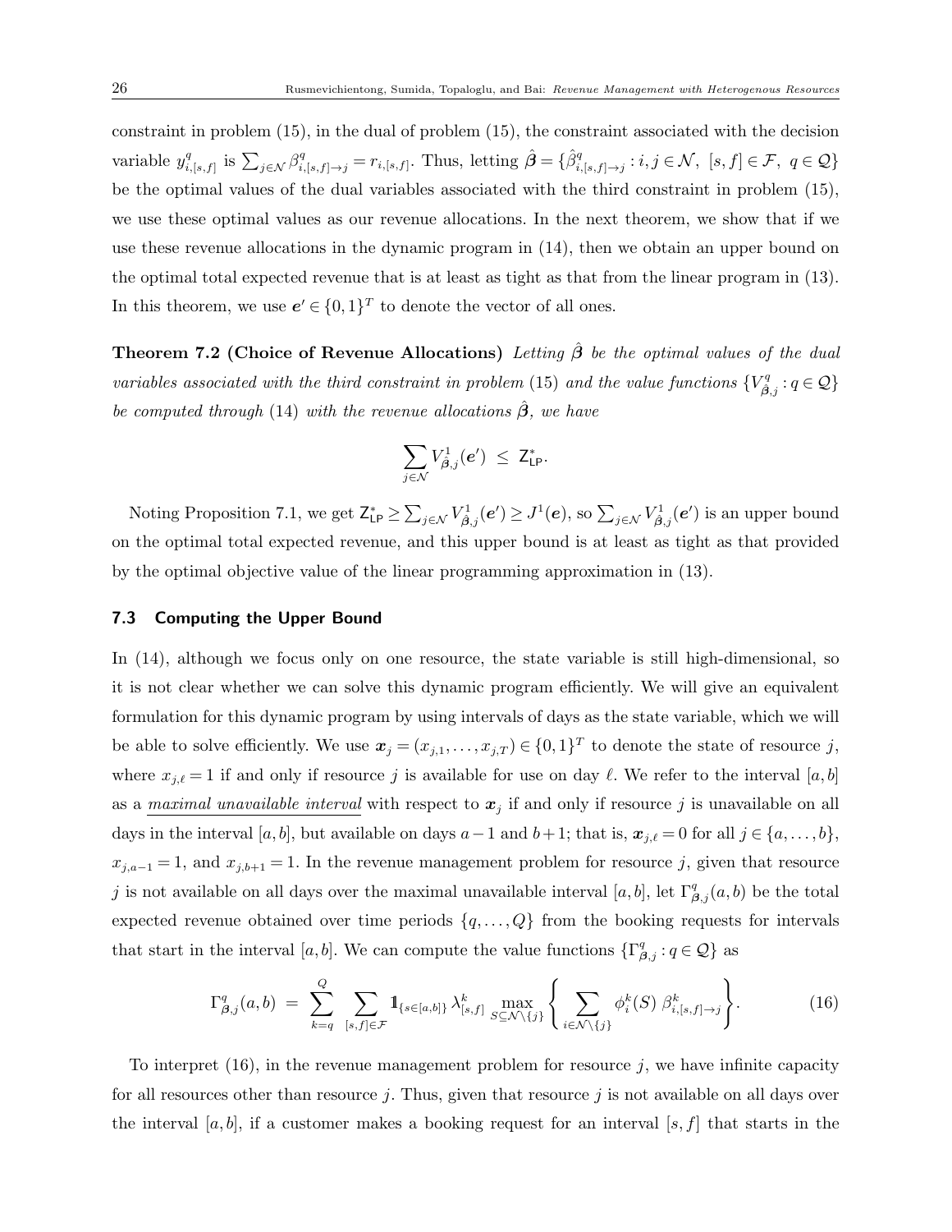constraint in problem (15), in the dual of problem (15), the constraint associated with the decision variable $y^q_{i,[s,f]}$ is $\sum_{j\in\mathcal{N}} \beta^q_{i,[s,f]\to j} = r_{i,[s,f]}$. Thus, letting $\hat{\boldsymbol{\beta}} = \{\hat{\beta}^q_{i,[s,f]\to j} : i,j \in \mathcal{N},\ [s,f]\in\mathcal{F},\ q\in\mathcal{Q}\}$ be the optimal values of the dual variables associated with the third constraint in problem (15), we use these optimal values as our revenue allocations. In the next theorem, we show that if we use these revenue allocations in the dynamic program in (14), then we obtain an upper bound on the optimal total expected revenue that is at least as tight as that from the linear program in (13). In this theorem, we use $\boldsymbol{e}' \in \{0,1\}^T$ to denote the vector of all ones.

**Theorem 7.2 (Choice of Revenue Allocations)** *Letting $\hat{\boldsymbol{\beta}}$ be the optimal values of the dual variables associated with the third constraint in problem* (15) *and the value functions $\{V^q_{\hat{\boldsymbol{\beta}},j} : q\in\mathcal{Q}\}$ be computed through* (14) *with the revenue allocations $\hat{\boldsymbol{\beta}}$, we have*

$$\sum_{j\in\mathcal{N}} V^1_{\hat{\boldsymbol{\beta}},j}(\boldsymbol{e}') \ \le\ \mathsf{Z}^*_{\mathsf{LP}}.$$

Noting Proposition 7.1, we get $\mathsf{Z}^*_{\mathsf{LP}} \ge \sum_{j\in\mathcal{N}} V^1_{\hat{\boldsymbol{\beta}},j}(\boldsymbol{e}') \ge J^1(\boldsymbol{e})$, so $\sum_{j\in\mathcal{N}} V^1_{\hat{\boldsymbol{\beta}},j}(\boldsymbol{e}')$ is an upper bound on the optimal total expected revenue, and this upper bound is at least as tight as that provided by the optimal objective value of the linear programming approximation in (13).

### 7.3 Computing the Upper Bound

In (14), although we focus only on one resource, the state variable is still high-dimensional, so it is not clear whether we can solve this dynamic program efficiently. We will give an equivalent formulation for this dynamic program by using intervals of days as the state variable, which we will be able to solve efficiently. We use $\boldsymbol{x}_j = (x_{j,1},\ldots,x_{j,T}) \in \{0,1\}^T$ to denote the state of resource $j$, where $x_{j,\ell}=1$ if and only if resource $j$ is available for use on day $\ell$. We refer to the interval $[a,b]$ as a <u>*maximal unavailable interval*</u> with respect to $\boldsymbol{x}_j$ if and only if resource $j$ is unavailable on all days in the interval $[a,b]$, but available on days $a-1$ and $b+1$; that is, $\boldsymbol{x}_{j,\ell}=0$ for all $j\in\{a,\ldots,b\}$, $x_{j,a-1}=1$, and $x_{j,b+1}=1$. In the revenue management problem for resource $j$, given that resource $j$ is not available on all days over the maximal unavailable interval $[a,b]$, let $\Gamma^q_{\boldsymbol{\beta},j}(a,b)$ be the total expected revenue obtained over time periods $\{q,\ldots,Q\}$ from the booking requests for intervals that start in the interval $[a,b]$. We can compute the value functions $\{\Gamma^q_{\boldsymbol{\beta},j} : q\in\mathcal{Q}\}$ as

$$\Gamma^q_{\boldsymbol{\beta},j}(a,b) \ = \ \sum_{k=q}^{Q} \ \sum_{[s,f]\in\mathcal{F}} \mathbb{1}_{\{s\in[a,b]\}}\,\lambda^k_{[s,f]} \max_{S\subseteq\mathcal{N}\setminus\{j\}} \left\{ \sum_{i\in\mathcal{N}\setminus\{j\}} \phi^k_i(S)\ \beta^k_{i,[s,f]\to j} \right\}. \tag{16}$$

To interpret (16), in the revenue management problem for resource $j$, we have infinite capacity for all resources other than resource $j$. Thus, given that resource $j$ is not available on all days over the interval $[a,b]$, if a customer makes a booking request for an interval $[s,f]$ that starts in the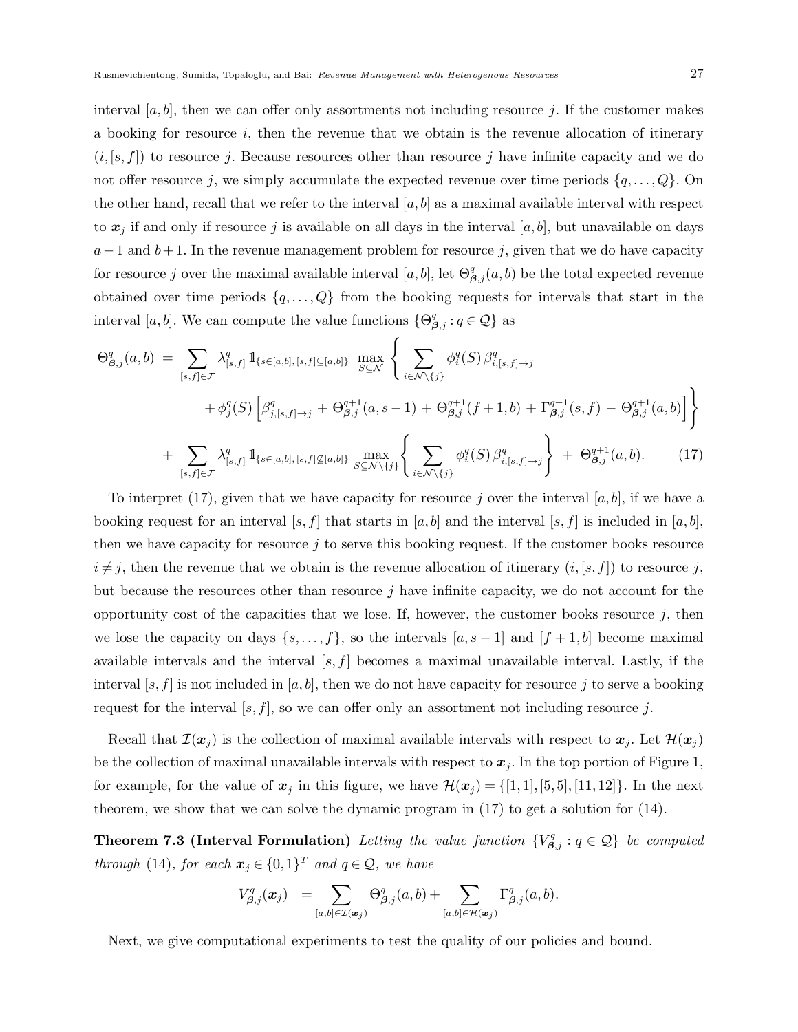interval $[a,b]$, then we can offer only assortments not including resource $j$. If the customer makes a booking for resource $i$, then the revenue that we obtain is the revenue allocation of itinerary $(i,[s,f])$ to resource $j$. Because resources other than resource $j$ have infinite capacity and we do not offer resource $j$, we simply accumulate the expected revenue over time periods $\{q,\ldots,Q\}$. On the other hand, recall that we refer to the interval $[a,b]$ as a maximal available interval with respect to $\boldsymbol{x}_j$ if and only if resource $j$ is available on all days in the interval $[a,b]$, but unavailable on days $a-1$ and $b+1$. In the revenue management problem for resource $j$, given that we do have capacity for resource $j$ over the maximal available interval $[a,b]$, let $\Theta^q_{\boldsymbol{\beta},j}(a,b)$ be the total expected revenue obtained over time periods $\{q,\ldots,Q\}$ from the booking requests for intervals that start in the interval $[a,b]$. We can compute the value functions $\{\Theta^q_{\boldsymbol{\beta},j} : q \in \mathcal{Q}\}$ as

$$
\begin{aligned}
\Theta^q_{\boldsymbol{\beta},j}(a,b) \;=\; & \sum_{[s,f]\in\mathcal{F}} \lambda^q_{[s,f]}\, \mathbb{1}_{\{s\in[a,b],\,[s,f]\subseteq[a,b]\}} \max_{S\subseteq\mathcal{N}} \Bigg\{ \sum_{i\in\mathcal{N}\setminus\{j\}} \phi^q_i(S)\,\beta^q_{i,[s,f]\to j} \\
& \qquad + \phi^q_j(S)\Big[\beta^q_{j,[s,f]\to j} + \Theta^{q+1}_{\boldsymbol{\beta},j}(a,s-1) + \Theta^{q+1}_{\boldsymbol{\beta},j}(f+1,b) + \Gamma^{q+1}_{\boldsymbol{\beta},j}(s,f) - \Theta^{q+1}_{\boldsymbol{\beta},j}(a,b)\Big] \Bigg\} \\
& + \sum_{[s,f]\in\mathcal{F}} \lambda^q_{[s,f]}\, \mathbb{1}_{\{s\in[a,b],\,[s,f]\not\subseteq[a,b]\}} \max_{S\subseteq\mathcal{N}\setminus\{j\}} \Bigg\{ \sum_{i\in\mathcal{N}\setminus\{j\}} \phi^q_i(S)\,\beta^q_{i,[s,f]\to j} \Bigg\} \;+\; \Theta^{q+1}_{\boldsymbol{\beta},j}(a,b). \qquad (17)
\end{aligned}
$$

To interpret (17), given that we have capacity for resource $j$ over the interval $[a,b]$, if we have a booking request for an interval $[s,f]$ that starts in $[a,b]$ and the interval $[s,f]$ is included in $[a,b]$, then we have capacity for resource $j$ to serve this booking request. If the customer books resource $i\neq j$, then the revenue that we obtain is the revenue allocation of itinerary $(i,[s,f])$ to resource $j$, but because the resources other than resource $j$ have infinite capacity, we do not account for the opportunity cost of the capacities that we lose. If, however, the customer books resource $j$, then we lose the capacity on days $\{s,\ldots,f\}$, so the intervals $[a,s-1]$ and $[f+1,b]$ become maximal available intervals and the interval $[s,f]$ becomes a maximal unavailable interval. Lastly, if the interval $[s,f]$ is not included in $[a,b]$, then we do not have capacity for resource $j$ to serve a booking request for the interval $[s,f]$, so we can offer only an assortment not including resource $j$.

Recall that $\mathcal{I}(\boldsymbol{x}_j)$ is the collection of maximal available intervals with respect to $\boldsymbol{x}_j$. Let $\mathcal{H}(\boldsymbol{x}_j)$ be the collection of maximal unavailable intervals with respect to $\boldsymbol{x}_j$. In the top portion of Figure 1, for example, for the value of $\boldsymbol{x}_j$ in this figure, we have $\mathcal{H}(\boldsymbol{x}_j)=\{[1,1],[5,5],[11,12]\}$. In the next theorem, we show that we can solve the dynamic program in (17) to get a solution for (14).

**Theorem 7.3 (Interval Formulation)** *Letting the value function $\{V^q_{\boldsymbol{\beta},j} : q\in\mathcal{Q}\}$ be computed through (14), for each $\boldsymbol{x}_j\in\{0,1\}^T$ and $q\in\mathcal{Q}$, we have*

$$
V^q_{\boldsymbol{\beta},j}(\boldsymbol{x}_j) \;=\; \sum_{[a,b]\in\mathcal{I}(\boldsymbol{x}_j)} \Theta^q_{\boldsymbol{\beta},j}(a,b) + \sum_{[a,b]\in\mathcal{H}(\boldsymbol{x}_j)} \Gamma^q_{\boldsymbol{\beta},j}(a,b).
$$

Next, we give computational experiments to test the quality of our policies and bound.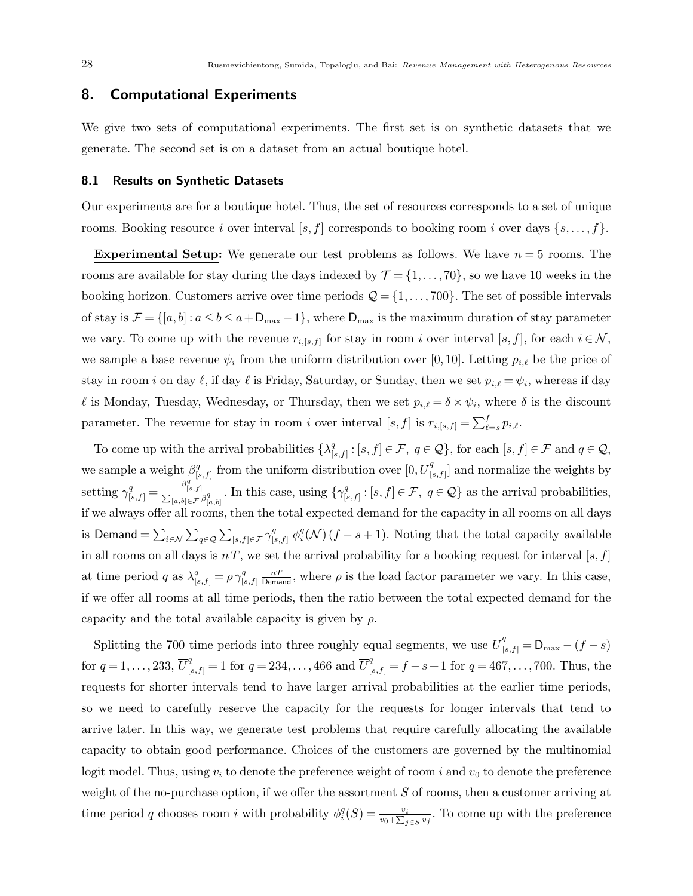## 8. Computational Experiments

We give two sets of computational experiments. The first set is on synthetic datasets that we generate. The second set is on a dataset from an actual boutique hotel.

### 8.1 Results on Synthetic Datasets

Our experiments are for a boutique hotel. Thus, the set of resources corresponds to a set of unique rooms. Booking resource $i$ over interval $[s,f]$ corresponds to booking room $i$ over days $\{s,\ldots,f\}$.

**Experimental Setup:** We generate our test problems as follows. We have $n = 5$ rooms. The rooms are available for stay during the days indexed by $\mathcal{T} = \{1,\ldots,70\}$, so we have 10 weeks in the booking horizon. Customers arrive over time periods $\mathcal{Q} = \{1,\ldots,700\}$. The set of possible intervals of stay is $\mathcal{F} = \{[a,b] : a \le b \le a + \mathsf{D}_{\max} - 1\}$, where $\mathsf{D}_{\max}$ is the maximum duration of stay parameter we vary. To come up with the revenue $r_{i,[s,f]}$ for stay in room $i$ over interval $[s,f]$, for each $i \in \mathcal{N}$, we sample a base revenue $\psi_i$ from the uniform distribution over $[0,10]$. Letting $p_{i,\ell}$ be the price of stay in room $i$ on day $\ell$, if day $\ell$ is Friday, Saturday, or Sunday, then we set $p_{i,\ell} = \psi_i$, whereas if day $\ell$ is Monday, Tuesday, Wednesday, or Thursday, then we set $p_{i,\ell} = \delta \times \psi_i$, where $\delta$ is the discount parameter. The revenue for stay in room $i$ over interval $[s,f]$ is $r_{i,[s,f]} = \sum_{\ell=s}^{f} p_{i,\ell}$.

To come up with the arrival probabilities $\{\lambda^q_{[s,f]} : [s,f] \in \mathcal{F},\ q \in \mathcal{Q}\}$, for each $[s,f] \in \mathcal{F}$ and $q \in \mathcal{Q}$, we sample a weight $\beta^q_{[s,f]}$ from the uniform distribution over $[0, \overline{U}^q_{[s,f]}]$ and normalize the weights by setting $\gamma^q_{[s,f]} = \frac{\beta^q_{[s,f]}}{\sum_{[a,b]\in\mathcal{F}} \beta^q_{[a,b]}}$. In this case, using $\{\gamma^q_{[s,f]} : [s,f] \in \mathcal{F},\ q \in \mathcal{Q}\}$ as the arrival probabilities, if we always offer all rooms, then the total expected demand for the capacity in all rooms on all days is $\mathsf{Demand} = \sum_{i\in\mathcal{N}} \sum_{q\in\mathcal{Q}} \sum_{[s,f]\in\mathcal{F}} \gamma^q_{[s,f]}\ \phi^q_i(\mathcal{N})\,(f-s+1)$. Noting that the total capacity available in all rooms on all days is $nT$, we set the arrival probability for a booking request for interval $[s,f]$ at time period $q$ as $\lambda^q_{[s,f]} = \rho\,\gamma^q_{[s,f]}\,\frac{nT}{\mathsf{Demand}}$, where $\rho$ is the load factor parameter we vary. In this case, if we offer all rooms at all time periods, then the ratio between the total expected demand for the capacity and the total available capacity is given by $\rho$.

Splitting the 700 time periods into three roughly equal segments, we use $\overline{U}^q_{[s,f]} = \mathsf{D}_{\max} - (f-s)$ for $q = 1,\ldots,233$, $\overline{U}^q_{[s,f]} = 1$ for $q = 234,\ldots,466$ and $\overline{U}^q_{[s,f]} = f - s + 1$ for $q = 467,\ldots,700$. Thus, the requests for shorter intervals tend to have larger arrival probabilities at the earlier time periods, so we need to carefully reserve the capacity for the requests for longer intervals that tend to arrive later. In this way, we generate test problems that require carefully allocating the available capacity to obtain good performance. Choices of the customers are governed by the multinomial logit model. Thus, using $v_i$ to denote the preference weight of room $i$ and $v_0$ to denote the preference weight of the no-purchase option, if we offer the assortment $S$ of rooms, then a customer arriving at time period $q$ chooses room $i$ with probability $\phi^q_i(S) = \frac{v_i}{v_0 + \sum_{j\in S} v_j}$. To come up with the preference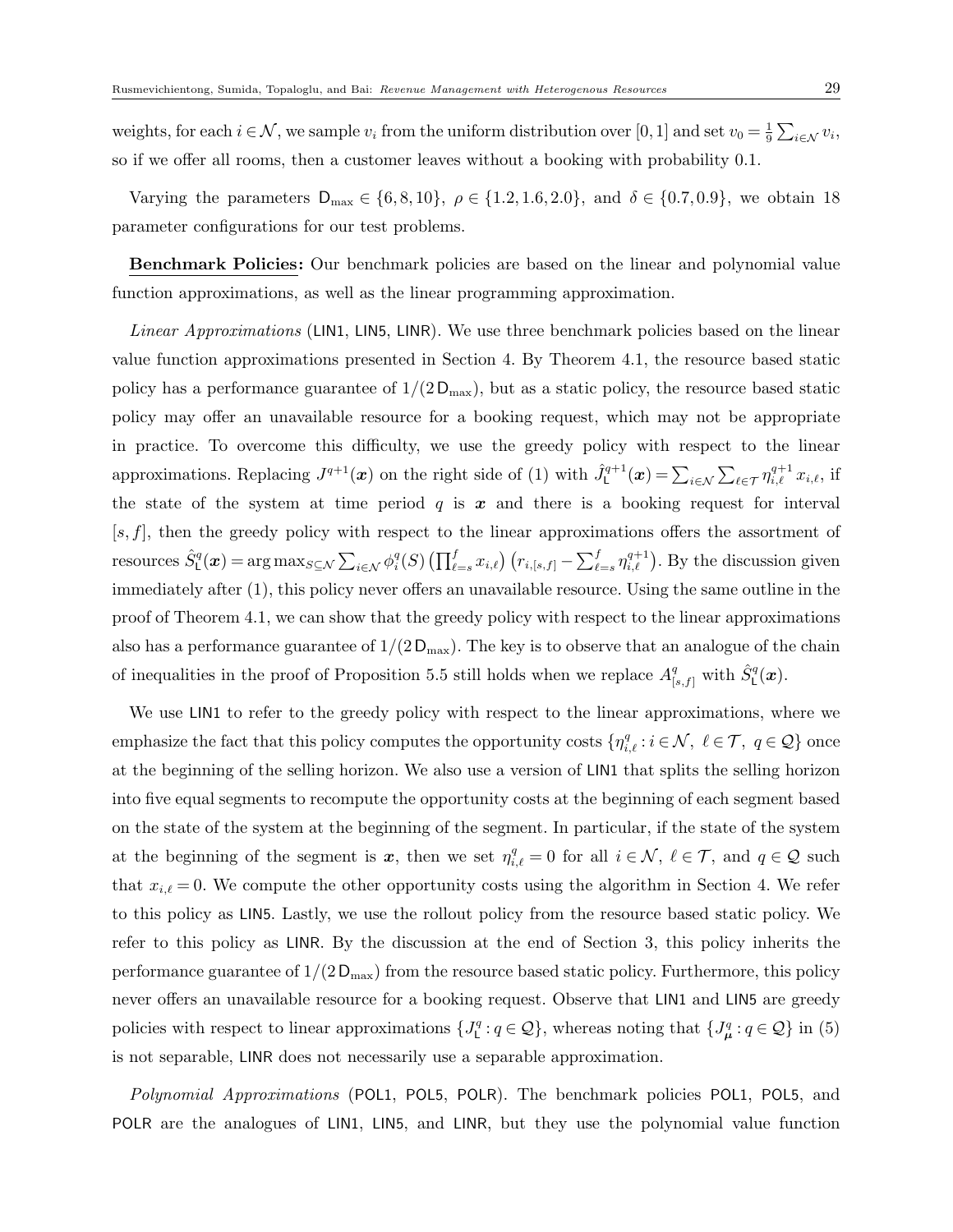weights, for each $i \in \mathcal{N}$, we sample $v_i$ from the uniform distribution over $[0,1]$ and set $v_0 = \frac{1}{9}\sum_{i\in\mathcal{N}} v_i$, so if we offer all rooms, then a customer leaves without a booking with probability 0.1.

Varying the parameters $\mathsf{D}_{\max} \in \{6, 8, 10\}$, $\rho \in \{1.2, 1.6, 2.0\}$, and $\delta \in \{0.7, 0.9\}$, we obtain 18 parameter configurations for our test problems.

**Benchmark Policies:** Our benchmark policies are based on the linear and polynomial value function approximations, as well as the linear programming approximation.

*Linear Approximations* (LIN1, LIN5, LINR). We use three benchmark policies based on the linear value function approximations presented in Section 4. By Theorem 4.1, the resource based static policy has a performance guarantee of $1/(2\,\mathsf{D}_{\max})$, but as a static policy, the resource based static policy may offer an unavailable resource for a booking request, which may not be appropriate in practice. To overcome this difficulty, we use the greedy policy with respect to the linear approximations. Replacing $J^{q+1}(\boldsymbol{x})$ on the right side of (1) with $\hat{J}^{q+1}_{\mathsf{L}}(\boldsymbol{x}) = \sum_{i\in\mathcal{N}}\sum_{\ell\in\mathcal{T}} \eta^{q+1}_{i,\ell}\, x_{i,\ell}$, if the state of the system at time period $q$ is $\boldsymbol{x}$ and there is a booking request for interval $[s,f]$, then the greedy policy with respect to the linear approximations offers the assortment of resources $\hat{S}^q_{\mathsf{L}}(\boldsymbol{x}) = \arg\max_{S\subseteq\mathcal{N}} \sum_{i\in\mathcal{N}} \phi^q_i(S) \left(\prod_{\ell=s}^{f} x_{i,\ell}\right)\left(r_{i,[s,f]} - \sum_{\ell=s}^{f} \eta^{q+1}_{i,\ell}\right)$. By the discussion given immediately after (1), this policy never offers an unavailable resource. Using the same outline in the proof of Theorem 4.1, we can show that the greedy policy with respect to the linear approximations also has a performance guarantee of $1/(2\,\mathsf{D}_{\max})$. The key is to observe that an analogue of the chain of inequalities in the proof of Proposition 5.5 still holds when we replace $A^q_{[s,f]}$ with $\hat{S}^q_{\mathsf{L}}(\boldsymbol{x})$.

We use LIN1 to refer to the greedy policy with respect to the linear approximations, where we emphasize the fact that this policy computes the opportunity costs $\{\eta^q_{i,\ell} : i \in \mathcal{N},\ \ell \in \mathcal{T},\ q \in \mathcal{Q}\}$ once at the beginning of the selling horizon. We also use a version of LIN1 that splits the selling horizon into five equal segments to recompute the opportunity costs at the beginning of each segment based on the state of the system at the beginning of the segment. In particular, if the state of the system at the beginning of the segment is $\boldsymbol{x}$, then we set $\eta^q_{i,\ell} = 0$ for all $i \in \mathcal{N}$, $\ell \in \mathcal{T}$, and $q \in \mathcal{Q}$ such that $x_{i,\ell} = 0$. We compute the other opportunity costs using the algorithm in Section 4. We refer to this policy as LIN5. Lastly, we use the rollout policy from the resource based static policy. We refer to this policy as LINR. By the discussion at the end of Section 3, this policy inherits the performance guarantee of $1/(2\,\mathsf{D}_{\max})$ from the resource based static policy. Furthermore, this policy never offers an unavailable resource for a booking request. Observe that LIN1 and LIN5 are greedy policies with respect to linear approximations $\{J^q_{\mathsf{L}} : q \in \mathcal{Q}\}$, whereas noting that $\{J^q_{\boldsymbol{\mu}} : q \in \mathcal{Q}\}$ in (5) is not separable, LINR does not necessarily use a separable approximation.

*Polynomial Approximations* (POL1, POL5, POLR). The benchmark policies POL1, POL5, and POLR are the analogues of LIN1, LIN5, and LINR, but they use the polynomial value function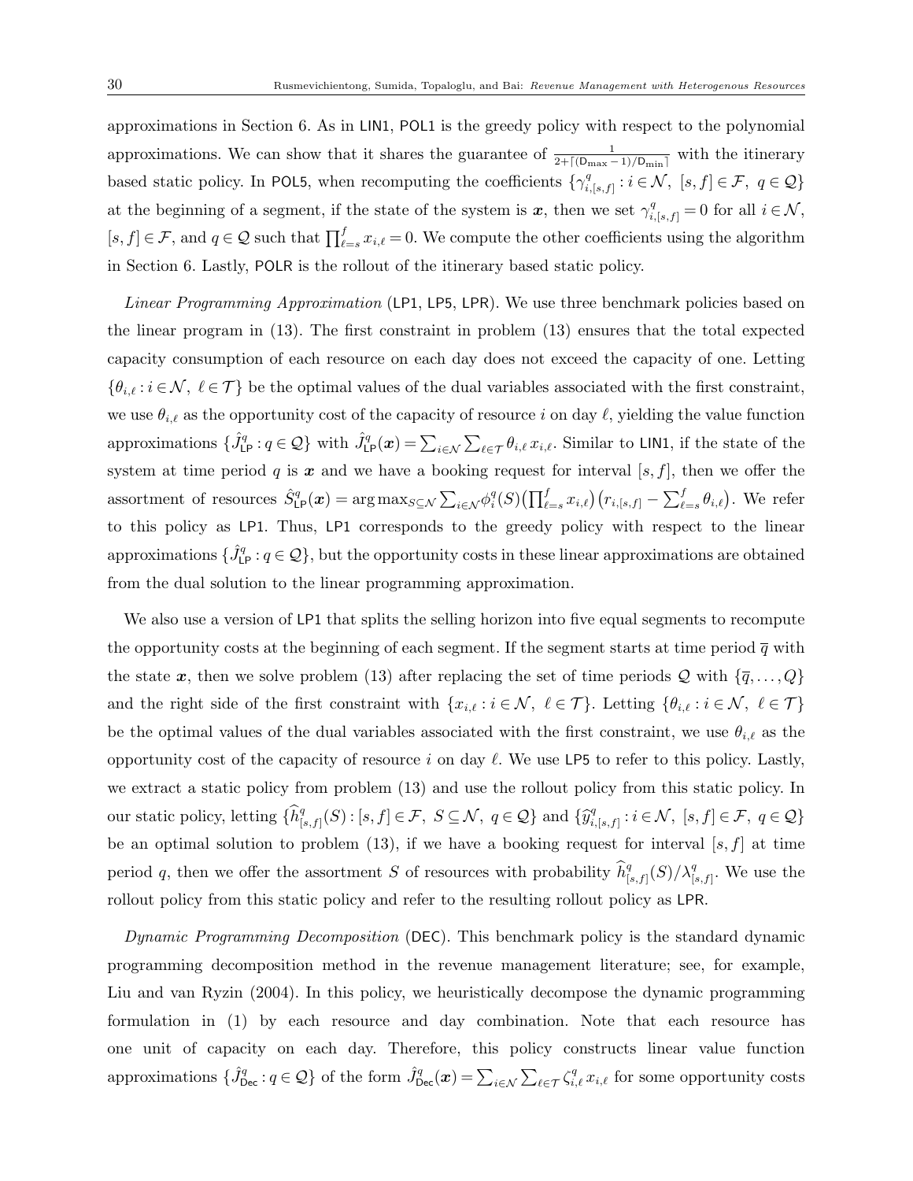approximations in Section 6. As in LIN1, POL1 is the greedy policy with respect to the polynomial approximations. We can show that it shares the guarantee of $\frac{1}{2+\lceil(\mathsf{D}_{\max}-1)/\mathsf{D}_{\min}\rceil}$ with the itinerary based static policy. In POL5, when recomputing the coefficients $\{\gamma^q_{i,[s,f]} : i\in\mathcal{N},\ [s,f]\in\mathcal{F},\ q\in\mathcal{Q}\}$ at the beginning of a segment, if the state of the system is $\boldsymbol{x}$, then we set $\gamma^q_{i,[s,f]}=0$ for all $i\in\mathcal{N}$, $[s,f]\in\mathcal{F}$, and $q\in\mathcal{Q}$ such that $\prod_{\ell=s}^f x_{i,\ell}=0$. We compute the other coefficients using the algorithm in Section 6. Lastly, POLR is the rollout of the itinerary based static policy.

*Linear Programming Approximation* (LP1, LP5, LPR). We use three benchmark policies based on the linear program in (13). The first constraint in problem (13) ensures that the total expected capacity consumption of each resource on each day does not exceed the capacity of one. Letting $\{\theta_{i,\ell} : i\in\mathcal{N},\ \ell\in\mathcal{T}\}$ be the optimal values of the dual variables associated with the first constraint, we use $\theta_{i,\ell}$ as the opportunity cost of the capacity of resource $i$ on day $\ell$, yielding the value function approximations $\{\hat{J}^q_{\mathsf{LP}} : q\in\mathcal{Q}\}$ with $\hat{J}^q_{\mathsf{LP}}(\boldsymbol{x})=\sum_{i\in\mathcal{N}}\sum_{\ell\in\mathcal{T}}\theta_{i,\ell}\,x_{i,\ell}$. Similar to LIN1, if the state of the system at time period $q$ is $\boldsymbol{x}$ and we have a booking request for interval $[s,f]$, then we offer the assortment of resources $\hat{S}^q_{\mathsf{LP}}(\boldsymbol{x})=\arg\max_{S\subseteq\mathcal{N}}\sum_{i\in\mathcal{N}}\phi^q_i(S)\big(\prod_{\ell=s}^f x_{i,\ell}\big)\big(r_{i,[s,f]}-\sum_{\ell=s}^f\theta_{i,\ell}\big)$. We refer to this policy as LP1. Thus, LP1 corresponds to the greedy policy with respect to the linear approximations $\{\hat{J}^q_{\mathsf{LP}} : q\in\mathcal{Q}\}$, but the opportunity costs in these linear approximations are obtained from the dual solution to the linear programming approximation.

We also use a version of LP1 that splits the selling horizon into five equal segments to recompute the opportunity costs at the beginning of each segment. If the segment starts at time period $\overline{q}$ with the state $\boldsymbol{x}$, then we solve problem (13) after replacing the set of time periods $\mathcal{Q}$ with $\{\overline{q},\ldots,Q\}$ and the right side of the first constraint with $\{x_{i,\ell} : i\in\mathcal{N},\ \ell\in\mathcal{T}\}$. Letting $\{\theta_{i,\ell} : i\in\mathcal{N},\ \ell\in\mathcal{T}\}$ be the optimal values of the dual variables associated with the first constraint, we use $\theta_{i,\ell}$ as the opportunity cost of the capacity of resource $i$ on day $\ell$. We use LP5 to refer to this policy. Lastly, we extract a static policy from problem (13) and use the rollout policy from this static policy. In our static policy, letting $\{\widehat{h}^q_{[s,f]}(S) : [s,f]\in\mathcal{F},\ S\subseteq\mathcal{N},\ q\in\mathcal{Q}\}$ and $\{\widehat{y}^q_{i,[s,f]} : i\in\mathcal{N},\ [s,f]\in\mathcal{F},\ q\in\mathcal{Q}\}$ be an optimal solution to problem (13), if we have a booking request for interval $[s,f]$ at time period $q$, then we offer the assortment $S$ of resources with probability $\widehat{h}^q_{[s,f]}(S)/\lambda^q_{[s,f]}$. We use the rollout policy from this static policy and refer to the resulting rollout policy as LPR.

*Dynamic Programming Decomposition* (DEC). This benchmark policy is the standard dynamic programming decomposition method in the revenue management literature; see, for example, Liu and van Ryzin (2004). In this policy, we heuristically decompose the dynamic programming formulation in (1) by each resource and day combination. Note that each resource has one unit of capacity on each day. Therefore, this policy constructs linear value function approximations $\{\hat{J}^q_{\mathsf{Dec}} : q\in\mathcal{Q}\}$ of the form $\hat{J}^q_{\mathsf{Dec}}(\boldsymbol{x})=\sum_{i\in\mathcal{N}}\sum_{\ell\in\mathcal{T}}\zeta^q_{i,\ell}\,x_{i,\ell}$ for some opportunity costs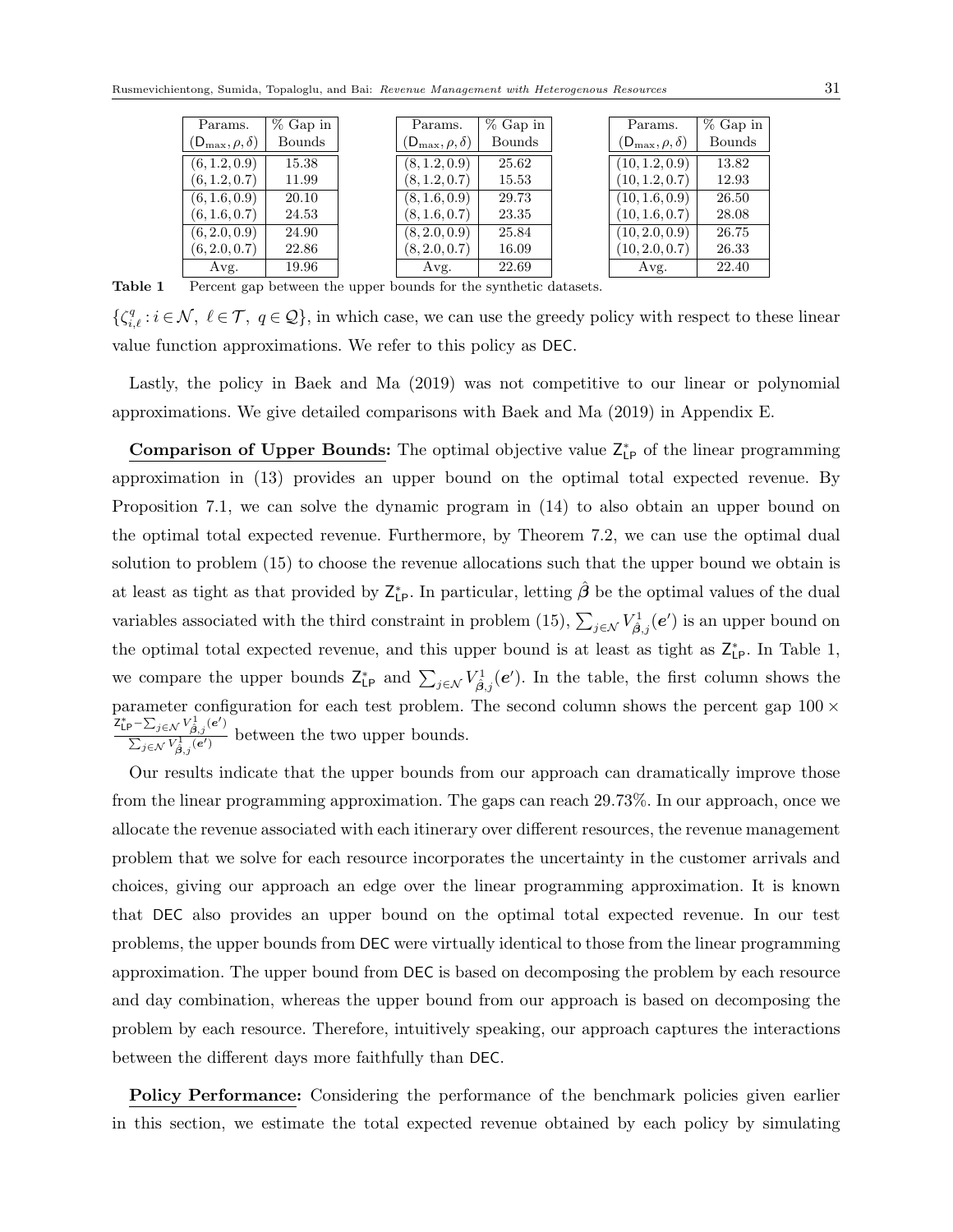| Params. $(\mathsf{D}_{\max}, \rho, \delta)$ | % Gap in Bounds |
|---|---|
| $(6, 1.2, 0.9)$ | 15.38 |
| $(6, 1.2, 0.7)$ | 11.99 |
| $(6, 1.6, 0.9)$ | 20.10 |
| $(6, 1.6, 0.7)$ | 24.53 |
| $(6, 2.0, 0.9)$ | 24.90 |
| $(6, 2.0, 0.7)$ | 22.86 |
| Avg. | 19.96 |

| Params. $(\mathsf{D}_{\max}, \rho, \delta)$ | % Gap in Bounds |
|---|---|
| $(8, 1.2, 0.9)$ | 25.62 |
| $(8, 1.2, 0.7)$ | 15.53 |
| $(8, 1.6, 0.9)$ | 29.73 |
| $(8, 1.6, 0.7)$ | 23.35 |
| $(8, 2.0, 0.9)$ | 25.84 |
| $(8, 2.0, 0.7)$ | 16.09 |
| Avg. | 22.69 |

| Params. $(\mathsf{D}_{\max}, \rho, \delta)$ | % Gap in Bounds |
|---|---|
| $(10, 1.2, 0.9)$ | 13.82 |
| $(10, 1.2, 0.7)$ | 12.93 |
| $(10, 1.6, 0.9)$ | 26.50 |
| $(10, 1.6, 0.7)$ | 28.08 |
| $(10, 2.0, 0.9)$ | 26.75 |
| $(10, 2.0, 0.7)$ | 26.33 |
| Avg. | 22.40 |

**Table 1** Percent gap between the upper bounds for the synthetic datasets.

$\{\zeta^q_{i,\ell} : i \in \mathcal{N},\ \ell \in \mathcal{T},\ q \in \mathcal{Q}\}$, in which case, we can use the greedy policy with respect to these linear value function approximations. We refer to this policy as DEC.

Lastly, the policy in Baek and Ma (2019) was not competitive to our linear or polynomial approximations. We give detailed comparisons with Baek and Ma (2019) in Appendix E.

**Comparison of Upper Bounds:** The optimal objective value $\mathsf{Z}^*_{\mathsf{LP}}$ of the linear programming approximation in (13) provides an upper bound on the optimal total expected revenue. By Proposition 7.1, we can solve the dynamic program in (14) to also obtain an upper bound on the optimal total expected revenue. Furthermore, by Theorem 7.2, we can use the optimal dual solution to problem (15) to choose the revenue allocations such that the upper bound we obtain is at least as tight as that provided by $\mathsf{Z}^*_{\mathsf{LP}}$. In particular, letting $\hat{\boldsymbol{\beta}}$ be the optimal values of the dual variables associated with the third constraint in problem (15), $\sum_{j\in\mathcal{N}} V^1_{\hat{\boldsymbol{\beta}},j}(\boldsymbol{e}')$ is an upper bound on the optimal total expected revenue, and this upper bound is at least as tight as $\mathsf{Z}^*_{\mathsf{LP}}$. In Table 1, we compare the upper bounds $\mathsf{Z}^*_{\mathsf{LP}}$ and $\sum_{j\in\mathcal{N}} V^1_{\hat{\boldsymbol{\beta}},j}(\boldsymbol{e}')$. In the table, the first column shows the parameter configuration for each test problem. The second column shows the percent gap $100 \times \frac{\mathsf{Z}^*_{\mathsf{LP}} - \sum_{j\in\mathcal{N}} V^1_{\hat{\boldsymbol{\beta}},j}(\boldsymbol{e}')}{\sum_{j\in\mathcal{N}} V^1_{\hat{\boldsymbol{\beta}},j}(\boldsymbol{e}')}$ between the two upper bounds.

Our results indicate that the upper bounds from our approach can dramatically improve those from the linear programming approximation. The gaps can reach 29.73%. In our approach, once we allocate the revenue associated with each itinerary over different resources, the revenue management problem that we solve for each resource incorporates the uncertainty in the customer arrivals and choices, giving our approach an edge over the linear programming approximation. It is known that DEC also provides an upper bound on the optimal total expected revenue. In our test problems, the upper bounds from DEC were virtually identical to those from the linear programming approximation. The upper bound from DEC is based on decomposing the problem by each resource and day combination, whereas the upper bound from our approach is based on decomposing the problem by each resource. Therefore, intuitively speaking, our approach captures the interactions between the different days more faithfully than DEC.

**Policy Performance:** Considering the performance of the benchmark policies given earlier in this section, we estimate the total expected revenue obtained by each policy by simulating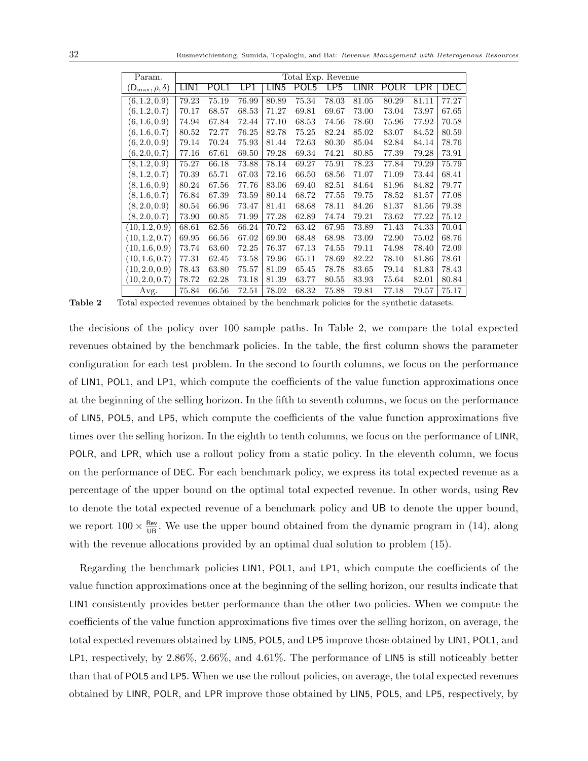| Param. | Total Exp. Revenue | | | | | | | | | |
|---|---|---|---|---|---|---|---|---|---|---|
| $(\mathsf{D}_{\max}, \rho, \delta)$ | LIN1 | POL1 | LP1 | LIN5 | POL5 | LP5 | LINR | POLR | LPR | DEC |
| $(6, 1.2, 0.9)$ | 79.23 | 75.19 | 76.99 | 80.89 | 75.34 | 78.03 | 81.05 | 80.29 | 81.11 | 77.27 |
| $(6, 1.2, 0.7)$ | 70.17 | 68.57 | 68.53 | 71.27 | 69.81 | 69.67 | 73.00 | 73.04 | 73.97 | 67.65 |
| $(6, 1.6, 0.9)$ | 74.94 | 67.84 | 72.44 | 77.10 | 68.53 | 74.56 | 78.60 | 75.96 | 77.92 | 70.58 |
| $(6, 1.6, 0.7)$ | 80.52 | 72.77 | 76.25 | 82.78 | 75.25 | 82.24 | 85.02 | 83.07 | 84.52 | 80.59 |
| $(6, 2.0, 0.9)$ | 79.14 | 70.24 | 75.93 | 81.44 | 72.63 | 80.30 | 85.04 | 82.84 | 84.14 | 78.76 |
| $(6, 2.0, 0.7)$ | 77.16 | 67.61 | 69.50 | 79.28 | 69.34 | 74.21 | 80.85 | 77.39 | 79.28 | 73.91 |
| $(8, 1.2, 0.9)$ | 75.27 | 66.18 | 73.88 | 78.14 | 69.27 | 75.91 | 78.23 | 77.84 | 79.29 | 75.79 |
| $(8, 1.2, 0.7)$ | 70.39 | 65.71 | 67.03 | 72.16 | 66.50 | 68.56 | 71.07 | 71.09 | 73.44 | 68.41 |
| $(8, 1.6, 0.9)$ | 80.24 | 67.56 | 77.76 | 83.06 | 69.40 | 82.51 | 84.64 | 81.96 | 84.82 | 79.77 |
| $(8, 1.6, 0.7)$ | 76.84 | 67.39 | 73.59 | 80.14 | 68.72 | 77.55 | 79.75 | 78.52 | 81.57 | 77.08 |
| $(8, 2.0, 0.9)$ | 80.54 | 66.96 | 73.47 | 81.41 | 68.68 | 78.11 | 84.26 | 81.37 | 81.56 | 79.38 |
| $(8, 2.0, 0.7)$ | 73.90 | 60.85 | 71.99 | 77.28 | 62.89 | 74.74 | 79.21 | 73.62 | 77.22 | 75.12 |
| $(10, 1.2, 0.9)$ | 68.61 | 62.56 | 66.24 | 70.72 | 63.42 | 67.95 | 73.89 | 71.43 | 74.33 | 70.04 |
| $(10, 1.2, 0.7)$ | 69.95 | 66.56 | 67.02 | 69.90 | 68.48 | 68.98 | 73.09 | 72.90 | 75.02 | 68.76 |
| $(10, 1.6, 0.9)$ | 73.74 | 63.60 | 72.25 | 76.37 | 67.13 | 74.55 | 79.11 | 74.98 | 78.40 | 72.09 |
| $(10, 1.6, 0.7)$ | 77.31 | 62.45 | 73.58 | 79.96 | 65.11 | 78.69 | 82.22 | 78.10 | 81.86 | 78.61 |
| $(10, 2.0, 0.9)$ | 78.43 | 63.80 | 75.57 | 81.09 | 65.45 | 78.78 | 83.65 | 79.14 | 81.83 | 78.43 |
| $(10, 2.0, 0.7)$ | 78.72 | 62.28 | 73.18 | 81.39 | 63.77 | 80.55 | 83.93 | 75.64 | 82.01 | 80.84 |
| Avg. | 75.84 | 66.56 | 72.51 | 78.02 | 68.32 | 75.88 | 79.81 | 77.18 | 79.57 | 75.17 |

**Table 2** Total expected revenues obtained by the benchmark policies for the synthetic datasets.

the decisions of the policy over 100 sample paths. In Table 2, we compare the total expected revenues obtained by the benchmark policies. In the table, the first column shows the parameter configuration for each test problem. In the second to fourth columns, we focus on the performance of LIN1, POL1, and LP1, which compute the coefficients of the value function approximations once at the beginning of the selling horizon. In the fifth to seventh columns, we focus on the performance of LIN5, POL5, and LP5, which compute the coefficients of the value function approximations five times over the selling horizon. In the eighth to tenth columns, we focus on the performance of LINR, POLR, and LPR, which use a rollout policy from a static policy. In the eleventh column, we focus on the performance of DEC. For each benchmark policy, we express its total expected revenue as a percentage of the upper bound on the optimal total expected revenue. In other words, using Rev to denote the total expected revenue of a benchmark policy and UB to denote the upper bound, we report $100 \times \frac{\mathsf{Rev}}{\mathsf{UB}}$. We use the upper bound obtained from the dynamic program in (14), along with the revenue allocations provided by an optimal dual solution to problem (15).

Regarding the benchmark policies LIN1, POL1, and LP1, which compute the coefficients of the value function approximations once at the beginning of the selling horizon, our results indicate that LIN1 consistently provides better performance than the other two policies. When we compute the coefficients of the value function approximations five times over the selling horizon, on average, the total expected revenues obtained by LIN5, POL5, and LP5 improve those obtained by LIN1, POL1, and LP1, respectively, by 2.86%, 2.66%, and 4.61%. The performance of LIN5 is still noticeably better than that of POL5 and LP5. When we use the rollout policies, on average, the total expected revenues obtained by LINR, POLR, and LPR improve those obtained by LIN5, POL5, and LP5, respectively, by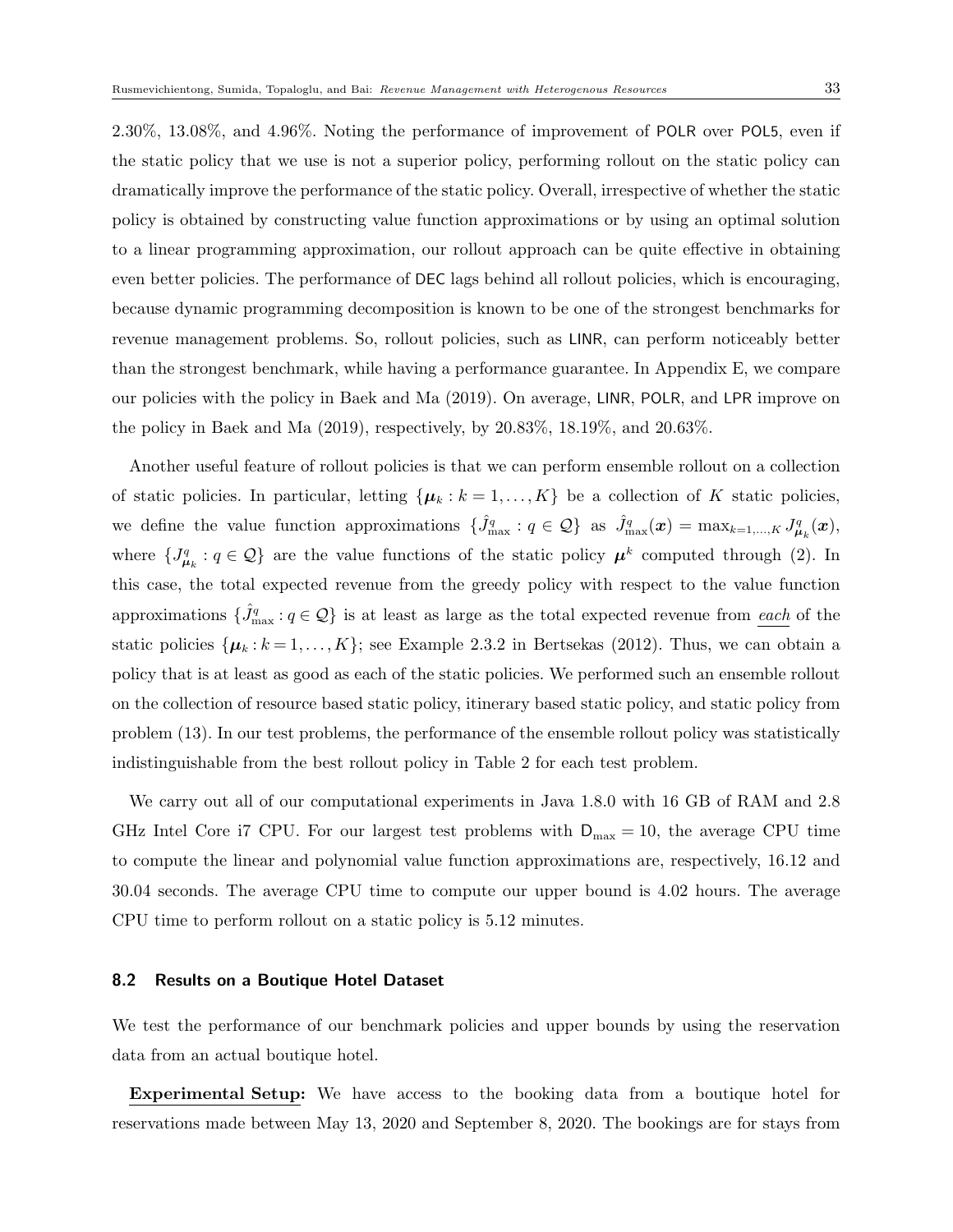2.30%, 13.08%, and 4.96%. Noting the performance of improvement of POLR over POL5, even if the static policy that we use is not a superior policy, performing rollout on the static policy can dramatically improve the performance of the static policy. Overall, irrespective of whether the static policy is obtained by constructing value function approximations or by using an optimal solution to a linear programming approximation, our rollout approach can be quite effective in obtaining even better policies. The performance of DEC lags behind all rollout policies, which is encouraging, because dynamic programming decomposition is known to be one of the strongest benchmarks for revenue management problems. So, rollout policies, such as LINR, can perform noticeably better than the strongest benchmark, while having a performance guarantee. In Appendix E, we compare our policies with the policy in Baek and Ma (2019). On average, LINR, POLR, and LPR improve on the policy in Baek and Ma (2019), respectively, by 20.83%, 18.19%, and 20.63%.

Another useful feature of rollout policies is that we can perform ensemble rollout on a collection of static policies. In particular, letting $\{\boldsymbol{\mu}_k : k = 1, \ldots, K\}$ be a collection of $K$ static policies, we define the value function approximations $\{\hat{J}^q_{\max} : q \in \mathcal{Q}\}$ as $\hat{J}^q_{\max}(\boldsymbol{x}) = \max_{k=1,\ldots,K} J^q_{\boldsymbol{\mu}_k}(\boldsymbol{x})$, where $\{J^q_{\boldsymbol{\mu}_k} : q \in \mathcal{Q}\}$ are the value functions of the static policy $\boldsymbol{\mu}^k$ computed through (2). In this case, the total expected revenue from the greedy policy with respect to the value function approximations $\{\hat{J}^q_{\max} : q \in \mathcal{Q}\}$ is at least as large as the total expected revenue from *each* of the static policies $\{\boldsymbol{\mu}_k : k = 1, \ldots, K\}$; see Example 2.3.2 in Bertsekas (2012). Thus, we can obtain a policy that is at least as good as each of the static policies. We performed such an ensemble rollout on the collection of resource based static policy, itinerary based static policy, and static policy from problem (13). In our test problems, the performance of the ensemble rollout policy was statistically indistinguishable from the best rollout policy in Table 2 for each test problem.

We carry out all of our computational experiments in Java 1.8.0 with 16 GB of RAM and 2.8 GHz Intel Core i7 CPU. For our largest test problems with $\mathsf{D}_{\max} = 10$, the average CPU time to compute the linear and polynomial value function approximations are, respectively, 16.12 and 30.04 seconds. The average CPU time to compute our upper bound is 4.02 hours. The average CPU time to perform rollout on a static policy is 5.12 minutes.

## 8.2 Results on a Boutique Hotel Dataset

We test the performance of our benchmark policies and upper bounds by using the reservation data from an actual boutique hotel.

**Experimental Setup:** We have access to the booking data from a boutique hotel for reservations made between May 13, 2020 and September 8, 2020. The bookings are for stays from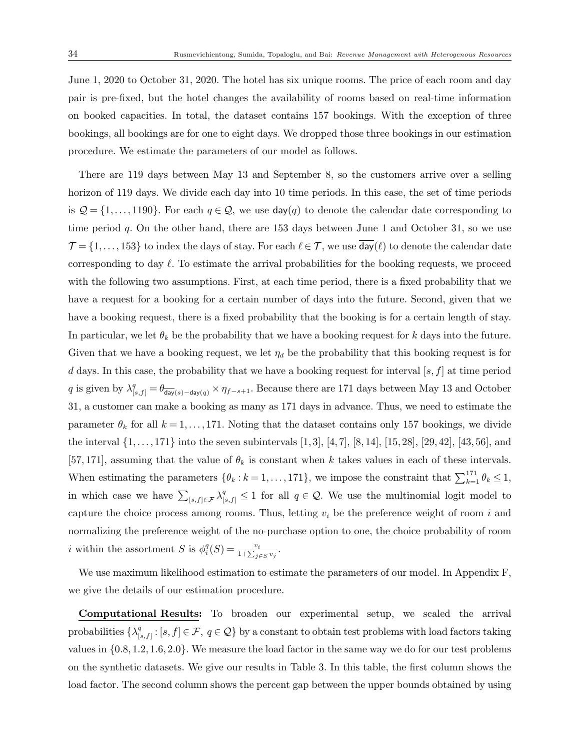June 1, 2020 to October 31, 2020. The hotel has six unique rooms. The price of each room and day pair is pre-fixed, but the hotel changes the availability of rooms based on real-time information on booked capacities. In total, the dataset contains 157 bookings. With the exception of three bookings, all bookings are for one to eight days. We dropped those three bookings in our estimation procedure. We estimate the parameters of our model as follows.

There are 119 days between May 13 and September 8, so the customers arrive over a selling horizon of 119 days. We divide each day into 10 time periods. In this case, the set of time periods is $\mathcal{Q} = \{1, \ldots, 1190\}$. For each $q \in \mathcal{Q}$, we use $\mathsf{day}(q)$ to denote the calendar date corresponding to time period $q$. On the other hand, there are 153 days between June 1 and October 31, so we use $\mathcal{T} = \{1, \ldots, 153\}$ to index the days of stay. For each $\ell \in \mathcal{T}$, we use $\overline{\mathsf{day}}(\ell)$ to denote the calendar date corresponding to day $\ell$. To estimate the arrival probabilities for the booking requests, we proceed with the following two assumptions. First, at each time period, there is a fixed probability that we have a request for a booking for a certain number of days into the future. Second, given that we have a booking request, there is a fixed probability that the booking is for a certain length of stay. In particular, we let $\theta_k$ be the probability that we have a booking request for $k$ days into the future. Given that we have a booking request, we let $\eta_d$ be the probability that this booking request is for $d$ days. In this case, the probability that we have a booking request for interval $[s, f]$ at time period $q$ is given by $\lambda^q_{[s,f]} = \theta_{\overline{\mathsf{day}}(s) - \mathsf{day}(q)} \times \eta_{f-s+1}$. Because there are 171 days between May 13 and October 31, a customer can make a booking as many as 171 days in advance. Thus, we need to estimate the parameter $\theta_k$ for all $k = 1, \ldots, 171$. Noting that the dataset contains only 157 bookings, we divide the interval $\{1, \ldots, 171\}$ into the seven subintervals $[1, 3]$, $[4, 7]$, $[8, 14]$, $[15, 28]$, $[29, 42]$, $[43, 56]$, and $[57, 171]$, assuming that the value of $\theta_k$ is constant when $k$ takes values in each of these intervals. When estimating the parameters $\{\theta_k : k = 1, \ldots, 171\}$, we impose the constraint that $\sum_{k=1}^{171} \theta_k \leq 1$, in which case we have $\sum_{[s,f] \in \mathcal{F}} \lambda^q_{[s,f]} \leq 1$ for all $q \in \mathcal{Q}$. We use the multinomial logit model to capture the choice process among rooms. Thus, letting $v_i$ be the preference weight of room $i$ and normalizing the preference weight of the no-purchase option to one, the choice probability of room $i$ within the assortment $S$ is $\phi^q_i(S) = \frac{v_i}{1 + \sum_{j \in S} v_j}$.

We use maximum likelihood estimation to estimate the parameters of our model. In Appendix F, we give the details of our estimation procedure.

**Computational Results:** To broaden our experimental setup, we scaled the arrival probabilities $\{\lambda^q_{[s,f]} : [s, f] \in \mathcal{F},\ q \in \mathcal{Q}\}$ by a constant to obtain test problems with load factors taking values in $\{0.8, 1.2, 1.6, 2.0\}$. We measure the load factor in the same way we do for our test problems on the synthetic datasets. We give our results in Table 3. In this table, the first column shows the load factor. The second column shows the percent gap between the upper bounds obtained by using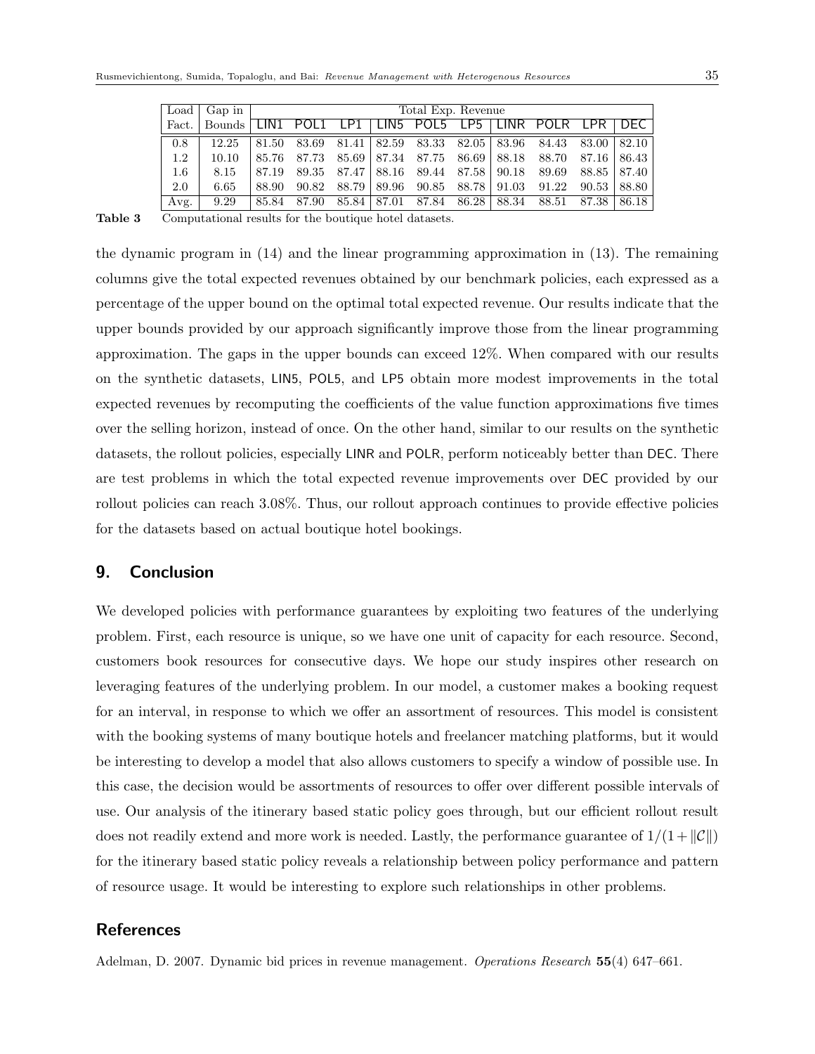| Load Fact. | Gap in Bounds | Total Exp. Revenue | | | | | | | | | |
|---|---|---|---|---|---|---|---|---|---|---|---|
| | | LIN1 | POL1 | LP1 | LIN5 | POL5 | LP5 | LINR | POLR | LPR | DEC |
| 0.8 | 12.25 | 81.50 | 83.69 | 81.41 | 82.59 | 83.33 | 82.05 | 83.96 | 84.43 | 83.00 | 82.10 |
| 1.2 | 10.10 | 85.76 | 87.73 | 85.69 | 87.34 | 87.75 | 86.69 | 88.18 | 88.70 | 87.16 | 86.43 |
| 1.6 | 8.15 | 87.19 | 89.35 | 87.47 | 88.16 | 89.44 | 87.58 | 90.18 | 89.69 | 88.85 | 87.40 |
| 2.0 | 6.65 | 88.90 | 90.82 | 88.79 | 89.96 | 90.85 | 88.78 | 91.03 | 91.22 | 90.53 | 88.80 |
| Avg. | 9.29 | 85.84 | 87.90 | 85.84 | 87.01 | 87.84 | 86.28 | 88.34 | 88.51 | 87.38 | 86.18 |

**Table 3** Computational results for the boutique hotel datasets.

the dynamic program in (14) and the linear programming approximation in (13). The remaining columns give the total expected revenues obtained by our benchmark policies, each expressed as a percentage of the upper bound on the optimal total expected revenue. Our results indicate that the upper bounds provided by our approach significantly improve those from the linear programming approximation. The gaps in the upper bounds can exceed 12%. When compared with our results on the synthetic datasets, LIN5, POL5, and LP5 obtain more modest improvements in the total expected revenues by recomputing the coefficients of the value function approximations five times over the selling horizon, instead of once. On the other hand, similar to our results on the synthetic datasets, the rollout policies, especially LINR and POLR, perform noticeably better than DEC. There are test problems in which the total expected revenue improvements over DEC provided by our rollout policies can reach 3.08%. Thus, our rollout approach continues to provide effective policies for the datasets based on actual boutique hotel bookings.

## 9. Conclusion

We developed policies with performance guarantees by exploiting two features of the underlying problem. First, each resource is unique, so we have one unit of capacity for each resource. Second, customers book resources for consecutive days. We hope our study inspires other research on leveraging features of the underlying problem. In our model, a customer makes a booking request for an interval, in response to which we offer an assortment of resources. This model is consistent with the booking systems of many boutique hotels and freelancer matching platforms, but it would be interesting to develop a model that also allows customers to specify a window of possible use. In this case, the decision would be assortments of resources to offer over different possible intervals of use. Our analysis of the itinerary based static policy goes through, but our efficient rollout result does not readily extend and more work is needed. Lastly, the performance guarantee of $1/(1+\|\mathcal{C}\|)$ for the itinerary based static policy reveals a relationship between policy performance and pattern of resource usage. It would be interesting to explore such relationships in other problems.

## References

Adelman, D. 2007. Dynamic bid prices in revenue management. *Operations Research* **55**(4) 647–661.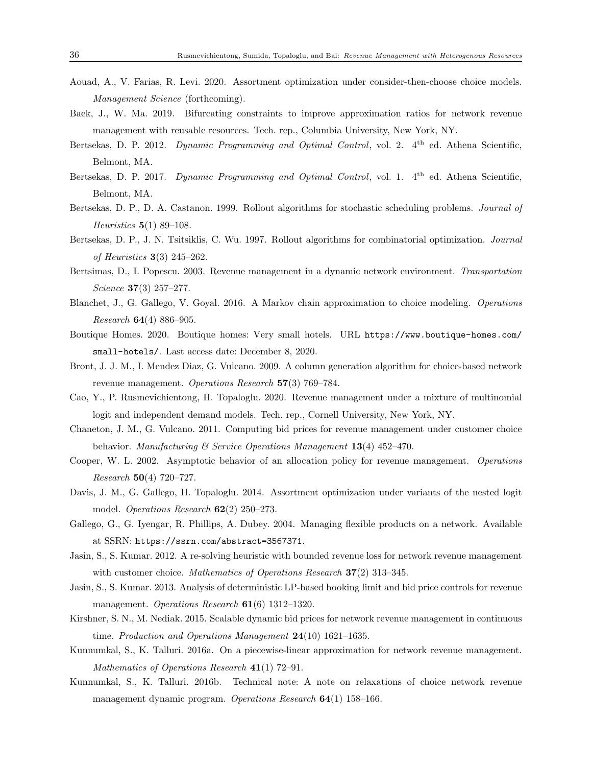Aouad, A., V. Farias, R. Levi. 2020. Assortment optimization under consider-then-choose choice models. *Management Science* (forthcoming).

Baek, J., W. Ma. 2019. Bifurcating constraints to improve approximation ratios for network revenue management with reusable resources. Tech. rep., Columbia University, New York, NY.

Bertsekas, D. P. 2012. *Dynamic Programming and Optimal Control*, vol. 2. 4th ed. Athena Scientific, Belmont, MA.

Bertsekas, D. P. 2017. *Dynamic Programming and Optimal Control*, vol. 1. 4th ed. Athena Scientific, Belmont, MA.

Bertsekas, D. P., D. A. Castanon. 1999. Rollout algorithms for stochastic scheduling problems. *Journal of Heuristics* **5**(1) 89–108.

Bertsekas, D. P., J. N. Tsitsiklis, C. Wu. 1997. Rollout algorithms for combinatorial optimization. *Journal of Heuristics* **3**(3) 245–262.

Bertsimas, D., I. Popescu. 2003. Revenue management in a dynamic network environment. *Transportation Science* **37**(3) 257–277.

Blanchet, J., G. Gallego, V. Goyal. 2016. A Markov chain approximation to choice modeling. *Operations Research* **64**(4) 886–905.

Boutique Homes. 2020. Boutique homes: Very small hotels. URL `https://www.boutique-homes.com/small-hotels/`. Last access date: December 8, 2020.

Bront, J. J. M., I. Mendez Diaz, G. Vulcano. 2009. A column generation algorithm for choice-based network revenue management. *Operations Research* **57**(3) 769–784.

Cao, Y., P. Rusmevichientong, H. Topaloglu. 2020. Revenue management under a mixture of multinomial logit and independent demand models. Tech. rep., Cornell University, New York, NY.

Chaneton, J. M., G. Vulcano. 2011. Computing bid prices for revenue management under customer choice behavior. *Manufacturing & Service Operations Management* **13**(4) 452–470.

Cooper, W. L. 2002. Asymptotic behavior of an allocation policy for revenue management. *Operations Research* **50**(4) 720–727.

Davis, J. M., G. Gallego, H. Topaloglu. 2014. Assortment optimization under variants of the nested logit model. *Operations Research* **62**(2) 250–273.

Gallego, G., G. Iyengar, R. Phillips, A. Dubey. 2004. Managing flexible products on a network. Available at SSRN: `https://ssrn.com/abstract=3567371`.

Jasin, S., S. Kumar. 2012. A re-solving heuristic with bounded revenue loss for network revenue management with customer choice. *Mathematics of Operations Research* **37**(2) 313–345.

Jasin, S., S. Kumar. 2013. Analysis of deterministic LP-based booking limit and bid price controls for revenue management. *Operations Research* **61**(6) 1312–1320.

Kirshner, S. N., M. Nediak. 2015. Scalable dynamic bid prices for network revenue management in continuous time. *Production and Operations Management* **24**(10) 1621–1635.

Kunnumkal, S., K. Talluri. 2016a. On a piecewise-linear approximation for network revenue management. *Mathematics of Operations Research* **41**(1) 72–91.

Kunnumkal, S., K. Talluri. 2016b. Technical note: A note on relaxations of choice network revenue management dynamic program. *Operations Research* **64**(1) 158–166.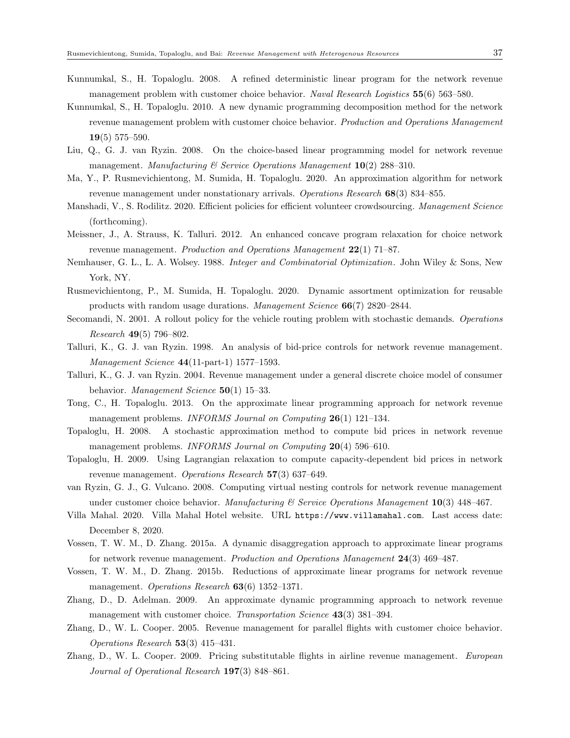Kunnumkal, S., H. Topaloglu. 2008. A refined deterministic linear program for the network revenue management problem with customer choice behavior. *Naval Research Logistics* **55**(6) 563–580.

Kunnumkal, S., H. Topaloglu. 2010. A new dynamic programming decomposition method for the network revenue management problem with customer choice behavior. *Production and Operations Management* **19**(5) 575–590.

Liu, Q., G. J. van Ryzin. 2008. On the choice-based linear programming model for network revenue management. *Manufacturing & Service Operations Management* **10**(2) 288–310.

Ma, Y., P. Rusmevichientong, M. Sumida, H. Topaloglu. 2020. An approximation algorithm for network revenue management under nonstationary arrivals. *Operations Research* **68**(3) 834–855.

Manshadi, V., S. Rodilitz. 2020. Efficient policies for efficient volunteer crowdsourcing. *Management Science* (forthcoming).

Meissner, J., A. Strauss, K. Talluri. 2012. An enhanced concave program relaxation for choice network revenue management. *Production and Operations Management* **22**(1) 71–87.

Nemhauser, G. L., L. A. Wolsey. 1988. *Integer and Combinatorial Optimization*. John Wiley & Sons, New York, NY.

Rusmevichientong, P., M. Sumida, H. Topaloglu. 2020. Dynamic assortment optimization for reusable products with random usage durations. *Management Science* **66**(7) 2820–2844.

Secomandi, N. 2001. A rollout policy for the vehicle routing problem with stochastic demands. *Operations Research* **49**(5) 796–802.

Talluri, K., G. J. van Ryzin. 1998. An analysis of bid-price controls for network revenue management. *Management Science* **44**(11-part-1) 1577–1593.

Talluri, K., G. J. van Ryzin. 2004. Revenue management under a general discrete choice model of consumer behavior. *Management Science* **50**(1) 15–33.

Tong, C., H. Topaloglu. 2013. On the approximate linear programming approach for network revenue management problems. *INFORMS Journal on Computing* **26**(1) 121–134.

Topaloglu, H. 2008. A stochastic approximation method to compute bid prices in network revenue management problems. *INFORMS Journal on Computing* **20**(4) 596–610.

Topaloglu, H. 2009. Using Lagrangian relaxation to compute capacity-dependent bid prices in network revenue management. *Operations Research* **57**(3) 637–649.

van Ryzin, G. J., G. Vulcano. 2008. Computing virtual nesting controls for network revenue management under customer choice behavior. *Manufacturing & Service Operations Management* **10**(3) 448–467.

Villa Mahal. 2020. Villa Mahal Hotel website. URL `https://www.villamahal.com`. Last access date: December 8, 2020.

Vossen, T. W. M., D. Zhang. 2015a. A dynamic disaggregation approach to approximate linear programs for network revenue management. *Production and Operations Management* **24**(3) 469–487.

Vossen, T. W. M., D. Zhang. 2015b. Reductions of approximate linear programs for network revenue management. *Operations Research* **63**(6) 1352–1371.

Zhang, D., D. Adelman. 2009. An approximate dynamic programming approach to network revenue management with customer choice. *Transportation Science* **43**(3) 381–394.

Zhang, D., W. L. Cooper. 2005. Revenue management for parallel flights with customer choice behavior. *Operations Research* **53**(3) 415–431.

Zhang, D., W. L. Cooper. 2009. Pricing substitutable flights in airline revenue management. *European Journal of Operational Research* **197**(3) 848–861.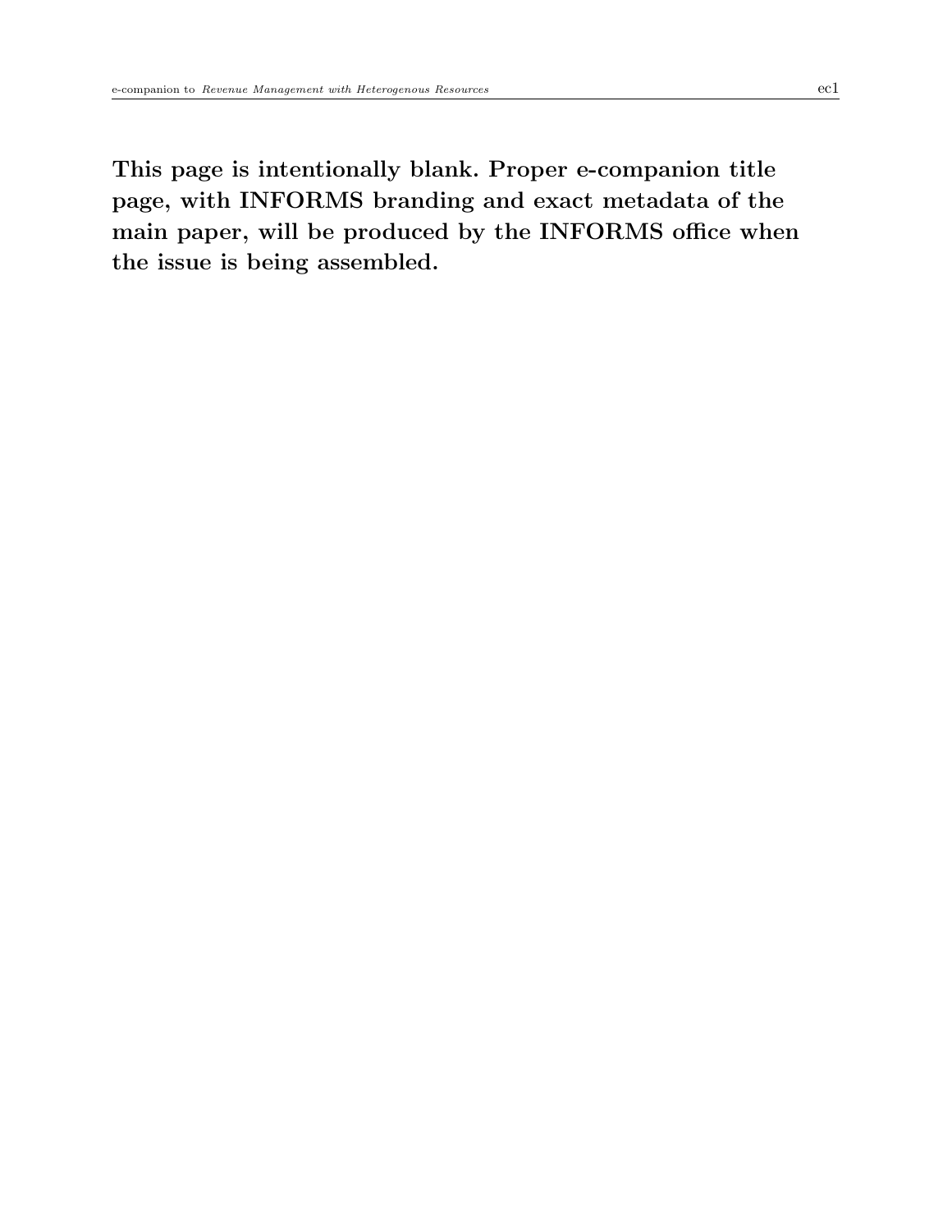**This page is intentionally blank. Proper e-companion title page, with INFORMS branding and exact metadata of the main paper, will be produced by the INFORMS office when the issue is being assembled.**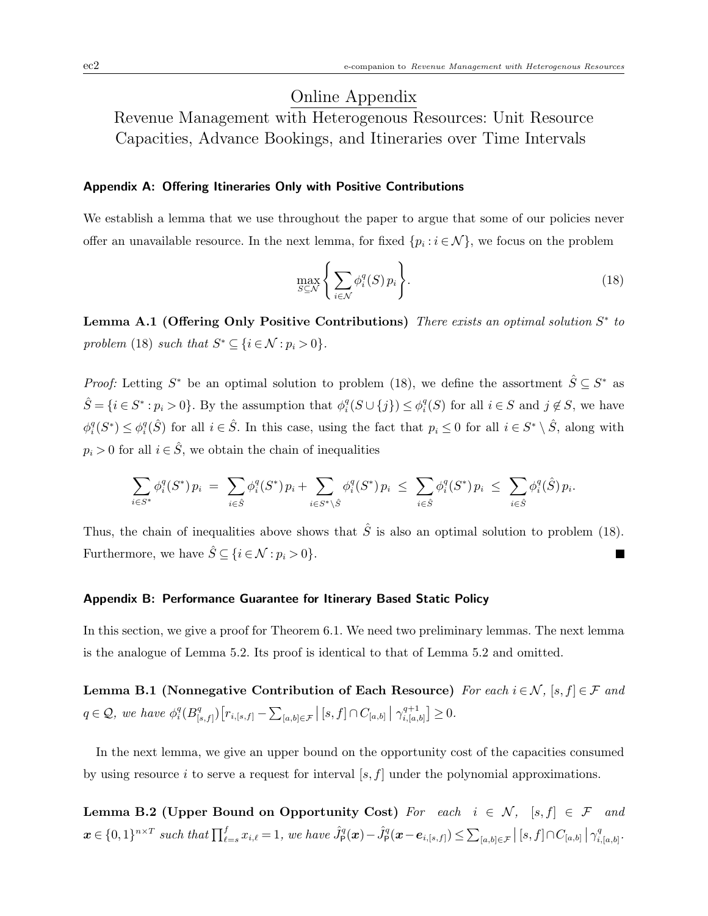# Online Appendix

## Revenue Management with Heterogenous Resources: Unit Resource Capacities, Advance Bookings, and Itineraries over Time Intervals

### Appendix A: Offering Itineraries Only with Positive Contributions

We establish a lemma that we use throughout the paper to argue that some of our policies never offer an unavailable resource. In the next lemma, for fixed $\{p_i : i \in \mathcal{N}\}$, we focus on the problem

$$\max_{S \subseteq \mathcal{N}} \left\{ \sum_{i \in \mathcal{N}} \phi_i^q(S)\, p_i \right\}. \tag{18}$$

**Lemma A.1 (Offering Only Positive Contributions)** *There exists an optimal solution $S^*$ to problem* (18) *such that $S^* \subseteq \{i \in \mathcal{N} : p_i > 0\}$.*

*Proof:* Letting $S^*$ be an optimal solution to problem (18), we define the assortment $\hat{S} \subseteq S^*$ as $\hat{S} = \{i \in S^* : p_i > 0\}$. By the assumption that $\phi_i^q(S \cup \{j\}) \leq \phi_i^q(S)$ for all $i \in S$ and $j \notin S$, we have $\phi_i^q(S^*) \leq \phi_i^q(\hat{S})$ for all $i \in \hat{S}$. In this case, using the fact that $p_i \leq 0$ for all $i \in S^* \setminus \hat{S}$, along with $p_i > 0$ for all $i \in \hat{S}$, we obtain the chain of inequalities

$$\sum_{i \in S^*} \phi_i^q(S^*)\, p_i \;=\; \sum_{i \in \hat{S}} \phi_i^q(S^*)\, p_i + \sum_{i \in S^* \setminus \hat{S}} \phi_i^q(S^*)\, p_i \;\leq\; \sum_{i \in \hat{S}} \phi_i^q(S^*)\, p_i \;\leq\; \sum_{i \in \hat{S}} \phi_i^q(\hat{S})\, p_i.$$

Thus, the chain of inequalities above shows that $\hat{S}$ is also an optimal solution to problem (18). Furthermore, we have $\hat{S} \subseteq \{i \in \mathcal{N} : p_i > 0\}$. ∎

### Appendix B: Performance Guarantee for Itinerary Based Static Policy

In this section, we give a proof for Theorem 6.1. We need two preliminary lemmas. The next lemma is the analogue of Lemma 5.2. Its proof is identical to that of Lemma 5.2 and omitted.

**Lemma B.1 (Nonnegative Contribution of Each Resource)** *For each $i \in \mathcal{N}$, $[s,f] \in \mathcal{F}$ and $q \in \mathcal{Q}$, we have $\phi_i^q(B_{[s,f]}^q)\big[r_{i,[s,f]} - \sum_{[a,b] \in \mathcal{F}} \big|\, [s,f] \cap C_{[a,b]} \,\big|\, \gamma_{i,[a,b]}^{q+1}\big] \geq 0$.*

In the next lemma, we give an upper bound on the opportunity cost of the capacities consumed by using resource $i$ to serve a request for interval $[s,f]$ under the polynomial approximations.

**Lemma B.2 (Upper Bound on Opportunity Cost)** *For each $i \in \mathcal{N}$, $[s,f] \in \mathcal{F}$ and $\boldsymbol{x} \in \{0,1\}^{n \times T}$ such that $\prod_{\ell=s}^{f} x_{i,\ell} = 1$, we have $\hat{J}_{\mathsf{P}}^q(\boldsymbol{x}) - \hat{J}_{\mathsf{P}}^q(\boldsymbol{x} - \boldsymbol{e}_{i,[s,f]}) \leq \sum_{[a,b] \in \mathcal{F}} \big|\, [s,f] \cap C_{[a,b]} \,\big|\, \gamma_{i,[a,b]}^q$.*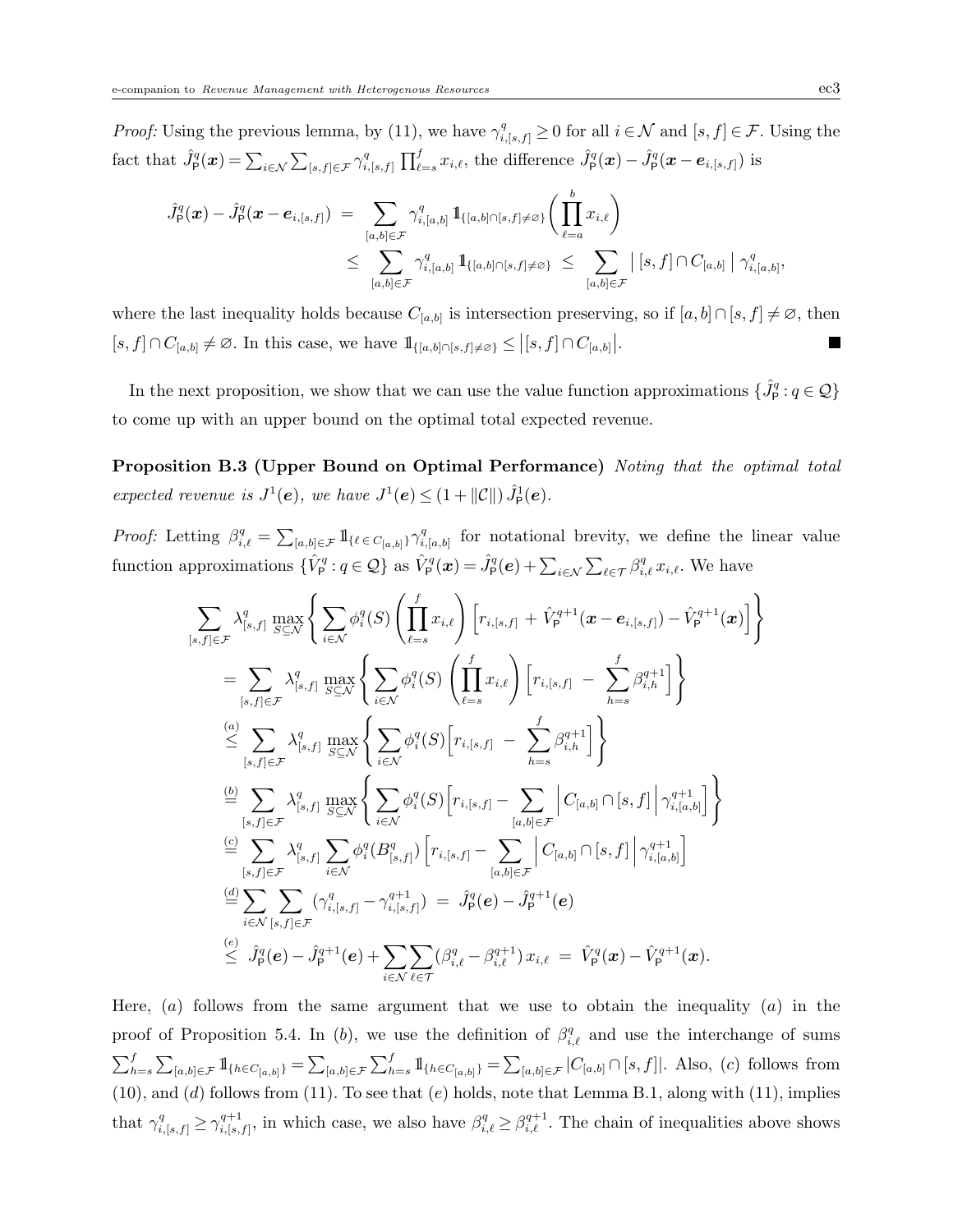*Proof:* Using the previous lemma, by (11), we have $\gamma^q_{i,[s,f]} \geq 0$ for all $i \in \mathcal{N}$ and $[s,f] \in \mathcal{F}$. Using the fact that $\hat{J}^q_{\mathsf{P}}(\boldsymbol{x}) = \sum_{i\in\mathcal{N}} \sum_{[s,f]\in\mathcal{F}} \gamma^q_{i,[s,f]} \prod_{\ell=s}^f x_{i,\ell}$, the difference $\hat{J}^q_{\mathsf{P}}(\boldsymbol{x}) - \hat{J}^q_{\mathsf{P}}(\boldsymbol{x} - \boldsymbol{e}_{i,[s,f]})$ is

$$
\begin{aligned}
\hat{J}^q_{\mathsf{P}}(\boldsymbol{x}) - \hat{J}^q_{\mathsf{P}}(\boldsymbol{x} - \boldsymbol{e}_{i,[s,f]}) &= \sum_{[a,b]\in\mathcal{F}} \gamma^q_{i,[a,b]} \, \mathbb{1}_{\{[a,b]\cap[s,f]\neq\varnothing\}} \left( \prod_{\ell=a}^b x_{i,\ell} \right) \\
&\leq \sum_{[a,b]\in\mathcal{F}} \gamma^q_{i,[a,b]} \, \mathbb{1}_{\{[a,b]\cap[s,f]\neq\varnothing\}} \leq \sum_{[a,b]\in\mathcal{F}} \big| \, [s,f] \cap C_{[a,b]} \, \big| \, \gamma^q_{i,[a,b]},
\end{aligned}
$$

where the last inequality holds because $C_{[a,b]}$ is intersection preserving, so if $[a,b] \cap [s,f] \neq \varnothing$, then $[s,f] \cap C_{[a,b]} \neq \varnothing$. In this case, we have $\mathbb{1}_{\{[a,b]\cap[s,f]\neq\varnothing\}} \leq \big|[s,f] \cap C_{[a,b]}\big|$. ∎

In the next proposition, we show that we can use the value function approximations $\{\hat{J}^q_{\mathsf{P}} : q \in \mathcal{Q}\}$ to come up with an upper bound on the optimal total expected revenue.

**Proposition B.3 (Upper Bound on Optimal Performance)** *Noting that the optimal total expected revenue is $J^1(\boldsymbol{e})$, we have $J^1(\boldsymbol{e}) \leq (1 + \|\mathcal{C}\|)\, \hat{J}^1_{\mathsf{P}}(\boldsymbol{e})$.*

*Proof:* Letting $\beta^q_{i,\ell} = \sum_{[a,b]\in\mathcal{F}} \mathbb{1}_{\{\ell \in C_{[a,b]}\}} \gamma^q_{i,[a,b]}$ for notational brevity, we define the linear value function approximations $\{\hat{V}^q_{\mathsf{P}} : q \in \mathcal{Q}\}$ as $\hat{V}^q_{\mathsf{P}}(\boldsymbol{x}) = \hat{J}^q_{\mathsf{P}}(\boldsymbol{e}) + \sum_{i\in\mathcal{N}} \sum_{\ell\in\mathcal{T}} \beta^q_{i,\ell}\, x_{i,\ell}$. We have

$$
\begin{aligned}
&\sum_{[s,f]\in\mathcal{F}} \lambda^q_{[s,f]} \max_{S\subseteq\mathcal{N}} \left\{ \sum_{i\in\mathcal{N}} \phi^q_i(S) \left( \prod_{\ell=s}^f x_{i,\ell} \right) \Big[ r_{i,[s,f]} + \hat{V}^{q+1}_{\mathsf{P}}(\boldsymbol{x} - \boldsymbol{e}_{i,[s,f]}) - \hat{V}^{q+1}_{\mathsf{P}}(\boldsymbol{x}) \Big] \right\} \\
&= \sum_{[s,f]\in\mathcal{F}} \lambda^q_{[s,f]} \max_{S\subseteq\mathcal{N}} \left\{ \sum_{i\in\mathcal{N}} \phi^q_i(S) \left( \prod_{\ell=s}^f x_{i,\ell} \right) \Big[ r_{i,[s,f]} - \sum_{h=s}^f \beta^{q+1}_{i,h} \Big] \right\} \\
&\overset{(a)}{\leq} \sum_{[s,f]\in\mathcal{F}} \lambda^q_{[s,f]} \max_{S\subseteq\mathcal{N}} \left\{ \sum_{i\in\mathcal{N}} \phi^q_i(S) \Big[ r_{i,[s,f]} - \sum_{h=s}^f \beta^{q+1}_{i,h} \Big] \right\} \\
&\overset{(b)}{=} \sum_{[s,f]\in\mathcal{F}} \lambda^q_{[s,f]} \max_{S\subseteq\mathcal{N}} \left\{ \sum_{i\in\mathcal{N}} \phi^q_i(S) \Big[ r_{i,[s,f]} - \sum_{[a,b]\in\mathcal{F}} \Big| C_{[a,b]} \cap [s,f] \Big| \gamma^{q+1}_{i,[a,b]} \Big] \right\} \\
&\overset{(c)}{=} \sum_{[s,f]\in\mathcal{F}} \lambda^q_{[s,f]} \sum_{i\in\mathcal{N}} \phi^q_i(B^q_{[s,f]}) \Big[ r_{i,[s,f]} - \sum_{[a,b]\in\mathcal{F}} \Big| C_{[a,b]} \cap [s,f] \Big| \gamma^{q+1}_{i,[a,b]} \Big] \\
&\overset{(d)}{=} \sum_{i\in\mathcal{N}} \sum_{[s,f]\in\mathcal{F}} (\gamma^q_{i,[s,f]} - \gamma^{q+1}_{i,[s,f]}) = \hat{J}^q_{\mathsf{P}}(\boldsymbol{e}) - \hat{J}^{q+1}_{\mathsf{P}}(\boldsymbol{e}) \\
&\overset{(e)}{\leq} \hat{J}^q_{\mathsf{P}}(\boldsymbol{e}) - \hat{J}^{q+1}_{\mathsf{P}}(\boldsymbol{e}) + \sum_{i\in\mathcal{N}} \sum_{\ell\in\mathcal{T}} (\beta^q_{i,\ell} - \beta^{q+1}_{i,\ell})\, x_{i,\ell} = \hat{V}^q_{\mathsf{P}}(\boldsymbol{x}) - \hat{V}^{q+1}_{\mathsf{P}}(\boldsymbol{x}).
\end{aligned}
$$

Here, $(a)$ follows from the same argument that we use to obtain the inequality $(a)$ in the proof of Proposition 5.4. In $(b)$, we use the definition of $\beta^q_{i,\ell}$ and use the interchange of sums $\sum_{h=s}^f \sum_{[a,b]\in\mathcal{F}} \mathbb{1}_{\{h\in C_{[a,b]}\}} = \sum_{[a,b]\in\mathcal{F}} \sum_{h=s}^f \mathbb{1}_{\{h\in C_{[a,b]}\}} = \sum_{[a,b]\in\mathcal{F}} |C_{[a,b]} \cap [s,f]|$. Also, $(c)$ follows from (10), and $(d)$ follows from (11). To see that $(e)$ holds, note that Lemma B.1, along with (11), implies that $\gamma^q_{i,[s,f]} \geq \gamma^{q+1}_{i,[s,f]}$, in which case, we also have $\beta^q_{i,\ell} \geq \beta^{q+1}_{i,\ell}$. The chain of inequalities above shows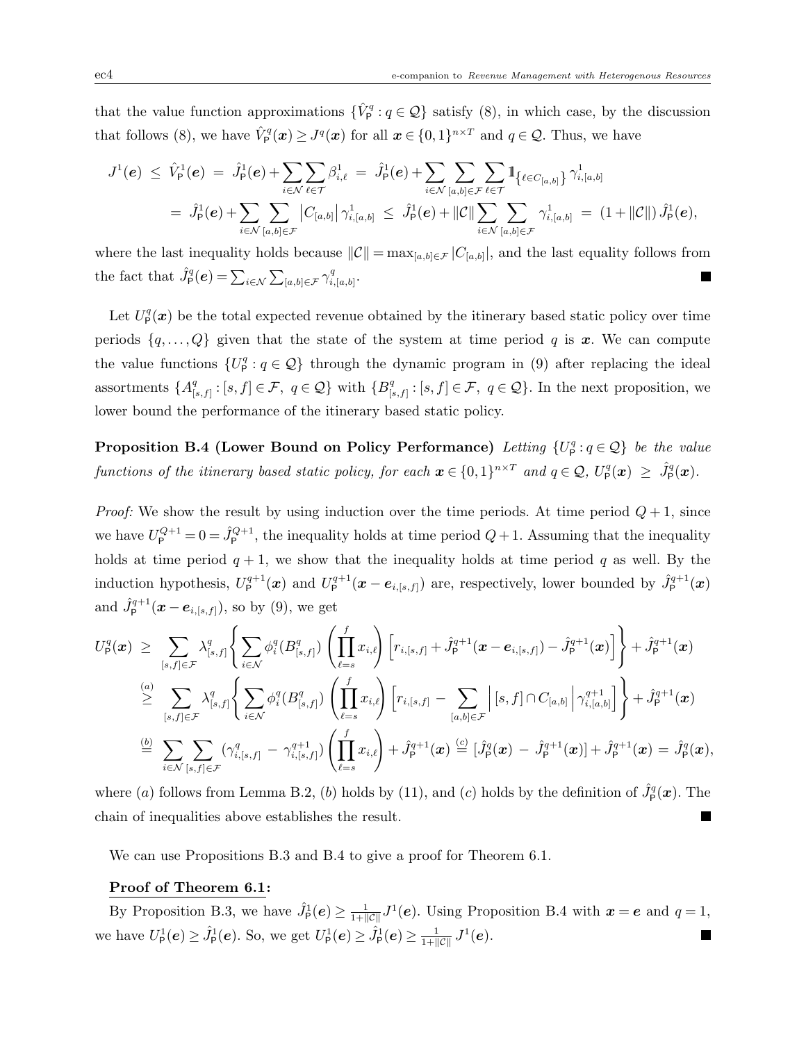that the value function approximations $\{\hat{V}^q_{\mathsf{P}} : q \in \mathcal{Q}\}$ satisfy (8), in which case, by the discussion that follows (8), we have $\hat{V}^q_{\mathsf{P}}(\boldsymbol{x}) \geq J^q(\boldsymbol{x})$ for all $\boldsymbol{x} \in \{0,1\}^{n\times T}$ and $q \in \mathcal{Q}$. Thus, we have

$$J^1(\boldsymbol{e}) \;\leq\; \hat{V}^1_{\mathsf{P}}(\boldsymbol{e}) \;=\; \hat{J}^1_{\mathsf{P}}(\boldsymbol{e}) + \sum_{i\in\mathcal{N}}\sum_{\ell\in\mathcal{T}} \beta^1_{i,\ell} \;=\; \hat{J}^1_{\mathsf{P}}(\boldsymbol{e}) + \sum_{i\in\mathcal{N}}\sum_{[a,b]\in\mathcal{F}}\sum_{\ell\in\mathcal{T}} \mathbb{1}_{\{\ell\in C_{[a,b]}\}}\,\gamma^1_{i,[a,b]}$$

$$=\; \hat{J}^1_{\mathsf{P}}(\boldsymbol{e}) + \sum_{i\in\mathcal{N}}\sum_{[a,b]\in\mathcal{F}} \big|C_{[a,b]}\big|\,\gamma^1_{i,[a,b]} \;\leq\; \hat{J}^1_{\mathsf{P}}(\boldsymbol{e}) + \|\mathcal{C}\|\sum_{i\in\mathcal{N}}\sum_{[a,b]\in\mathcal{F}} \gamma^1_{i,[a,b]} \;=\; (1+\|\mathcal{C}\|)\,\hat{J}^1_{\mathsf{P}}(\boldsymbol{e}),$$

where the last inequality holds because $\|\mathcal{C}\| = \max_{[a,b]\in\mathcal{F}} |C_{[a,b]}|$, and the last equality follows from the fact that $\hat{J}^q_{\mathsf{P}}(\boldsymbol{e}) = \sum_{i\in\mathcal{N}}\sum_{[a,b]\in\mathcal{F}} \gamma^q_{i,[a,b]}$. ∎

Let $U^q_{\mathsf{P}}(\boldsymbol{x})$ be the total expected revenue obtained by the itinerary based static policy over time periods $\{q,\dots,Q\}$ given that the state of the system at time period $q$ is $\boldsymbol{x}$. We can compute the value functions $\{U^q_{\mathsf{P}} : q \in \mathcal{Q}\}$ through the dynamic program in (9) after replacing the ideal assortments $\{A^q_{[s,f]} : [s,f]\in\mathcal{F},\ q\in\mathcal{Q}\}$ with $\{B^q_{[s,f]} : [s,f]\in\mathcal{F},\ q\in\mathcal{Q}\}$. In the next proposition, we lower bound the performance of the itinerary based static policy.

**Proposition B.4 (Lower Bound on Policy Performance)** *Letting $\{U^q_{\mathsf{P}} : q \in \mathcal{Q}\}$ be the value functions of the itinerary based static policy, for each $\boldsymbol{x} \in \{0,1\}^{n\times T}$ and $q \in \mathcal{Q}$, $U^q_{\mathsf{P}}(\boldsymbol{x}) \;\geq\; \hat{J}^q_{\mathsf{P}}(\boldsymbol{x})$.*

*Proof:* We show the result by using induction over the time periods. At time period $Q+1$, since we have $U^{Q+1}_{\mathsf{P}} = 0 = \hat{J}^{Q+1}_{\mathsf{P}}$, the inequality holds at time period $Q+1$. Assuming that the inequality holds at time period $q+1$, we show that the inequality holds at time period $q$ as well. By the induction hypothesis, $U^{q+1}_{\mathsf{P}}(\boldsymbol{x})$ and $U^{q+1}_{\mathsf{P}}(\boldsymbol{x} - \boldsymbol{e}_{i,[s,f]})$ are, respectively, lower bounded by $\hat{J}^{q+1}_{\mathsf{P}}(\boldsymbol{x})$ and $\hat{J}^{q+1}_{\mathsf{P}}(\boldsymbol{x} - \boldsymbol{e}_{i,[s,f]})$, so by (9), we get

$$U^q_{\mathsf{P}}(\boldsymbol{x}) \;\geq\; \sum_{[s,f]\in\mathcal{F}} \lambda^q_{[s,f]} \left\{ \sum_{i\in\mathcal{N}} \phi^q_i(B^q_{[s,f]}) \left(\prod_{\ell=s}^{f} x_{i,\ell}\right) \Big[ r_{i,[s,f]} + \hat{J}^{q+1}_{\mathsf{P}}(\boldsymbol{x} - \boldsymbol{e}_{i,[s,f]}) - \hat{J}^{q+1}_{\mathsf{P}}(\boldsymbol{x}) \Big] \right\} + \hat{J}^{q+1}_{\mathsf{P}}(\boldsymbol{x})$$

$$\overset{(a)}{\geq}\; \sum_{[s,f]\in\mathcal{F}} \lambda^q_{[s,f]} \left\{ \sum_{i\in\mathcal{N}} \phi^q_i(B^q_{[s,f]}) \left(\prod_{\ell=s}^{f} x_{i,\ell}\right) \Big[ r_{i,[s,f]} \;-\; \sum_{[a,b]\in\mathcal{F}} \Big| [s,f] \cap C_{[a,b]} \Big|\, \gamma^{q+1}_{i,[a,b]} \Big] \right\} + \hat{J}^{q+1}_{\mathsf{P}}(\boldsymbol{x})$$

$$\overset{(b)}{=}\; \sum_{i\in\mathcal{N}}\sum_{[s,f]\in\mathcal{F}} (\gamma^q_{i,[s,f]} \;-\; \gamma^{q+1}_{i,[s,f]}) \left(\prod_{\ell=s}^{f} x_{i,\ell}\right) + \hat{J}^{q+1}_{\mathsf{P}}(\boldsymbol{x}) \overset{(c)}{=} [\hat{J}^q_{\mathsf{P}}(\boldsymbol{x}) \;-\; \hat{J}^{q+1}_{\mathsf{P}}(\boldsymbol{x})] + \hat{J}^{q+1}_{\mathsf{P}}(\boldsymbol{x}) \;=\; \hat{J}^q_{\mathsf{P}}(\boldsymbol{x}),$$

where $(a)$ follows from Lemma B.2, $(b)$ holds by (11), and $(c)$ holds by the definition of $\hat{J}^q_{\mathsf{P}}(\boldsymbol{x})$. The chain of inequalities above establishes the result. ∎

We can use Propositions B.3 and B.4 to give a proof for Theorem 6.1.

**Proof of Theorem 6.1:**

By Proposition B.3, we have $\hat{J}^1_{\mathsf{P}}(\boldsymbol{e}) \geq \frac{1}{1+\|\mathcal{C}\|} J^1(\boldsymbol{e})$. Using Proposition B.4 with $\boldsymbol{x} = \boldsymbol{e}$ and $q = 1$, we have $U^1_{\mathsf{P}}(\boldsymbol{e}) \geq \hat{J}^1_{\mathsf{P}}(\boldsymbol{e})$. So, we get $U^1_{\mathsf{P}}(\boldsymbol{e}) \geq \hat{J}^1_{\mathsf{P}}(\boldsymbol{e}) \geq \frac{1}{1+\|\mathcal{C}\|}\, J^1(\boldsymbol{e})$. ∎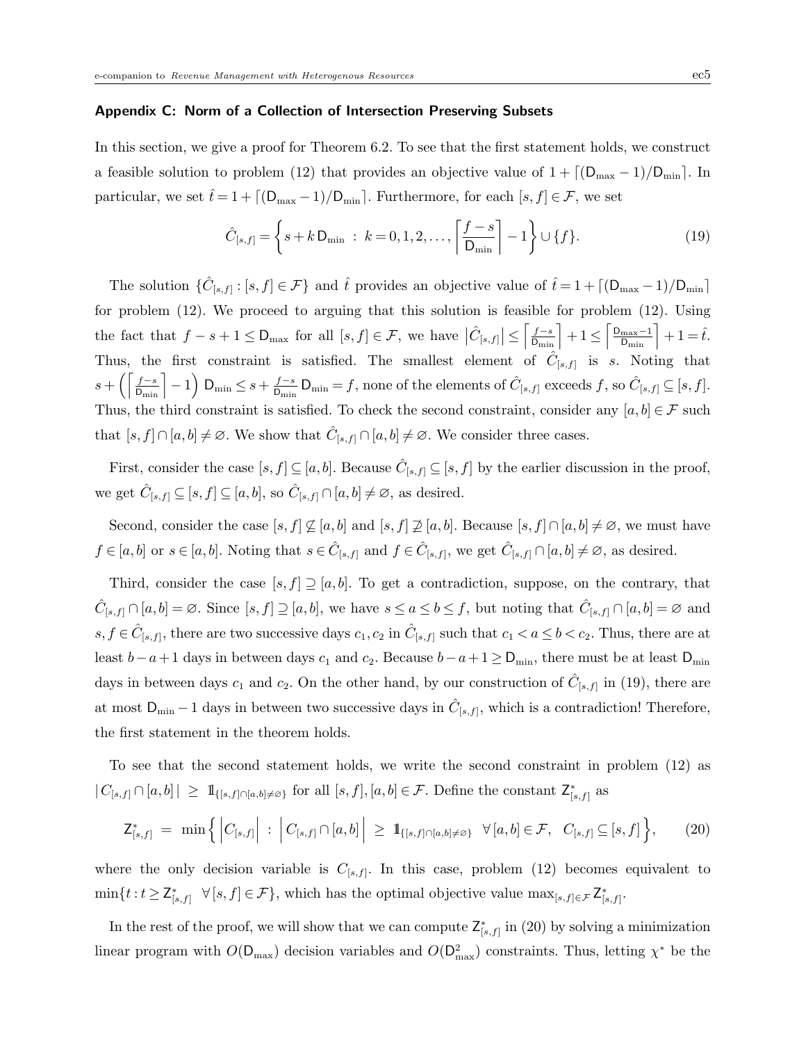### Appendix C: Norm of a Collection of Intersection Preserving Subsets

In this section, we give a proof for Theorem 6.2. To see that the first statement holds, we construct a feasible solution to problem (12) that provides an objective value of $1 + \lceil (\mathsf{D}_{\max} - 1)/\mathsf{D}_{\min} \rceil$. In particular, we set $\hat{t} = 1 + \lceil (\mathsf{D}_{\max} - 1)/\mathsf{D}_{\min} \rceil$. Furthermore, for each $[s, f] \in \mathcal{F}$, we set

$$\hat{C}_{[s,f]} = \left\{ s + k\, \mathsf{D}_{\min} \;:\; k = 0, 1, 2, \ldots, \left\lceil \frac{f - s}{\mathsf{D}_{\min}} \right\rceil - 1 \right\} \cup \{f\}. \tag{19}$$

The solution $\{\hat{C}_{[s,f]} : [s,f] \in \mathcal{F}\}$ and $\hat{t}$ provides an objective value of $\hat{t} = 1 + \lceil (\mathsf{D}_{\max} - 1)/\mathsf{D}_{\min} \rceil$ for problem (12). We proceed to arguing that this solution is feasible for problem (12). Using the fact that $f - s + 1 \le \mathsf{D}_{\max}$ for all $[s, f] \in \mathcal{F}$, we have $\left|\hat{C}_{[s,f]}\right| \le \left\lceil \frac{f-s}{\mathsf{D}_{\min}} \right\rceil + 1 \le \left\lceil \frac{\mathsf{D}_{\max}-1}{\mathsf{D}_{\min}} \right\rceil + 1 = \hat{t}$. Thus, the first constraint is satisfied. The smallest element of $\hat{C}_{[s,f]}$ is $s$. Noting that $s + \left( \left\lceil \frac{f-s}{\mathsf{D}_{\min}} \right\rceil - 1 \right) \mathsf{D}_{\min} \le s + \frac{f-s}{\mathsf{D}_{\min}}\, \mathsf{D}_{\min} = f$, none of the elements of $\hat{C}_{[s,f]}$ exceeds $f$, so $\hat{C}_{[s,f]} \subseteq [s, f]$. Thus, the third constraint is satisfied. To check the second constraint, consider any $[a, b] \in \mathcal{F}$ such that $[s, f] \cap [a, b] \ne \varnothing$. We show that $\hat{C}_{[s,f]} \cap [a, b] \ne \varnothing$. We consider three cases.

First, consider the case $[s, f] \subseteq [a, b]$. Because $\hat{C}_{[s,f]} \subseteq [s, f]$ by the earlier discussion in the proof, we get $\hat{C}_{[s,f]} \subseteq [s, f] \subseteq [a, b]$, so $\hat{C}_{[s,f]} \cap [a, b] \ne \varnothing$, as desired.

Second, consider the case $[s, f] \not\subseteq [a, b]$ and $[s, f] \not\supseteq [a, b]$. Because $[s, f] \cap [a, b] \ne \varnothing$, we must have $f \in [a, b]$ or $s \in [a, b]$. Noting that $s \in \hat{C}_{[s,f]}$ and $f \in \hat{C}_{[s,f]}$, we get $\hat{C}_{[s,f]} \cap [a, b] \ne \varnothing$, as desired.

Third, consider the case $[s, f] \supseteq [a, b]$. To get a contradiction, suppose, on the contrary, that $\hat{C}_{[s,f]} \cap [a, b] = \varnothing$. Since $[s, f] \supseteq [a, b]$, we have $s \le a \le b \le f$, but noting that $\hat{C}_{[s,f]} \cap [a, b] = \varnothing$ and $s, f \in \hat{C}_{[s,f]}$, there are two successive days $c_1, c_2$ in $\hat{C}_{[s,f]}$ such that $c_1 < a \le b < c_2$. Thus, there are at least $b - a + 1$ days in between days $c_1$ and $c_2$. Because $b - a + 1 \ge \mathsf{D}_{\min}$, there must be at least $\mathsf{D}_{\min}$ days in between days $c_1$ and $c_2$. On the other hand, by our construction of $\hat{C}_{[s,f]}$ in (19), there are at most $\mathsf{D}_{\min} - 1$ days in between two successive days in $\hat{C}_{[s,f]}$, which is a contradiction! Therefore, the first statement in the theorem holds.

To see that the second statement holds, we write the second constraint in problem (12) as $|\, C_{[s,f]} \cap [a, b]\,| \;\ge\; \mathbb{1}_{\{[s,f] \cap [a,b] \ne \varnothing\}}$ for all $[s, f], [a, b] \in \mathcal{F}$. Define the constant $\mathsf{Z}^*_{[s,f]}$ as

$$\mathsf{Z}^*_{[s,f]} \;=\; \min \Big\{ \left| C_{[s,f]} \right| \;:\; \left| C_{[s,f]} \cap [a, b] \right| \;\ge\; \mathbb{1}_{\{[s,f] \cap [a,b] \ne \varnothing\}} \;\; \forall\, [a, b] \in \mathcal{F}, \;\; C_{[s,f]} \subseteq [s, f] \Big\}, \tag{20}$$

where the only decision variable is $C_{[s,f]}$. In this case, problem (12) becomes equivalent to $\min\{t : t \ge \mathsf{Z}^*_{[s,f]} \;\; \forall\, [s, f] \in \mathcal{F}\}$, which has the optimal objective value $\max_{[s,f] \in \mathcal{F}} \mathsf{Z}^*_{[s,f]}$.

In the rest of the proof, we will show that we can compute $\mathsf{Z}^*_{[s,f]}$ in (20) by solving a minimization linear program with $O(\mathsf{D}_{\max})$ decision variables and $O(\mathsf{D}^2_{\max})$ constraints. Thus, letting $\chi^*$ be the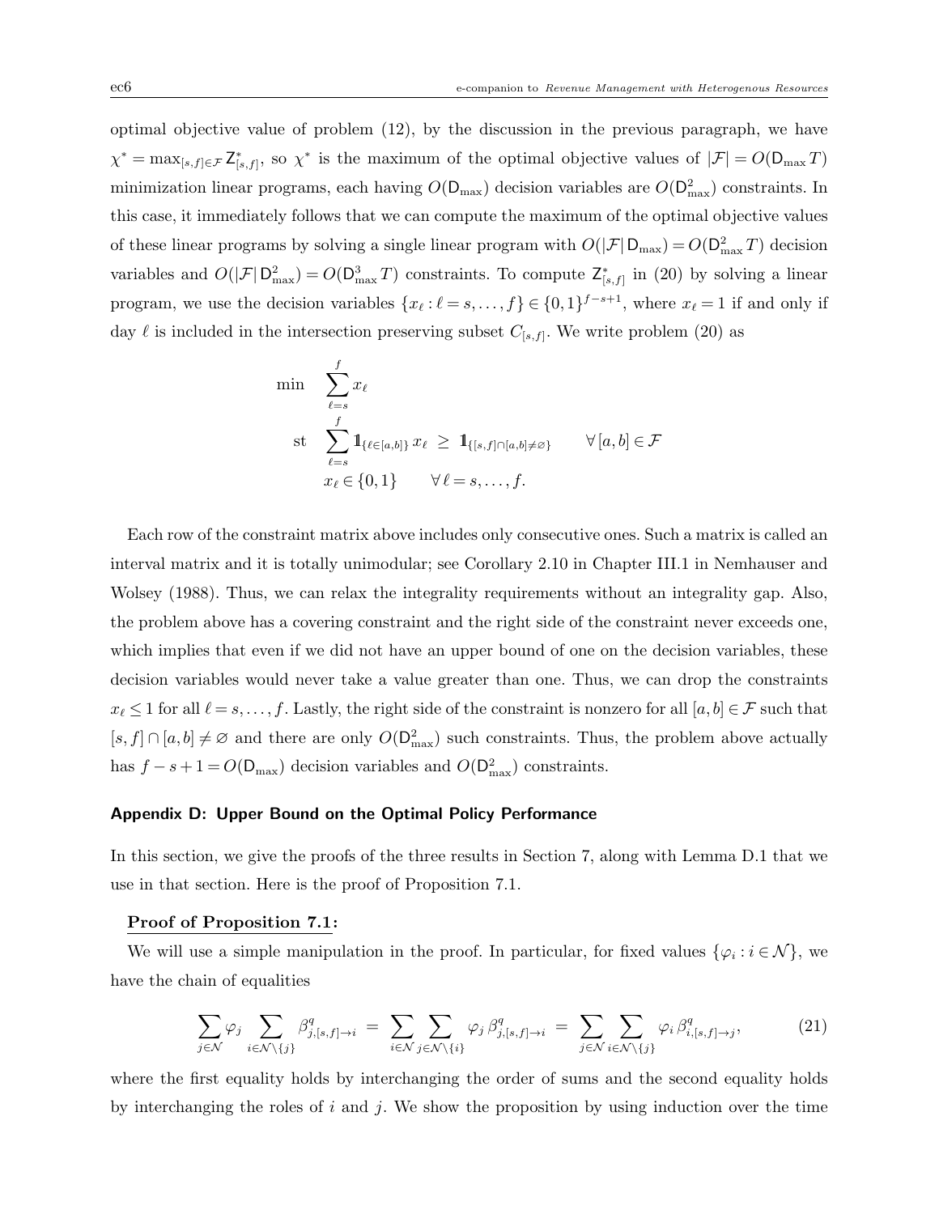optimal objective value of problem (12), by the discussion in the previous paragraph, we have $\chi^* = \max_{[s,f]\in\mathcal{F}} \mathsf{Z}^*_{[s,f]}$, so $\chi^*$ is the maximum of the optimal objective values of $|\mathcal{F}| = O(\mathsf{D}_{\max} T)$ minimization linear programs, each having $O(\mathsf{D}_{\max})$ decision variables are $O(\mathsf{D}^2_{\max})$ constraints. In this case, it immediately follows that we can compute the maximum of the optimal objective values of these linear programs by solving a single linear program with $O(|\mathcal{F}|\,\mathsf{D}_{\max}) = O(\mathsf{D}^2_{\max} T)$ decision variables and $O(|\mathcal{F}|\,\mathsf{D}^2_{\max}) = O(\mathsf{D}^3_{\max} T)$ constraints. To compute $\mathsf{Z}^*_{[s,f]}$ in (20) by solving a linear program, we use the decision variables $\{x_\ell : \ell = s, \ldots, f\} \in \{0,1\}^{f-s+1}$, where $x_\ell = 1$ if and only if day $\ell$ is included in the intersection preserving subset $C_{[s,f]}$. We write problem (20) as

$$
\begin{aligned}
\min \quad & \sum_{\ell=s}^{f} x_\ell \\
\text{st} \quad & \sum_{\ell=s}^{f} \mathbb{1}_{\{\ell\in[a,b]\}}\, x_\ell \;\geq\; \mathbb{1}_{\{[s,f]\cap[a,b]\neq\varnothing\}} \qquad \forall\,[a,b]\in\mathcal{F} \\
& x_\ell \in \{0,1\} \qquad \forall\,\ell = s,\ldots,f.
\end{aligned}
$$

Each row of the constraint matrix above includes only consecutive ones. Such a matrix is called an interval matrix and it is totally unimodular; see Corollary 2.10 in Chapter III.1 in Nemhauser and Wolsey (1988). Thus, we can relax the integrality requirements without an integrality gap. Also, the problem above has a covering constraint and the right side of the constraint never exceeds one, which implies that even if we did not have an upper bound of one on the decision variables, these decision variables would never take a value greater than one. Thus, we can drop the constraints $x_\ell \leq 1$ for all $\ell = s, \ldots, f$. Lastly, the right side of the constraint is nonzero for all $[a,b]\in\mathcal{F}$ such that $[s,f]\cap[a,b]\neq\varnothing$ and there are only $O(\mathsf{D}^2_{\max})$ such constraints. Thus, the problem above actually has $f - s + 1 = O(\mathsf{D}_{\max})$ decision variables and $O(\mathsf{D}^2_{\max})$ constraints.

## Appendix D: Upper Bound on the Optimal Policy Performance

In this section, we give the proofs of the three results in Section 7, along with Lemma D.1 that we use in that section. Here is the proof of Proposition 7.1.

**Proof of Proposition 7.1:**

We will use a simple manipulation in the proof. In particular, for fixed values $\{\varphi_i : i \in \mathcal{N}\}$, we have the chain of equalities

$$
\sum_{j\in\mathcal{N}} \varphi_j \sum_{i\in\mathcal{N}\setminus\{j\}} \beta^q_{j,[s,f]\to i} \;=\; \sum_{i\in\mathcal{N}} \sum_{j\in\mathcal{N}\setminus\{i\}} \varphi_j\, \beta^q_{j,[s,f]\to i} \;=\; \sum_{j\in\mathcal{N}} \sum_{i\in\mathcal{N}\setminus\{j\}} \varphi_i\, \beta^q_{i,[s,f]\to j}, \tag{21}
$$

where the first equality holds by interchanging the order of sums and the second equality holds by interchanging the roles of $i$ and $j$. We show the proposition by using induction over the time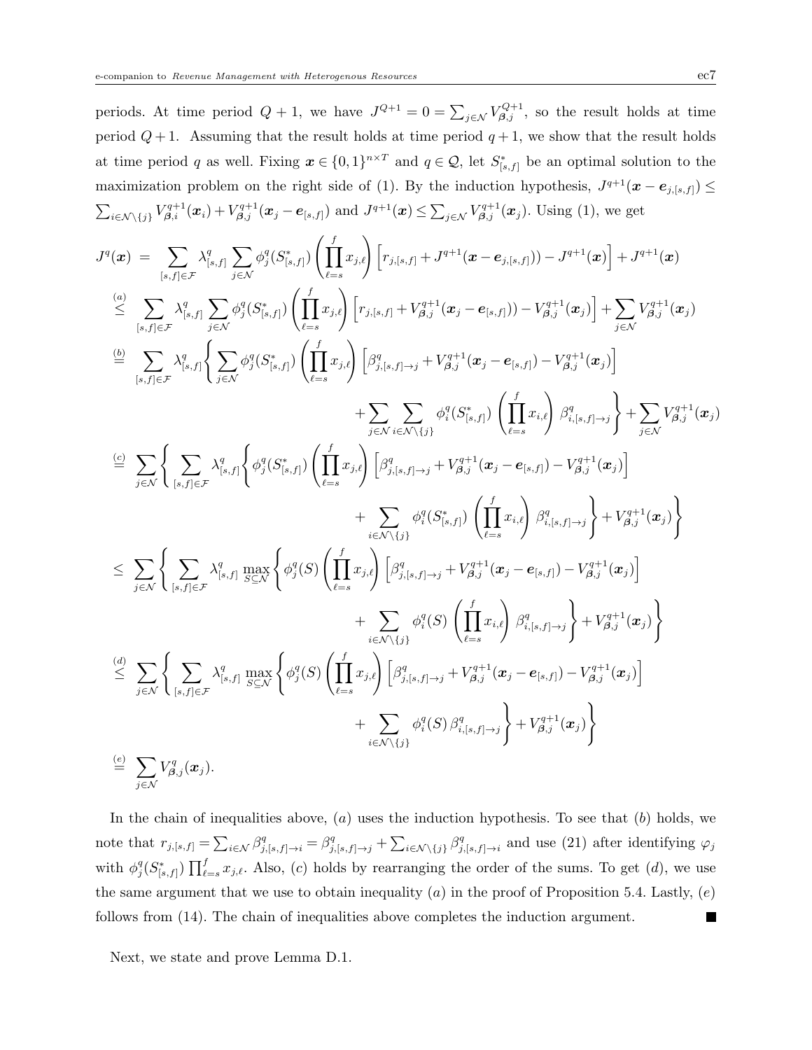periods. At time period $Q+1$, we have $J^{Q+1} = 0 = \sum_{j \in \mathcal{N}} V^{Q+1}_{\boldsymbol{\beta},j}$, so the result holds at time period $Q+1$. Assuming that the result holds at time period $q+1$, we show that the result holds at time period $q$ as well. Fixing $\boldsymbol{x} \in \{0,1\}^{n \times T}$ and $q \in \mathcal{Q}$, let $S^*_{[s,f]}$ be an optimal solution to the maximization problem on the right side of (1). By the induction hypothesis, $J^{q+1}(\boldsymbol{x} - \boldsymbol{e}_{j,[s,f]}) \leq \sum_{i \in \mathcal{N} \setminus \{j\}} V^{q+1}_{\boldsymbol{\beta},i}(\boldsymbol{x}_i) + V^{q+1}_{\boldsymbol{\beta},j}(\boldsymbol{x}_j - \boldsymbol{e}_{[s,f]})$ and $J^{q+1}(\boldsymbol{x}) \leq \sum_{j \in \mathcal{N}} V^{q+1}_{\boldsymbol{\beta},j}(\boldsymbol{x}_j)$. Using (1), we get

$$
\begin{aligned}
J^q(\boldsymbol{x}) \;&=\; \sum_{[s,f] \in \mathcal{F}} \lambda^q_{[s,f]} \sum_{j \in \mathcal{N}} \phi^q_j(S^*_{[s,f]}) \left( \prod_{\ell=s}^{f} x_{j,\ell} \right) \Big[ r_{j,[s,f]} + J^{q+1}(\boldsymbol{x} - \boldsymbol{e}_{j,[s,f]})) - J^{q+1}(\boldsymbol{x}) \Big] + J^{q+1}(\boldsymbol{x}) \\
&\overset{(a)}{\leq} \sum_{[s,f] \in \mathcal{F}} \lambda^q_{[s,f]} \sum_{j \in \mathcal{N}} \phi^q_j(S^*_{[s,f]}) \left( \prod_{\ell=s}^{f} x_{j,\ell} \right) \Big[ r_{j,[s,f]} + V^{q+1}_{\boldsymbol{\beta},j}(\boldsymbol{x}_j - \boldsymbol{e}_{[s,f]})) - V^{q+1}_{\boldsymbol{\beta},j}(\boldsymbol{x}_j) \Big] + \sum_{j \in \mathcal{N}} V^{q+1}_{\boldsymbol{\beta},j}(\boldsymbol{x}_j) \\
&\overset{(b)}{=} \sum_{[s,f] \in \mathcal{F}} \lambda^q_{[s,f]} \Bigg\{ \sum_{j \in \mathcal{N}} \phi^q_j(S^*_{[s,f]}) \left( \prod_{\ell=s}^{f} x_{j,\ell} \right) \Big[ \beta^q_{j,[s,f] \to j} + V^{q+1}_{\boldsymbol{\beta},j}(\boldsymbol{x}_j - \boldsymbol{e}_{[s,f]}) - V^{q+1}_{\boldsymbol{\beta},j}(\boldsymbol{x}_j) \Big] \\
&\qquad\qquad + \sum_{j \in \mathcal{N}} \sum_{i \in \mathcal{N} \setminus \{j\}} \phi^q_i(S^*_{[s,f]}) \left( \prod_{\ell=s}^{f} x_{i,\ell} \right) \beta^q_{i,[s,f] \to j} \Bigg\} + \sum_{j \in \mathcal{N}} V^{q+1}_{\boldsymbol{\beta},j}(\boldsymbol{x}_j) \\
&\overset{(c)}{=} \sum_{j \in \mathcal{N}} \Bigg\{ \sum_{[s,f] \in \mathcal{F}} \lambda^q_{[s,f]} \Bigg\{ \phi^q_j(S^*_{[s,f]}) \left( \prod_{\ell=s}^{f} x_{j,\ell} \right) \Big[ \beta^q_{j,[s,f] \to j} + V^{q+1}_{\boldsymbol{\beta},j}(\boldsymbol{x}_j - \boldsymbol{e}_{[s,f]}) - V^{q+1}_{\boldsymbol{\beta},j}(\boldsymbol{x}_j) \Big] \\
&\qquad\qquad + \sum_{i \in \mathcal{N} \setminus \{j\}} \phi^q_i(S^*_{[s,f]}) \left( \prod_{\ell=s}^{f} x_{i,\ell} \right) \beta^q_{i,[s,f] \to j} \Bigg\} + V^{q+1}_{\boldsymbol{\beta},j}(\boldsymbol{x}_j) \Bigg\} \\
&\leq \sum_{j \in \mathcal{N}} \Bigg\{ \sum_{[s,f] \in \mathcal{F}} \lambda^q_{[s,f]} \max_{S \subseteq \mathcal{N}} \Bigg\{ \phi^q_j(S) \left( \prod_{\ell=s}^{f} x_{j,\ell} \right) \Big[ \beta^q_{j,[s,f] \to j} + V^{q+1}_{\boldsymbol{\beta},j}(\boldsymbol{x}_j - \boldsymbol{e}_{[s,f]}) - V^{q+1}_{\boldsymbol{\beta},j}(\boldsymbol{x}_j) \Big] \\
&\qquad\qquad + \sum_{i \in \mathcal{N} \setminus \{j\}} \phi^q_i(S) \left( \prod_{\ell=s}^{f} x_{i,\ell} \right) \beta^q_{i,[s,f] \to j} \Bigg\} + V^{q+1}_{\boldsymbol{\beta},j}(\boldsymbol{x}_j) \Bigg\} \\
&\overset{(d)}{\leq} \sum_{j \in \mathcal{N}} \Bigg\{ \sum_{[s,f] \in \mathcal{F}} \lambda^q_{[s,f]} \max_{S \subseteq \mathcal{N}} \Bigg\{ \phi^q_j(S) \left( \prod_{\ell=s}^{f} x_{j,\ell} \right) \Big[ \beta^q_{j,[s,f] \to j} + V^{q+1}_{\boldsymbol{\beta},j}(\boldsymbol{x}_j - \boldsymbol{e}_{[s,f]}) - V^{q+1}_{\boldsymbol{\beta},j}(\boldsymbol{x}_j) \Big] \\
&\qquad\qquad + \sum_{i \in \mathcal{N} \setminus \{j\}} \phi^q_i(S) \, \beta^q_{i,[s,f] \to j} \Bigg\} + V^{q+1}_{\boldsymbol{\beta},j}(\boldsymbol{x}_j) \Bigg\} \\
&\overset{(e)}{=} \sum_{j \in \mathcal{N}} V^q_{\boldsymbol{\beta},j}(\boldsymbol{x}_j).
\end{aligned}
$$

In the chain of inequalities above, $(a)$ uses the induction hypothesis. To see that $(b)$ holds, we note that $r_{j,[s,f]} = \sum_{i \in \mathcal{N}} \beta^q_{j,[s,f] \to i} = \beta^q_{j,[s,f] \to j} + \sum_{i \in \mathcal{N} \setminus \{j\}} \beta^q_{j,[s,f] \to i}$ and use (21) after identifying $\varphi_j$ with $\phi^q_j(S^*_{[s,f]}) \prod_{\ell=s}^{f} x_{j,\ell}$. Also, $(c)$ holds by rearranging the order of the sums. To get $(d)$, we use the same argument that we use to obtain inequality $(a)$ in the proof of Proposition 5.4. Lastly, $(e)$ follows from (14). The chain of inequalities above completes the induction argument. ■

Next, we state and prove Lemma D.1.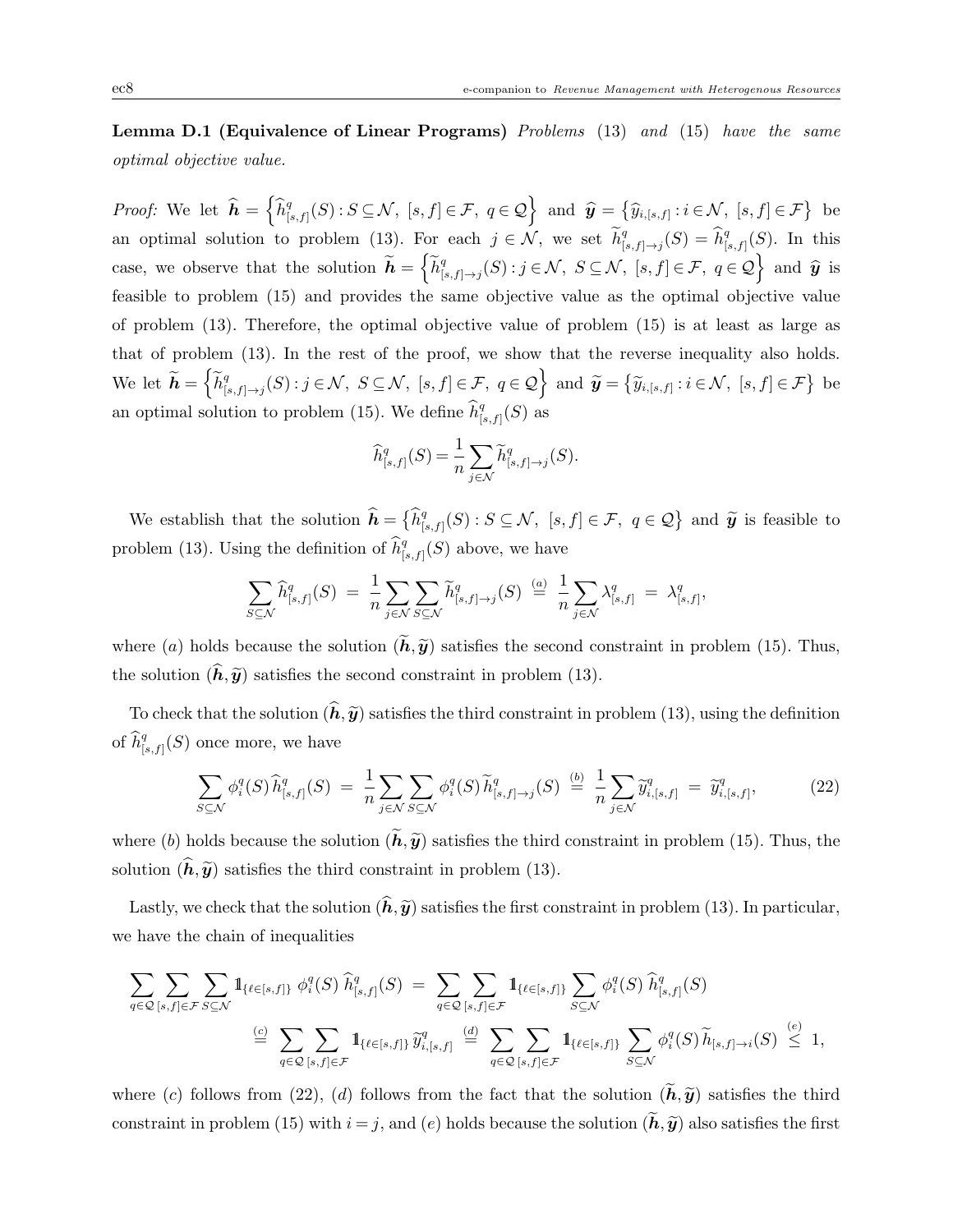**Lemma D.1 (Equivalence of Linear Programs)** *Problems* (13) *and* (15) *have the same optimal objective value.*

*Proof:* We let $\widehat{\boldsymbol{h}} = \left\{\widehat{h}^q_{[s,f]}(S) : S \subseteq \mathcal{N},\ [s,f] \in \mathcal{F},\ q \in \mathcal{Q}\right\}$ and $\widehat{\boldsymbol{y}} = \left\{\widehat{y}_{i,[s,f]} : i \in \mathcal{N},\ [s,f] \in \mathcal{F}\right\}$ be an optimal solution to problem (13). For each $j \in \mathcal{N}$, we set $\widetilde{h}^q_{[s,f]\to j}(S) = \widehat{h}^q_{[s,f]}(S)$. In this case, we observe that the solution $\widetilde{\boldsymbol{h}} = \left\{\widetilde{h}^q_{[s,f]\to j}(S) : j \in \mathcal{N},\ S \subseteq \mathcal{N},\ [s,f] \in \mathcal{F},\ q \in \mathcal{Q}\right\}$ and $\widehat{\boldsymbol{y}}$ is feasible to problem (15) and provides the same objective value as the optimal objective value of problem (13). Therefore, the optimal objective value of problem (15) is at least as large as that of problem (13). In the rest of the proof, we show that the reverse inequality also holds. We let $\widetilde{\boldsymbol{h}} = \left\{\widetilde{h}^q_{[s,f]\to j}(S) : j \in \mathcal{N},\ S \subseteq \mathcal{N},\ [s,f] \in \mathcal{F},\ q \in \mathcal{Q}\right\}$ and $\widetilde{\boldsymbol{y}} = \left\{\widetilde{y}_{i,[s,f]} : i \in \mathcal{N},\ [s,f] \in \mathcal{F}\right\}$ be an optimal solution to problem (15). We define $\widehat{h}^q_{[s,f]}(S)$ as

$$\widehat{h}^q_{[s,f]}(S) = \frac{1}{n} \sum_{j \in \mathcal{N}} \widetilde{h}^q_{[s,f]\to j}(S).$$

We establish that the solution $\widehat{\boldsymbol{h}} = \left\{\widehat{h}^q_{[s,f]}(S) : S \subseteq \mathcal{N},\ [s,f] \in \mathcal{F},\ q \in \mathcal{Q}\right\}$ and $\widetilde{\boldsymbol{y}}$ is feasible to problem (13). Using the definition of $\widehat{h}^q_{[s,f]}(S)$ above, we have

$$\sum_{S \subseteq \mathcal{N}} \widehat{h}^q_{[s,f]}(S) \ = \ \frac{1}{n} \sum_{j \in \mathcal{N}} \sum_{S \subseteq \mathcal{N}} \widetilde{h}^q_{[s,f]\to j}(S) \ \overset{(a)}{=} \ \frac{1}{n} \sum_{j \in \mathcal{N}} \lambda^q_{[s,f]} \ = \ \lambda^q_{[s,f]},$$

where $(a)$ holds because the solution $(\widetilde{\boldsymbol{h}}, \widetilde{\boldsymbol{y}})$ satisfies the second constraint in problem (15). Thus, the solution $(\widehat{\boldsymbol{h}}, \widetilde{\boldsymbol{y}})$ satisfies the second constraint in problem (13).

To check that the solution $(\widehat{\boldsymbol{h}}, \widetilde{\boldsymbol{y}})$ satisfies the third constraint in problem (13), using the definition of $\widehat{h}^q_{[s,f]}(S)$ once more, we have

$$\sum_{S \subseteq \mathcal{N}} \phi^q_i(S)\, \widehat{h}^q_{[s,f]}(S) \ = \ \frac{1}{n} \sum_{j \in \mathcal{N}} \sum_{S \subseteq \mathcal{N}} \phi^q_i(S)\, \widetilde{h}^q_{[s,f]\to j}(S) \ \overset{(b)}{=} \ \frac{1}{n} \sum_{j \in \mathcal{N}} \widetilde{y}^q_{i,[s,f]} \ = \ \widetilde{y}^q_{i,[s,f]}, \tag{22}$$

where $(b)$ holds because the solution $(\widetilde{\boldsymbol{h}}, \widetilde{\boldsymbol{y}})$ satisfies the third constraint in problem (15). Thus, the solution $(\widehat{\boldsymbol{h}}, \widetilde{\boldsymbol{y}})$ satisfies the third constraint in problem (13).

Lastly, we check that the solution $(\widehat{\boldsymbol{h}}, \widetilde{\boldsymbol{y}})$ satisfies the first constraint in problem (13). In particular, we have the chain of inequalities

$$\begin{aligned}
\sum_{q \in \mathcal{Q}} \sum_{[s,f] \in \mathcal{F}} \sum_{S \subseteq \mathcal{N}} \mathbb{1}_{\{\ell \in [s,f]\}}\ \phi^q_i(S)\ \widehat{h}^q_{[s,f]}(S) \ &= \ \sum_{q \in \mathcal{Q}} \sum_{[s,f] \in \mathcal{F}} \mathbb{1}_{\{\ell \in [s,f]\}} \sum_{S \subseteq \mathcal{N}} \phi^q_i(S)\ \widehat{h}^q_{[s,f]}(S) \\
&\overset{(c)}{=} \ \sum_{q \in \mathcal{Q}} \sum_{[s,f] \in \mathcal{F}} \mathbb{1}_{\{\ell \in [s,f]\}}\ \widetilde{y}^q_{i,[s,f]} \ \overset{(d)}{=} \ \sum_{q \in \mathcal{Q}} \sum_{[s,f] \in \mathcal{F}} \mathbb{1}_{\{\ell \in [s,f]\}} \sum_{S \subseteq \mathcal{N}} \phi^q_i(S)\, \widetilde{h}_{[s,f]\to i}(S) \ \overset{(e)}{\leq} \ 1,
\end{aligned}$$

where $(c)$ follows from (22), $(d)$ follows from the fact that the solution $(\widetilde{\boldsymbol{h}}, \widetilde{\boldsymbol{y}})$ satisfies the third constraint in problem (15) with $i = j$, and $(e)$ holds because the solution $(\widetilde{\boldsymbol{h}}, \widetilde{\boldsymbol{y}})$ also satisfies the first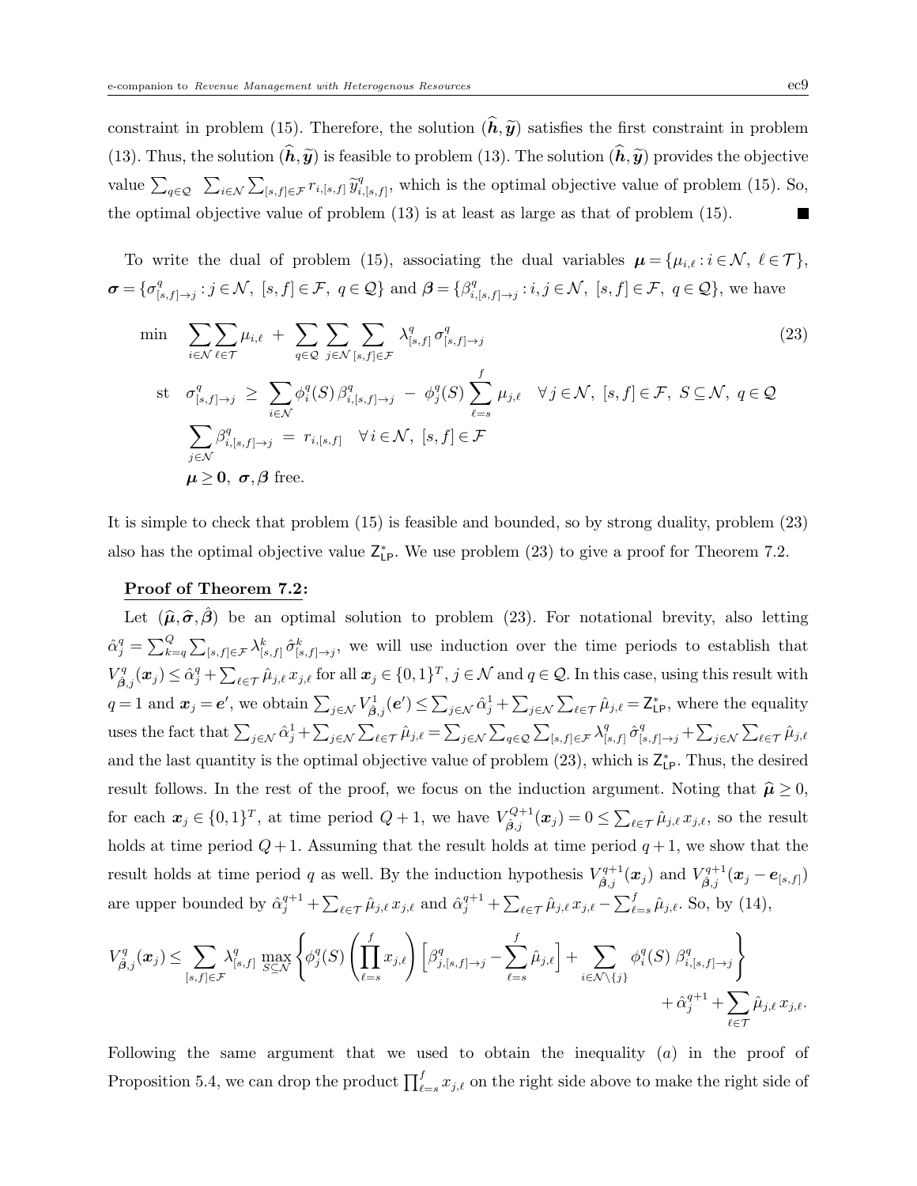constraint in problem (15). Therefore, the solution $(\widehat{\boldsymbol{h}}, \widetilde{\boldsymbol{y}})$ satisfies the first constraint in problem (13). Thus, the solution $(\widehat{\boldsymbol{h}}, \widetilde{\boldsymbol{y}})$ is feasible to problem (13). The solution $(\widehat{\boldsymbol{h}}, \widetilde{\boldsymbol{y}})$ provides the objective value $\sum_{q\in\mathcal{Q}} \sum_{i\in\mathcal{N}} \sum_{[s,f]\in\mathcal{F}} r_{i,[s,f]}\, \widetilde{y}^q_{i,[s,f]}$, which is the optimal objective value of problem (15). So, the optimal objective value of problem (13) is at least as large as that of problem (15). ■

To write the dual of problem (15), associating the dual variables $\boldsymbol{\mu} = \{\mu_{i,\ell} : i \in \mathcal{N},\ \ell \in \mathcal{T}\}$, $\boldsymbol{\sigma} = \{\sigma^q_{[s,f]\to j} : j \in \mathcal{N},\ [s,f] \in \mathcal{F},\ q \in \mathcal{Q}\}$ and $\boldsymbol{\beta} = \{\beta^q_{i,[s,f]\to j} : i, j \in \mathcal{N},\ [s,f] \in \mathcal{F},\ q \in \mathcal{Q}\}$, we have

$$
\begin{aligned}
\min \quad & \sum_{i\in\mathcal{N}} \sum_{\ell\in\mathcal{T}} \mu_{i,\ell} \;+\; \sum_{q\in\mathcal{Q}} \sum_{j\in\mathcal{N}} \sum_{[s,f]\in\mathcal{F}} \lambda^q_{[s,f]}\, \sigma^q_{[s,f]\to j} && (23)\\
\text{st} \quad & \sigma^q_{[s,f]\to j} \;\geq\; \sum_{i\in\mathcal{N}} \phi^q_i(S)\, \beta^q_{i,[s,f]\to j} \;-\; \phi^q_j(S) \sum_{\ell=s}^{f} \mu_{j,\ell} \quad \forall\, j \in \mathcal{N},\ [s,f]\in\mathcal{F},\ S \subseteq \mathcal{N},\ q \in \mathcal{Q}\\
& \sum_{j\in\mathcal{N}} \beta^q_{i,[s,f]\to j} \;=\; r_{i,[s,f]} \quad \forall\, i \in \mathcal{N},\ [s,f] \in \mathcal{F}\\
& \boldsymbol{\mu} \geq \boldsymbol{0},\ \boldsymbol{\sigma}, \boldsymbol{\beta} \text{ free.}
\end{aligned}
$$

It is simple to check that problem (15) is feasible and bounded, so by strong duality, problem (23) also has the optimal objective value $\mathsf{Z}^*_{\mathsf{LP}}$. We use problem (23) to give a proof for Theorem 7.2.

**Proof of Theorem 7.2:**

Let $(\widehat{\boldsymbol{\mu}}, \widehat{\boldsymbol{\sigma}}, \hat{\boldsymbol{\beta}})$ be an optimal solution to problem (23). For notational brevity, also letting $\hat{\alpha}^q_j = \sum_{k=q}^{Q} \sum_{[s,f]\in\mathcal{F}} \lambda^k_{[s,f]}\, \hat{\sigma}^k_{[s,f]\to j}$, we will use induction over the time periods to establish that $V^q_{\hat{\boldsymbol{\beta}},j}(\boldsymbol{x}_j) \leq \hat{\alpha}^q_j + \sum_{\ell\in\mathcal{T}} \hat{\mu}_{j,\ell}\, x_{j,\ell}$ for all $\boldsymbol{x}_j \in \{0,1\}^T$, $j \in \mathcal{N}$ and $q \in \mathcal{Q}$. In this case, using this result with $q = 1$ and $\boldsymbol{x}_j = \boldsymbol{e}'$, we obtain $\sum_{j\in\mathcal{N}} V^1_{\hat{\boldsymbol{\beta}},j}(\boldsymbol{e}') \leq \sum_{j\in\mathcal{N}} \hat{\alpha}^1_j + \sum_{j\in\mathcal{N}} \sum_{\ell\in\mathcal{T}} \hat{\mu}_{j,\ell} = \mathsf{Z}^*_{\mathsf{LP}}$, where the equality uses the fact that $\sum_{j\in\mathcal{N}} \hat{\alpha}^1_j + \sum_{j\in\mathcal{N}} \sum_{\ell\in\mathcal{T}} \hat{\mu}_{j,\ell} = \sum_{j\in\mathcal{N}} \sum_{q\in\mathcal{Q}} \sum_{[s,f]\in\mathcal{F}} \lambda^q_{[s,f]}\, \hat{\sigma}^q_{[s,f]\to j} + \sum_{j\in\mathcal{N}} \sum_{\ell\in\mathcal{T}} \hat{\mu}_{j,\ell}$ and the last quantity is the optimal objective value of problem (23), which is $\mathsf{Z}^*_{\mathsf{LP}}$. Thus, the desired result follows. In the rest of the proof, we focus on the induction argument. Noting that $\widehat{\boldsymbol{\mu}} \geq 0$, for each $\boldsymbol{x}_j \in \{0,1\}^T$, at time period $Q+1$, we have $V^{Q+1}_{\hat{\boldsymbol{\beta}},j}(\boldsymbol{x}_j) = 0 \leq \sum_{\ell\in\mathcal{T}} \hat{\mu}_{j,\ell}\, x_{j,\ell}$, so the result holds at time period $Q+1$. Assuming that the result holds at time period $q+1$, we show that the result holds at time period $q$ as well. By the induction hypothesis $V^{q+1}_{\hat{\boldsymbol{\beta}},j}(\boldsymbol{x}_j)$ and $V^{q+1}_{\hat{\boldsymbol{\beta}},j}(\boldsymbol{x}_j - \boldsymbol{e}_{[s,f]})$ are upper bounded by $\hat{\alpha}^{q+1}_j + \sum_{\ell\in\mathcal{T}} \hat{\mu}_{j,\ell}\, x_{j,\ell}$ and $\hat{\alpha}^{q+1}_j + \sum_{\ell\in\mathcal{T}} \hat{\mu}_{j,\ell}\, x_{j,\ell} - \sum_{\ell=s}^{f} \hat{\mu}_{j,\ell}$. So, by (14),

$$
V^q_{\hat{\boldsymbol{\beta}},j}(\boldsymbol{x}_j) \leq \sum_{[s,f]\in\mathcal{F}} \lambda^q_{[s,f]} \max_{S\subseteq\mathcal{N}} \left\{ \phi^q_j(S) \left( \prod_{\ell=s}^{f} x_{j,\ell} \right) \left[ \beta^q_{j,[s,f]\to j} - \sum_{\ell=s}^{f} \hat{\mu}_{j,\ell} \right] + \sum_{i\in\mathcal{N}\setminus\{j\}} \phi^q_i(S)\ \beta^q_{i,[s,f]\to j} \right\} + \hat{\alpha}^{q+1}_j + \sum_{\ell\in\mathcal{T}} \hat{\mu}_{j,\ell}\, x_{j,\ell}.
$$

Following the same argument that we used to obtain the inequality $(a)$ in the proof of Proposition 5.4, we can drop the product $\prod_{\ell=s}^{f} x_{j,\ell}$ on the right side above to make the right side of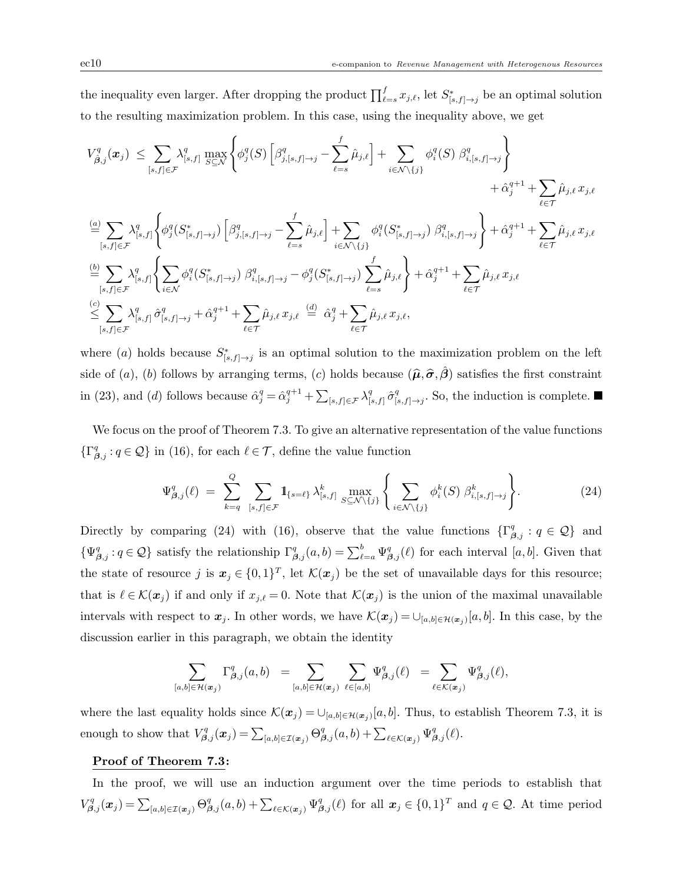the inequality even larger. After dropping the product $\prod_{\ell=s}^{f} x_{j,\ell}$, let $S^*_{[s,f]\to j}$ be an optimal solution to the resulting maximization problem. In this case, using the inequality above, we get

$$
\begin{aligned}
V^q_{\hat{\boldsymbol{\beta}},j}(\boldsymbol{x}_j) \;\le\; & \sum_{[s,f]\in\mathcal{F}} \lambda^q_{[s,f]} \max_{S\subseteq\mathcal{N}} \left\{ \phi^q_j(S)\left[\beta^q_{j,[s,f]\to j} - \sum_{\ell=s}^{f}\hat{\mu}_{j,\ell}\right] + \sum_{i\in\mathcal{N}\setminus\{j\}} \phi^q_i(S)\;\beta^q_{i,[s,f]\to j}\right\} \\
& \qquad\qquad\qquad\qquad\qquad\qquad\qquad\qquad\qquad + \hat{\alpha}^{q+1}_j + \sum_{\ell\in\mathcal{T}} \hat{\mu}_{j,\ell}\, x_{j,\ell} \\
\stackrel{(a)}{=} & \sum_{[s,f]\in\mathcal{F}} \lambda^q_{[s,f]} \left\{ \phi^q_j(S^*_{[s,f]\to j})\left[\beta^q_{j,[s,f]\to j} - \sum_{\ell=s}^{f}\hat{\mu}_{j,\ell}\right] + \sum_{i\in\mathcal{N}\setminus\{j\}} \phi^q_i(S^*_{[s,f]\to j})\;\beta^q_{i,[s,f]\to j}\right\} + \hat{\alpha}^{q+1}_j + \sum_{\ell\in\mathcal{T}} \hat{\mu}_{j,\ell}\, x_{j,\ell} \\
\stackrel{(b)}{=} & \sum_{[s,f]\in\mathcal{F}} \lambda^q_{[s,f]} \left\{ \sum_{i\in\mathcal{N}} \phi^q_i(S^*_{[s,f]\to j})\;\beta^q_{i,[s,f]\to j} - \phi^q_j(S^*_{[s,f]\to j}) \sum_{\ell=s}^{f}\hat{\mu}_{j,\ell}\right\} + \hat{\alpha}^{q+1}_j + \sum_{\ell\in\mathcal{T}} \hat{\mu}_{j,\ell}\, x_{j,\ell} \\
\stackrel{(c)}{\le} & \sum_{[s,f]\in\mathcal{F}} \lambda^q_{[s,f]}\, \hat{\sigma}^q_{[s,f]\to j} + \hat{\alpha}^{q+1}_j + \sum_{\ell\in\mathcal{T}} \hat{\mu}_{j,\ell}\, x_{j,\ell} \;\stackrel{(d)}{=}\; \hat{\alpha}^q_j + \sum_{\ell\in\mathcal{T}} \hat{\mu}_{j,\ell}\, x_{j,\ell},
\end{aligned}
$$

where $(a)$ holds because $S^*_{[s,f]\to j}$ is an optimal solution to the maximization problem on the left side of $(a)$, $(b)$ follows by arranging terms, $(c)$ holds because $(\widehat{\boldsymbol{\mu}},\widehat{\boldsymbol{\sigma}},\hat{\boldsymbol{\beta}})$ satisfies the first constraint in (23), and $(d)$ follows because $\hat{\alpha}^q_j = \hat{\alpha}^{q+1}_j + \sum_{[s,f]\in\mathcal{F}} \lambda^q_{[s,f]}\,\hat{\sigma}^q_{[s,f]\to j}$. So, the induction is complete. ■

We focus on the proof of Theorem 7.3. To give an alternative representation of the value functions $\{\Gamma^q_{\boldsymbol{\beta},j} : q\in\mathcal{Q}\}$ in (16), for each $\ell\in\mathcal{T}$, define the value function

$$
\Psi^q_{\boldsymbol{\beta},j}(\ell) \;=\; \sum_{k=q}^{Q} \sum_{[s,f]\in\mathcal{F}} \mathbb{1}_{\{s=\ell\}}\, \lambda^k_{[s,f]} \max_{S\subseteq\mathcal{N}\setminus\{j\}} \left\{ \sum_{i\in\mathcal{N}\setminus\{j\}} \phi^k_i(S)\;\beta^k_{i,[s,f]\to j}\right\}. \tag{24}
$$

Directly by comparing (24) with (16), observe that the value functions $\{\Gamma^q_{\boldsymbol{\beta},j} : q\in\mathcal{Q}\}$ and $\{\Psi^q_{\boldsymbol{\beta},j} : q\in\mathcal{Q}\}$ satisfy the relationship $\Gamma^q_{\boldsymbol{\beta},j}(a,b) = \sum_{\ell=a}^{b}\Psi^q_{\boldsymbol{\beta},j}(\ell)$ for each interval $[a,b]$. Given that the state of resource $j$ is $\boldsymbol{x}_j\in\{0,1\}^T$, let $\mathcal{K}(\boldsymbol{x}_j)$ be the set of unavailable days for this resource; that is $\ell\in\mathcal{K}(\boldsymbol{x}_j)$ if and only if $x_{j,\ell}=0$. Note that $\mathcal{K}(\boldsymbol{x}_j)$ is the union of the maximal unavailable intervals with respect to $\boldsymbol{x}_j$. In other words, we have $\mathcal{K}(\boldsymbol{x}_j) = \cup_{[a,b]\in\mathcal{H}(\boldsymbol{x}_j)}[a,b]$. In this case, by the discussion earlier in this paragraph, we obtain the identity

$$
\sum_{[a,b]\in\mathcal{H}(\boldsymbol{x}_j)} \Gamma^q_{\boldsymbol{\beta},j}(a,b) \;=\; \sum_{[a,b]\in\mathcal{H}(\boldsymbol{x}_j)} \sum_{\ell\in[a,b]} \Psi^q_{\boldsymbol{\beta},j}(\ell) \;=\; \sum_{\ell\in\mathcal{K}(\boldsymbol{x}_j)} \Psi^q_{\boldsymbol{\beta},j}(\ell),
$$

where the last equality holds since $\mathcal{K}(\boldsymbol{x}_j) = \cup_{[a,b]\in\mathcal{H}(\boldsymbol{x}_j)}[a,b]$. Thus, to establish Theorem 7.3, it is enough to show that $V^q_{\boldsymbol{\beta},j}(\boldsymbol{x}_j) = \sum_{[a,b]\in\mathcal{I}(\boldsymbol{x}_j)} \Theta^q_{\boldsymbol{\beta},j}(a,b) + \sum_{\ell\in\mathcal{K}(\boldsymbol{x}_j)} \Psi^q_{\boldsymbol{\beta},j}(\ell)$.

**Proof of Theorem 7.3:**

In the proof, we will use an induction argument over the time periods to establish that $V^q_{\boldsymbol{\beta},j}(\boldsymbol{x}_j) = \sum_{[a,b]\in\mathcal{I}(\boldsymbol{x}_j)} \Theta^q_{\boldsymbol{\beta},j}(a,b) + \sum_{\ell\in\mathcal{K}(\boldsymbol{x}_j)} \Psi^q_{\boldsymbol{\beta},j}(\ell)$ for all $\boldsymbol{x}_j\in\{0,1\}^T$ and $q\in\mathcal{Q}$. At time period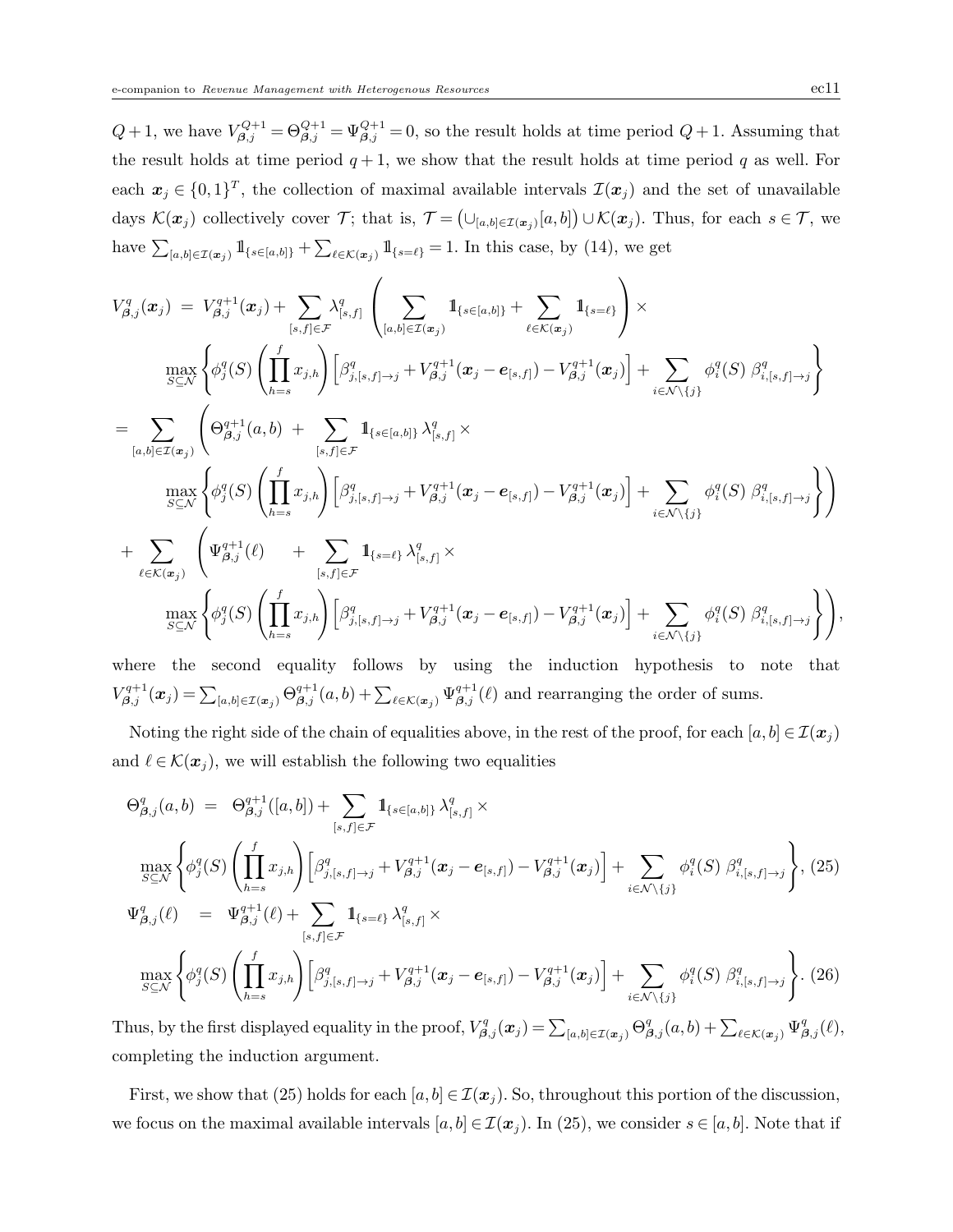$Q+1$, we have $V^{Q+1}_{\boldsymbol{\beta},j} = \Theta^{Q+1}_{\boldsymbol{\beta},j} = \Psi^{Q+1}_{\boldsymbol{\beta},j} = 0$, so the result holds at time period $Q+1$. Assuming that the result holds at time period $q+1$, we show that the result holds at time period $q$ as well. For each $\boldsymbol{x}_j \in \{0,1\}^T$, the collection of maximal available intervals $\mathcal{I}(\boldsymbol{x}_j)$ and the set of unavailable days $\mathcal{K}(\boldsymbol{x}_j)$ collectively cover $\mathcal{T}$; that is, $\mathcal{T} = \big(\cup_{[a,b]\in\mathcal{I}(\boldsymbol{x}_j)}[a,b]\big) \cup \mathcal{K}(\boldsymbol{x}_j)$. Thus, for each $s \in \mathcal{T}$, we have $\sum_{[a,b]\in\mathcal{I}(\boldsymbol{x}_j)} \mathbb{1}_{\{s\in[a,b]\}} + \sum_{\ell\in\mathcal{K}(\boldsymbol{x}_j)} \mathbb{1}_{\{s=\ell\}} = 1$. In this case, by (14), we get

$$
\begin{aligned}
V^q_{\boldsymbol{\beta},j}(\boldsymbol{x}_j) \;&=\; V^{q+1}_{\boldsymbol{\beta},j}(\boldsymbol{x}_j) + \sum_{[s,f]\in\mathcal{F}} \lambda^q_{[s,f]} \left( \sum_{[a,b]\in\mathcal{I}(\boldsymbol{x}_j)} \mathbb{1}_{\{s\in[a,b]\}} + \sum_{\ell\in\mathcal{K}(\boldsymbol{x}_j)} \mathbb{1}_{\{s=\ell\}} \right) \times \\
&\qquad \max_{S\subseteq\mathcal{N}} \left\{ \phi^q_j(S) \left( \prod_{h=s}^{f} x_{j,h} \right) \left[ \beta^q_{j,[s,f]\to j} + V^{q+1}_{\boldsymbol{\beta},j}(\boldsymbol{x}_j - \boldsymbol{e}_{[s,f]}) - V^{q+1}_{\boldsymbol{\beta},j}(\boldsymbol{x}_j) \right] + \sum_{i\in\mathcal{N}\setminus\{j\}} \phi^q_i(S)\, \beta^q_{i,[s,f]\to j} \right\} \\
&= \sum_{[a,b]\in\mathcal{I}(\boldsymbol{x}_j)} \Bigg( \Theta^{q+1}_{\boldsymbol{\beta},j}(a,b) \;+\; \sum_{[s,f]\in\mathcal{F}} \mathbb{1}_{\{s\in[a,b]\}}\, \lambda^q_{[s,f]} \times \\
&\qquad \max_{S\subseteq\mathcal{N}} \left\{ \phi^q_j(S) \left( \prod_{h=s}^{f} x_{j,h} \right) \left[ \beta^q_{j,[s,f]\to j} + V^{q+1}_{\boldsymbol{\beta},j}(\boldsymbol{x}_j - \boldsymbol{e}_{[s,f]}) - V^{q+1}_{\boldsymbol{\beta},j}(\boldsymbol{x}_j) \right] + \sum_{i\in\mathcal{N}\setminus\{j\}} \phi^q_i(S)\, \beta^q_{i,[s,f]\to j} \right\} \Bigg) \\
&\quad + \sum_{\ell\in\mathcal{K}(\boldsymbol{x}_j)} \Bigg( \Psi^{q+1}_{\boldsymbol{\beta},j}(\ell) \quad + \sum_{[s,f]\in\mathcal{F}} \mathbb{1}_{\{s=\ell\}}\, \lambda^q_{[s,f]} \times \\
&\qquad \max_{S\subseteq\mathcal{N}} \left\{ \phi^q_j(S) \left( \prod_{h=s}^{f} x_{j,h} \right) \left[ \beta^q_{j,[s,f]\to j} + V^{q+1}_{\boldsymbol{\beta},j}(\boldsymbol{x}_j - \boldsymbol{e}_{[s,f]}) - V^{q+1}_{\boldsymbol{\beta},j}(\boldsymbol{x}_j) \right] + \sum_{i\in\mathcal{N}\setminus\{j\}} \phi^q_i(S)\, \beta^q_{i,[s,f]\to j} \right\} \Bigg),
\end{aligned}
$$

where the second equality follows by using the induction hypothesis to note that $V^{q+1}_{\boldsymbol{\beta},j}(\boldsymbol{x}_j) = \sum_{[a,b]\in\mathcal{I}(\boldsymbol{x}_j)} \Theta^{q+1}_{\boldsymbol{\beta},j}(a,b) + \sum_{\ell\in\mathcal{K}(\boldsymbol{x}_j)} \Psi^{q+1}_{\boldsymbol{\beta},j}(\ell)$ and rearranging the order of sums.

Noting the right side of the chain of equalities above, in the rest of the proof, for each $[a,b]\in\mathcal{I}(\boldsymbol{x}_j)$ and $\ell\in\mathcal{K}(\boldsymbol{x}_j)$, we will establish the following two equalities

$$
\begin{aligned}
\Theta^q_{\boldsymbol{\beta},j}(a,b) \;&=\; \Theta^{q+1}_{\boldsymbol{\beta},j}([a,b]) + \sum_{[s,f]\in\mathcal{F}} \mathbb{1}_{\{s\in[a,b]\}}\, \lambda^q_{[s,f]} \times \\
&\max_{S\subseteq\mathcal{N}} \left\{ \phi^q_j(S) \left( \prod_{h=s}^{f} x_{j,h} \right) \left[ \beta^q_{j,[s,f]\to j} + V^{q+1}_{\boldsymbol{\beta},j}(\boldsymbol{x}_j - \boldsymbol{e}_{[s,f]}) - V^{q+1}_{\boldsymbol{\beta},j}(\boldsymbol{x}_j) \right] + \sum_{i\in\mathcal{N}\setminus\{j\}} \phi^q_i(S)\, \beta^q_{i,[s,f]\to j} \right\}, \quad (25) \\
\Psi^q_{\boldsymbol{\beta},j}(\ell) \;&=\; \Psi^{q+1}_{\boldsymbol{\beta},j}(\ell) + \sum_{[s,f]\in\mathcal{F}} \mathbb{1}_{\{s=\ell\}}\, \lambda^q_{[s,f]} \times \\
&\max_{S\subseteq\mathcal{N}} \left\{ \phi^q_j(S) \left( \prod_{h=s}^{f} x_{j,h} \right) \left[ \beta^q_{j,[s,f]\to j} + V^{q+1}_{\boldsymbol{\beta},j}(\boldsymbol{x}_j - \boldsymbol{e}_{[s,f]}) - V^{q+1}_{\boldsymbol{\beta},j}(\boldsymbol{x}_j) \right] + \sum_{i\in\mathcal{N}\setminus\{j\}} \phi^q_i(S)\, \beta^q_{i,[s,f]\to j} \right\}. \quad (26)
\end{aligned}
$$

Thus, by the first displayed equality in the proof, $V^q_{\boldsymbol{\beta},j}(\boldsymbol{x}_j) = \sum_{[a,b]\in\mathcal{I}(\boldsymbol{x}_j)} \Theta^q_{\boldsymbol{\beta},j}(a,b) + \sum_{\ell\in\mathcal{K}(\boldsymbol{x}_j)} \Psi^q_{\boldsymbol{\beta},j}(\ell)$, completing the induction argument.

First, we show that (25) holds for each $[a,b]\in\mathcal{I}(\boldsymbol{x}_j)$. So, throughout this portion of the discussion, we focus on the maximal available intervals $[a,b]\in\mathcal{I}(\boldsymbol{x}_j)$. In (25), we consider $s\in[a,b]$. Note that if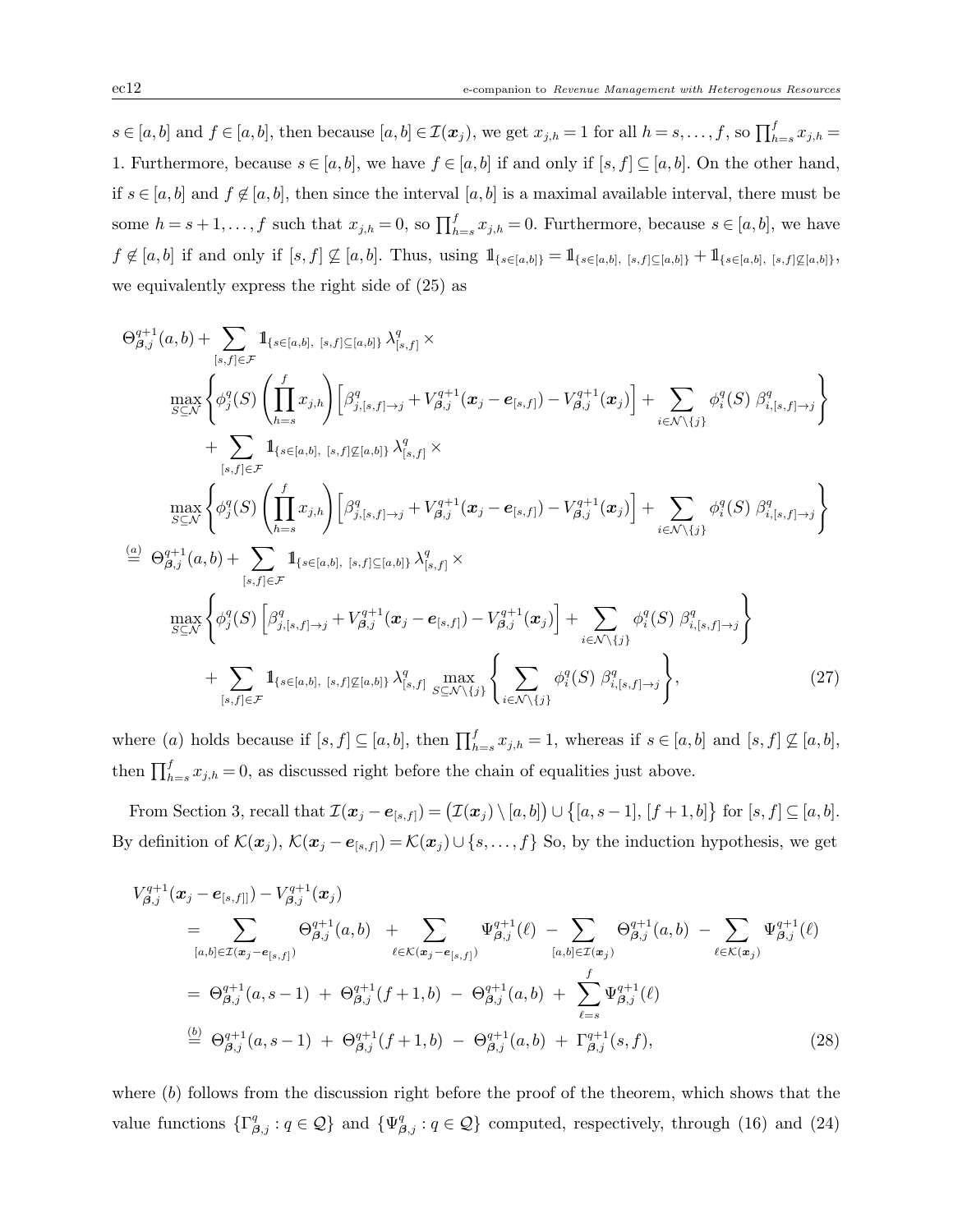$s \in [a,b]$ and $f \in [a,b]$, then because $[a,b] \in \mathcal{I}(\boldsymbol{x}_j)$, we get $x_{j,h} = 1$ for all $h = s, \ldots, f$, so $\prod_{h=s}^{f} x_{j,h} = 1$. Furthermore, because $s \in [a,b]$, we have $f \in [a,b]$ if and only if $[s,f] \subseteq [a,b]$. On the other hand, if $s \in [a,b]$ and $f \notin [a,b]$, then since the interval $[a,b]$ is a maximal available interval, there must be some $h = s+1, \ldots, f$ such that $x_{j,h} = 0$, so $\prod_{h=s}^{f} x_{j,h} = 0$. Furthermore, because $s \in [a,b]$, we have $f \notin [a,b]$ if and only if $[s,f] \not\subseteq [a,b]$. Thus, using $\mathbb{1}_{\{s \in [a,b]\}} = \mathbb{1}_{\{s \in [a,b],\ [s,f] \subseteq [a,b]\}} + \mathbb{1}_{\{s \in [a,b],\ [s,f] \not\subseteq [a,b]\}}$, we equivalently express the right side of (25) as

$$
\begin{aligned}
&\Theta^{q+1}_{\boldsymbol{\beta},j}(a,b) + \sum_{[s,f] \in \mathcal{F}} \mathbb{1}_{\{s \in [a,b],\ [s,f] \subseteq [a,b]\}}\, \lambda^q_{[s,f]} \times \\
&\qquad \max_{S \subseteq \mathcal{N}} \left\{ \phi^q_j(S) \left( \prod_{h=s}^{f} x_{j,h} \right) \Big[ \beta^q_{j,[s,f] \to j} + V^{q+1}_{\boldsymbol{\beta},j}(\boldsymbol{x}_j - \boldsymbol{e}_{[s,f]}) - V^{q+1}_{\boldsymbol{\beta},j}(\boldsymbol{x}_j) \Big] + \sum_{i \in \mathcal{N} \setminus \{j\}} \phi^q_i(S)\ \beta^q_{i,[s,f] \to j} \right\} \\
&\qquad + \sum_{[s,f] \in \mathcal{F}} \mathbb{1}_{\{s \in [a,b],\ [s,f] \not\subseteq [a,b]\}}\, \lambda^q_{[s,f]} \times \\
&\qquad \max_{S \subseteq \mathcal{N}} \left\{ \phi^q_j(S) \left( \prod_{h=s}^{f} x_{j,h} \right) \Big[ \beta^q_{j,[s,f] \to j} + V^{q+1}_{\boldsymbol{\beta},j}(\boldsymbol{x}_j - \boldsymbol{e}_{[s,f]}) - V^{q+1}_{\boldsymbol{\beta},j}(\boldsymbol{x}_j) \Big] + \sum_{i \in \mathcal{N} \setminus \{j\}} \phi^q_i(S)\ \beta^q_{i,[s,f] \to j} \right\} \\
&\overset{(a)}{=} \Theta^{q+1}_{\boldsymbol{\beta},j}(a,b) + \sum_{[s,f] \in \mathcal{F}} \mathbb{1}_{\{s \in [a,b],\ [s,f] \subseteq [a,b]\}}\, \lambda^q_{[s,f]} \times \\
&\qquad \max_{S \subseteq \mathcal{N}} \left\{ \phi^q_j(S) \Big[ \beta^q_{j,[s,f] \to j} + V^{q+1}_{\boldsymbol{\beta},j}(\boldsymbol{x}_j - \boldsymbol{e}_{[s,f]}) - V^{q+1}_{\boldsymbol{\beta},j}(\boldsymbol{x}_j) \Big] + \sum_{i \in \mathcal{N} \setminus \{j\}} \phi^q_i(S)\ \beta^q_{i,[s,f] \to j} \right\} \\
&\qquad + \sum_{[s,f] \in \mathcal{F}} \mathbb{1}_{\{s \in [a,b],\ [s,f] \not\subseteq [a,b]\}}\, \lambda^q_{[s,f]} \max_{S \subseteq \mathcal{N} \setminus \{j\}} \left\{ \sum_{i \in \mathcal{N} \setminus \{j\}} \phi^q_i(S)\ \beta^q_{i,[s,f] \to j} \right\},
\end{aligned}
\tag{27}
$$

where $(a)$ holds because if $[s,f] \subseteq [a,b]$, then $\prod_{h=s}^{f} x_{j,h} = 1$, whereas if $s \in [a,b]$ and $[s,f] \not\subseteq [a,b]$, then $\prod_{h=s}^{f} x_{j,h} = 0$, as discussed right before the chain of equalities just above.

From Section 3, recall that $\mathcal{I}(\boldsymbol{x}_j - \boldsymbol{e}_{[s,f]}) = \big(\mathcal{I}(\boldsymbol{x}_j) \setminus [a,b]\big) \cup \big\{[a,s-1],\, [f+1,b]\big\}$ for $[s,f] \subseteq [a,b]$. By definition of $\mathcal{K}(\boldsymbol{x}_j)$, $\mathcal{K}(\boldsymbol{x}_j - \boldsymbol{e}_{[s,f]}) = \mathcal{K}(\boldsymbol{x}_j) \cup \{s, \ldots, f\}$ So, by the induction hypothesis, we get

$$
\begin{aligned}
&V^{q+1}_{\boldsymbol{\beta},j}(\boldsymbol{x}_j - \boldsymbol{e}_{[s,f]]}) - V^{q+1}_{\boldsymbol{\beta},j}(\boldsymbol{x}_j) \\
&\quad = \sum_{[a,b] \in \mathcal{I}(\boldsymbol{x}_j - \boldsymbol{e}_{[s,f]})} \Theta^{q+1}_{\boldsymbol{\beta},j}(a,b) \;+ \sum_{\ell \in \mathcal{K}(\boldsymbol{x}_j - \boldsymbol{e}_{[s,f]})} \Psi^{q+1}_{\boldsymbol{\beta},j}(\ell) \;- \sum_{[a,b] \in \mathcal{I}(\boldsymbol{x}_j)} \Theta^{q+1}_{\boldsymbol{\beta},j}(a,b) \;- \sum_{\ell \in \mathcal{K}(\boldsymbol{x}_j)} \Psi^{q+1}_{\boldsymbol{\beta},j}(\ell) \\
&\quad = \Theta^{q+1}_{\boldsymbol{\beta},j}(a,s-1) \;+\; \Theta^{q+1}_{\boldsymbol{\beta},j}(f+1,b) \;-\; \Theta^{q+1}_{\boldsymbol{\beta},j}(a,b) \;+\; \sum_{\ell=s}^{f} \Psi^{q+1}_{\boldsymbol{\beta},j}(\ell) \\
&\quad \overset{(b)}{=} \Theta^{q+1}_{\boldsymbol{\beta},j}(a,s-1) \;+\; \Theta^{q+1}_{\boldsymbol{\beta},j}(f+1,b) \;-\; \Theta^{q+1}_{\boldsymbol{\beta},j}(a,b) \;+\; \Gamma^{q+1}_{\boldsymbol{\beta},j}(s,f),
\end{aligned}
\tag{28}
$$

where $(b)$ follows from the discussion right before the proof of the theorem, which shows that the value functions $\{\Gamma^q_{\boldsymbol{\beta},j} : q \in \mathcal{Q}\}$ and $\{\Psi^q_{\boldsymbol{\beta},j} : q \in \mathcal{Q}\}$ computed, respectively, through (16) and (24)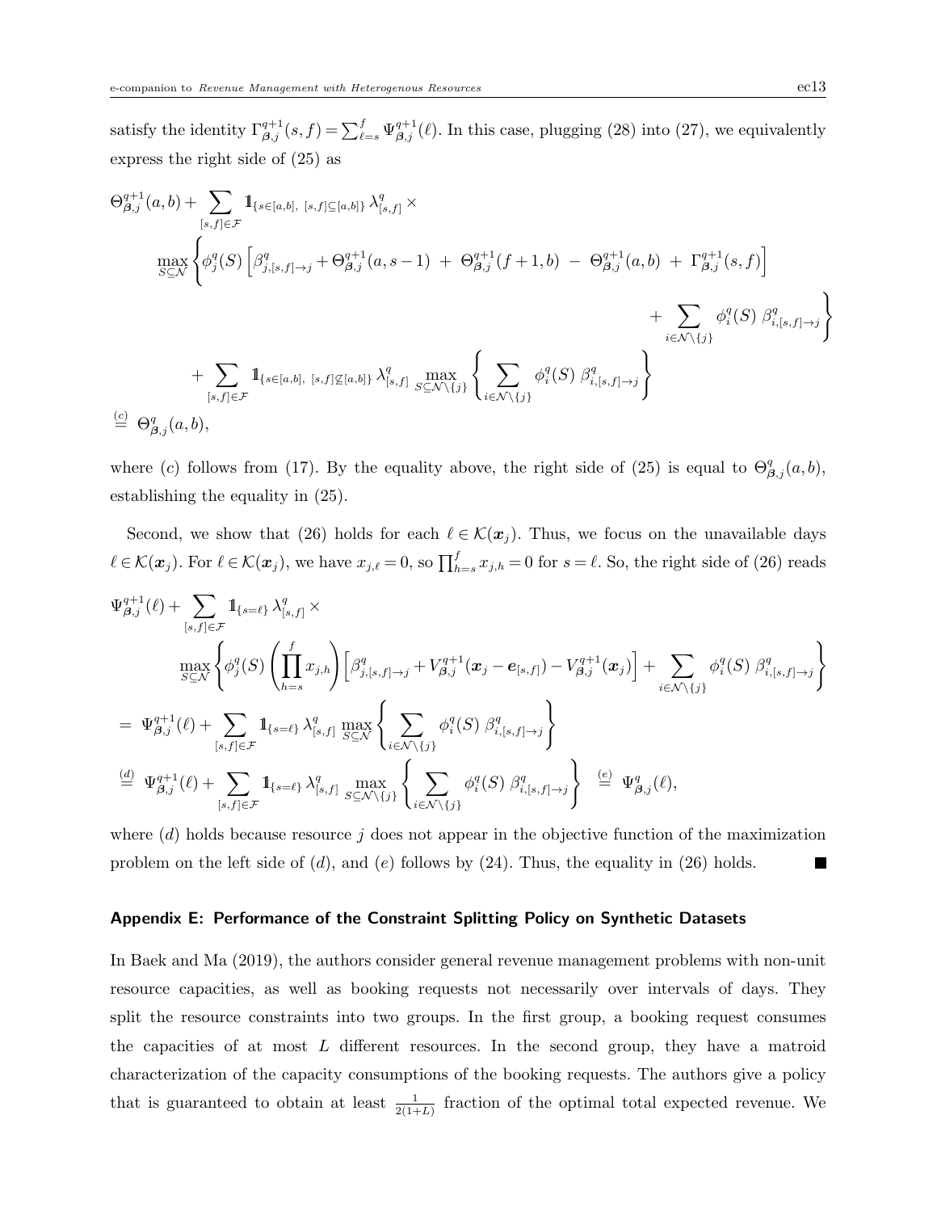satisfy the identity $\Gamma^{q+1}_{\boldsymbol{\beta},j}(s,f) = \sum_{\ell=s}^{f} \Psi^{q+1}_{\boldsymbol{\beta},j}(\ell)$. In this case, plugging (28) into (27), we equivalently express the right side of (25) as

$$
\begin{aligned}
&\Theta^{q+1}_{\boldsymbol{\beta},j}(a,b) + \sum_{[s,f]\in\mathcal{F}} \mathbb{1}_{\{s\in[a,b],\ [s,f]\subseteq[a,b]\}}\, \lambda^q_{[s,f]} \times \\
&\qquad \max_{S\subseteq\mathcal{N}} \Bigg\{ \phi^q_j(S) \left[ \beta^q_{j,[s,f]\to j} + \Theta^{q+1}_{\boldsymbol{\beta},j}(a,s-1) \;+\; \Theta^{q+1}_{\boldsymbol{\beta},j}(f+1,b) \;-\; \Theta^{q+1}_{\boldsymbol{\beta},j}(a,b) \;+\; \Gamma^{q+1}_{\boldsymbol{\beta},j}(s,f) \right] \\
&\qquad\qquad\qquad\qquad\qquad\qquad\qquad\qquad\qquad\qquad + \sum_{i\in\mathcal{N}\setminus\{j\}} \phi^q_i(S)\; \beta^q_{i,[s,f]\to j} \Bigg\} \\
&\qquad + \sum_{[s,f]\in\mathcal{F}} \mathbb{1}_{\{s\in[a,b],\ [s,f]\not\subseteq[a,b]\}}\, \lambda^q_{[s,f]} \max_{S\subseteq\mathcal{N}\setminus\{j\}} \left\{ \sum_{i\in\mathcal{N}\setminus\{j\}} \phi^q_i(S)\; \beta^q_{i,[s,f]\to j} \right\} \\
&\overset{(c)}{=} \Theta^q_{\boldsymbol{\beta},j}(a,b),
\end{aligned}
$$

where $(c)$ follows from (17). By the equality above, the right side of (25) is equal to $\Theta^q_{\boldsymbol{\beta},j}(a,b)$, establishing the equality in (25).

Second, we show that (26) holds for each $\ell \in \mathcal{K}(\boldsymbol{x}_j)$. Thus, we focus on the unavailable days $\ell \in \mathcal{K}(\boldsymbol{x}_j)$. For $\ell \in \mathcal{K}(\boldsymbol{x}_j)$, we have $x_{j,\ell} = 0$, so $\prod_{h=s}^{f} x_{j,h} = 0$ for $s = \ell$. So, the right side of (26) reads

$$
\begin{aligned}
&\Psi^{q+1}_{\boldsymbol{\beta},j}(\ell) + \sum_{[s,f]\in\mathcal{F}} \mathbb{1}_{\{s=\ell\}}\, \lambda^q_{[s,f]} \times \\
&\qquad \max_{S\subseteq\mathcal{N}} \left\{ \phi^q_j(S) \left( \prod_{h=s}^{f} x_{j,h} \right) \left[ \beta^q_{j,[s,f]\to j} + V^{q+1}_{\boldsymbol{\beta},j}(\boldsymbol{x}_j - \boldsymbol{e}_{[s,f]}) - V^{q+1}_{\boldsymbol{\beta},j}(\boldsymbol{x}_j) \right] + \sum_{i\in\mathcal{N}\setminus\{j\}} \phi^q_i(S)\; \beta^q_{i,[s,f]\to j} \right\} \\
&= \Psi^{q+1}_{\boldsymbol{\beta},j}(\ell) + \sum_{[s,f]\in\mathcal{F}} \mathbb{1}_{\{s=\ell\}}\, \lambda^q_{[s,f]} \max_{S\subseteq\mathcal{N}} \left\{ \sum_{i\in\mathcal{N}\setminus\{j\}} \phi^q_i(S)\; \beta^q_{i,[s,f]\to j} \right\} \\
&\overset{(d)}{=} \Psi^{q+1}_{\boldsymbol{\beta},j}(\ell) + \sum_{[s,f]\in\mathcal{F}} \mathbb{1}_{\{s=\ell\}}\, \lambda^q_{[s,f]} \max_{S\subseteq\mathcal{N}\setminus\{j\}} \left\{ \sum_{i\in\mathcal{N}\setminus\{j\}} \phi^q_i(S)\; \beta^q_{i,[s,f]\to j} \right\} \overset{(e)}{=} \Psi^q_{\boldsymbol{\beta},j}(\ell),
\end{aligned}
$$

where $(d)$ holds because resource $j$ does not appear in the objective function of the maximization problem on the left side of $(d)$, and $(e)$ follows by (24). Thus, the equality in (26) holds. ■

## Appendix E: Performance of the Constraint Splitting Policy on Synthetic Datasets

In Baek and Ma (2019), the authors consider general revenue management problems with non-unit resource capacities, as well as booking requests not necessarily over intervals of days. They split the resource constraints into two groups. In the first group, a booking request consumes the capacities of at most $L$ different resources. In the second group, they have a matroid characterization of the capacity consumptions of the booking requests. The authors give a policy that is guaranteed to obtain at least $\frac{1}{2(1+L)}$ fraction of the optimal total expected revenue. We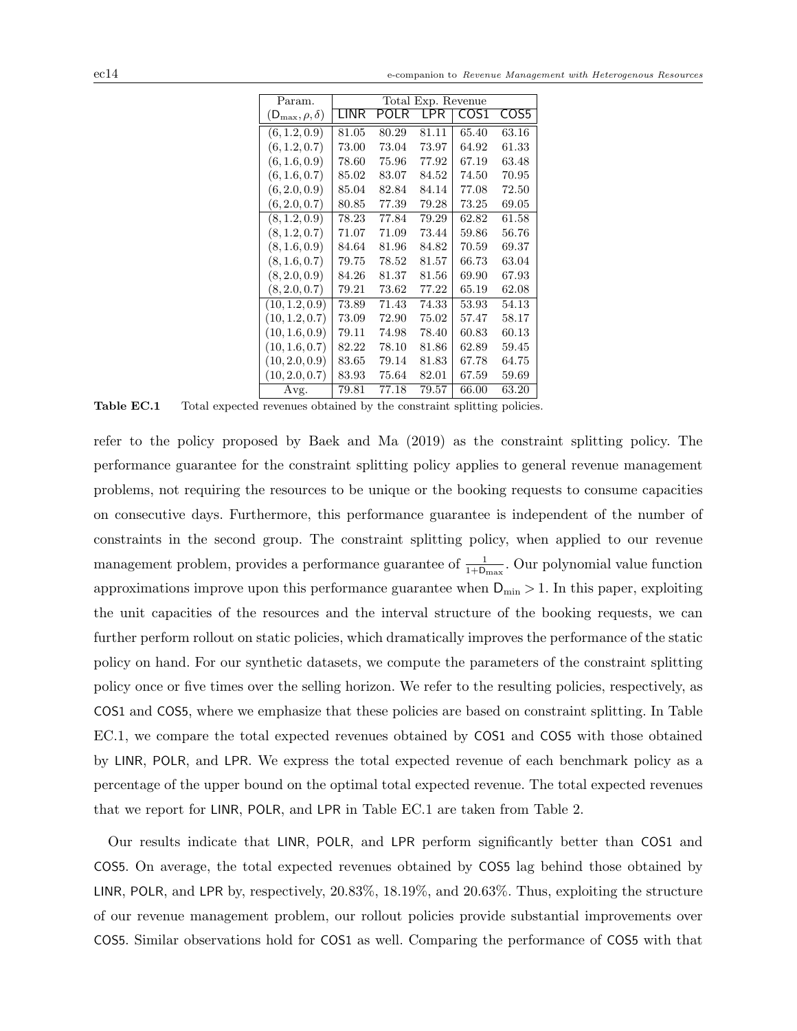| Param. | Total Exp. Revenue | | | | |
|---|---|---|---|---|---|
| $(\mathsf{D}_{\max}, \rho, \delta)$ | LINR | POLR | LPR | COS1 | COS5 |
| $(6, 1.2, 0.9)$ | 81.05 | 80.29 | 81.11 | 65.40 | 63.16 |
| $(6, 1.2, 0.7)$ | 73.00 | 73.04 | 73.97 | 64.92 | 61.33 |
| $(6, 1.6, 0.9)$ | 78.60 | 75.96 | 77.92 | 67.19 | 63.48 |
| $(6, 1.6, 0.7)$ | 85.02 | 83.07 | 84.52 | 74.50 | 70.95 |
| $(6, 2.0, 0.9)$ | 85.04 | 82.84 | 84.14 | 77.08 | 72.50 |
| $(6, 2.0, 0.7)$ | 80.85 | 77.39 | 79.28 | 73.25 | 69.05 |
| $(8, 1.2, 0.9)$ | 78.23 | 77.84 | 79.29 | 62.82 | 61.58 |
| $(8, 1.2, 0.7)$ | 71.07 | 71.09 | 73.44 | 59.86 | 56.76 |
| $(8, 1.6, 0.9)$ | 84.64 | 81.96 | 84.82 | 70.59 | 69.37 |
| $(8, 1.6, 0.7)$ | 79.75 | 78.52 | 81.57 | 66.73 | 63.04 |
| $(8, 2.0, 0.9)$ | 84.26 | 81.37 | 81.56 | 69.90 | 67.93 |
| $(8, 2.0, 0.7)$ | 79.21 | 73.62 | 77.22 | 65.19 | 62.08 |
| $(10, 1.2, 0.9)$ | 73.89 | 71.43 | 74.33 | 53.93 | 54.13 |
| $(10, 1.2, 0.7)$ | 73.09 | 72.90 | 75.02 | 57.47 | 58.17 |
| $(10, 1.6, 0.9)$ | 79.11 | 74.98 | 78.40 | 60.83 | 60.13 |
| $(10, 1.6, 0.7)$ | 82.22 | 78.10 | 81.86 | 62.89 | 59.45 |
| $(10, 2.0, 0.9)$ | 83.65 | 79.14 | 81.83 | 67.78 | 64.75 |
| $(10, 2.0, 0.7)$ | 83.93 | 75.64 | 82.01 | 67.59 | 59.69 |
| Avg. | 79.81 | 77.18 | 79.57 | 66.00 | 63.20 |

**Table EC.1** Total expected revenues obtained by the constraint splitting policies.

refer to the policy proposed by Baek and Ma (2019) as the constraint splitting policy. The performance guarantee for the constraint splitting policy applies to general revenue management problems, not requiring the resources to be unique or the booking requests to consume capacities on consecutive days. Furthermore, this performance guarantee is independent of the number of constraints in the second group. The constraint splitting policy, when applied to our revenue management problem, provides a performance guarantee of $\frac{1}{1+\mathsf{D}_{\max}}$. Our polynomial value function approximations improve upon this performance guarantee when $\mathsf{D}_{\min} > 1$. In this paper, exploiting the unit capacities of the resources and the interval structure of the booking requests, we can further perform rollout on static policies, which dramatically improves the performance of the static policy on hand. For our synthetic datasets, we compute the parameters of the constraint splitting policy once or five times over the selling horizon. We refer to the resulting policies, respectively, as COS1 and COS5, where we emphasize that these policies are based on constraint splitting. In Table EC.1, we compare the total expected revenues obtained by COS1 and COS5 with those obtained by LINR, POLR, and LPR. We express the total expected revenue of each benchmark policy as a percentage of the upper bound on the optimal total expected revenue. The total expected revenues that we report for LINR, POLR, and LPR in Table EC.1 are taken from Table 2.

Our results indicate that LINR, POLR, and LPR perform significantly better than COS1 and COS5. On average, the total expected revenues obtained by COS5 lag behind those obtained by LINR, POLR, and LPR by, respectively, 20.83%, 18.19%, and 20.63%. Thus, exploiting the structure of our revenue management problem, our rollout policies provide substantial improvements over COS5. Similar observations hold for COS1 as well. Comparing the performance of COS5 with that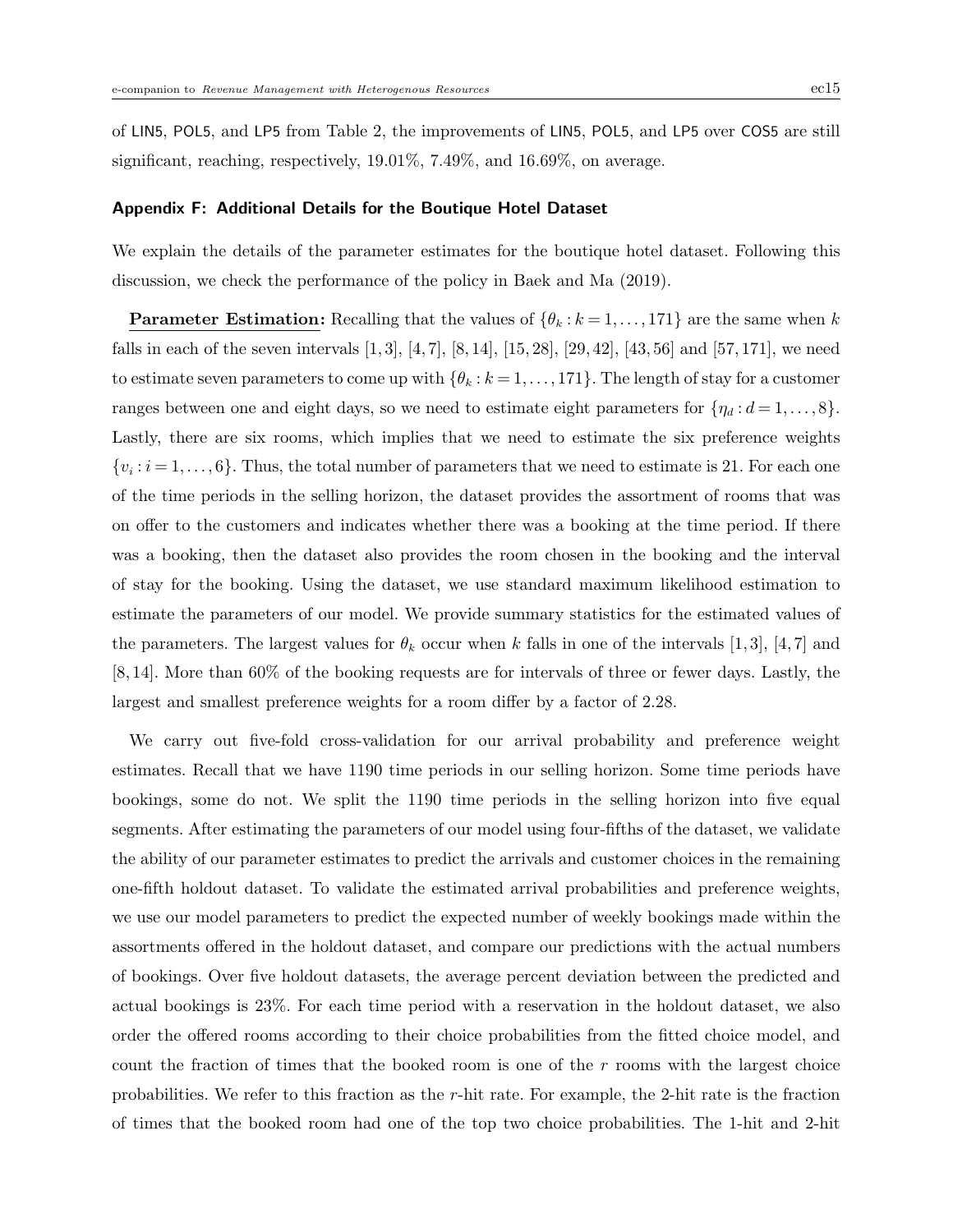of LIN5, POL5, and LP5 from Table 2, the improvements of LIN5, POL5, and LP5 over COS5 are still significant, reaching, respectively, 19.01%, 7.49%, and 16.69%, on average.

## Appendix F: Additional Details for the Boutique Hotel Dataset

We explain the details of the parameter estimates for the boutique hotel dataset. Following this discussion, we check the performance of the policy in Baek and Ma (2019).

**Parameter Estimation:** Recalling that the values of $\{\theta_k : k = 1, \dots, 171\}$ are the same when $k$ falls in each of the seven intervals $[1,3]$, $[4,7]$, $[8,14]$, $[15,28]$, $[29,42]$, $[43,56]$ and $[57,171]$, we need to estimate seven parameters to come up with $\{\theta_k : k = 1, \dots, 171\}$. The length of stay for a customer ranges between one and eight days, so we need to estimate eight parameters for $\{\eta_d : d = 1, \dots, 8\}$. Lastly, there are six rooms, which implies that we need to estimate the six preference weights $\{v_i : i = 1, \dots, 6\}$. Thus, the total number of parameters that we need to estimate is 21. For each one of the time periods in the selling horizon, the dataset provides the assortment of rooms that was on offer to the customers and indicates whether there was a booking at the time period. If there was a booking, then the dataset also provides the room chosen in the booking and the interval of stay for the booking. Using the dataset, we use standard maximum likelihood estimation to estimate the parameters of our model. We provide summary statistics for the estimated values of the parameters. The largest values for $\theta_k$ occur when $k$ falls in one of the intervals $[1,3]$, $[4,7]$ and $[8,14]$. More than 60% of the booking requests are for intervals of three or fewer days. Lastly, the largest and smallest preference weights for a room differ by a factor of 2.28.

We carry out five-fold cross-validation for our arrival probability and preference weight estimates. Recall that we have 1190 time periods in our selling horizon. Some time periods have bookings, some do not. We split the 1190 time periods in the selling horizon into five equal segments. After estimating the parameters of our model using four-fifths of the dataset, we validate the ability of our parameter estimates to predict the arrivals and customer choices in the remaining one-fifth holdout dataset. To validate the estimated arrival probabilities and preference weights, we use our model parameters to predict the expected number of weekly bookings made within the assortments offered in the holdout dataset, and compare our predictions with the actual numbers of bookings. Over five holdout datasets, the average percent deviation between the predicted and actual bookings is 23%. For each time period with a reservation in the holdout dataset, we also order the offered rooms according to their choice probabilities from the fitted choice model, and count the fraction of times that the booked room is one of the $r$ rooms with the largest choice probabilities. We refer to this fraction as the $r$-hit rate. For example, the 2-hit rate is the fraction of times that the booked room had one of the top two choice probabilities. The 1-hit and 2-hit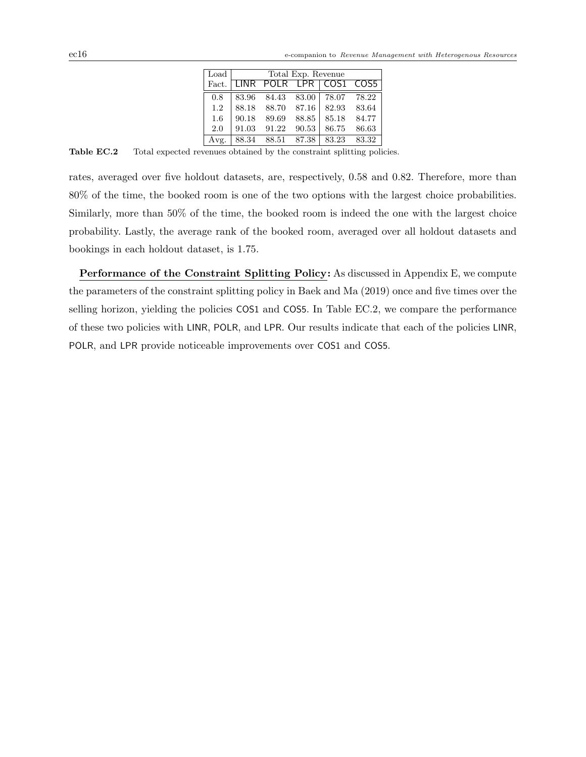| Load | Total Exp. Revenue | | | | |
|---|---|---|---|---|---|
| Fact. | LINR | POLR | LPR | COS1 | COS5 |
| 0.8 | 83.96 | 84.43 | 83.00 | 78.07 | 78.22 |
| 1.2 | 88.18 | 88.70 | 87.16 | 82.93 | 83.64 |
| 1.6 | 90.18 | 89.69 | 88.85 | 85.18 | 84.77 |
| 2.0 | 91.03 | 91.22 | 90.53 | 86.75 | 86.63 |
| Avg. | 88.34 | 88.51 | 87.38 | 83.23 | 83.32 |

**Table EC.2** Total expected revenues obtained by the constraint splitting policies.

rates, averaged over five holdout datasets, are, respectively, 0.58 and 0.82. Therefore, more than 80% of the time, the booked room is one of the two options with the largest choice probabilities. Similarly, more than 50% of the time, the booked room is indeed the one with the largest choice probability. Lastly, the average rank of the booked room, averaged over all holdout datasets and bookings in each holdout dataset, is 1.75.

**Performance of the Constraint Splitting Policy:** As discussed in Appendix E, we compute the parameters of the constraint splitting policy in Baek and Ma (2019) once and five times over the selling horizon, yielding the policies COS1 and COS5. In Table EC.2, we compare the performance of these two policies with LINR, POLR, and LPR. Our results indicate that each of the policies LINR, POLR, and LPR provide noticeable improvements over COS1 and COS5.